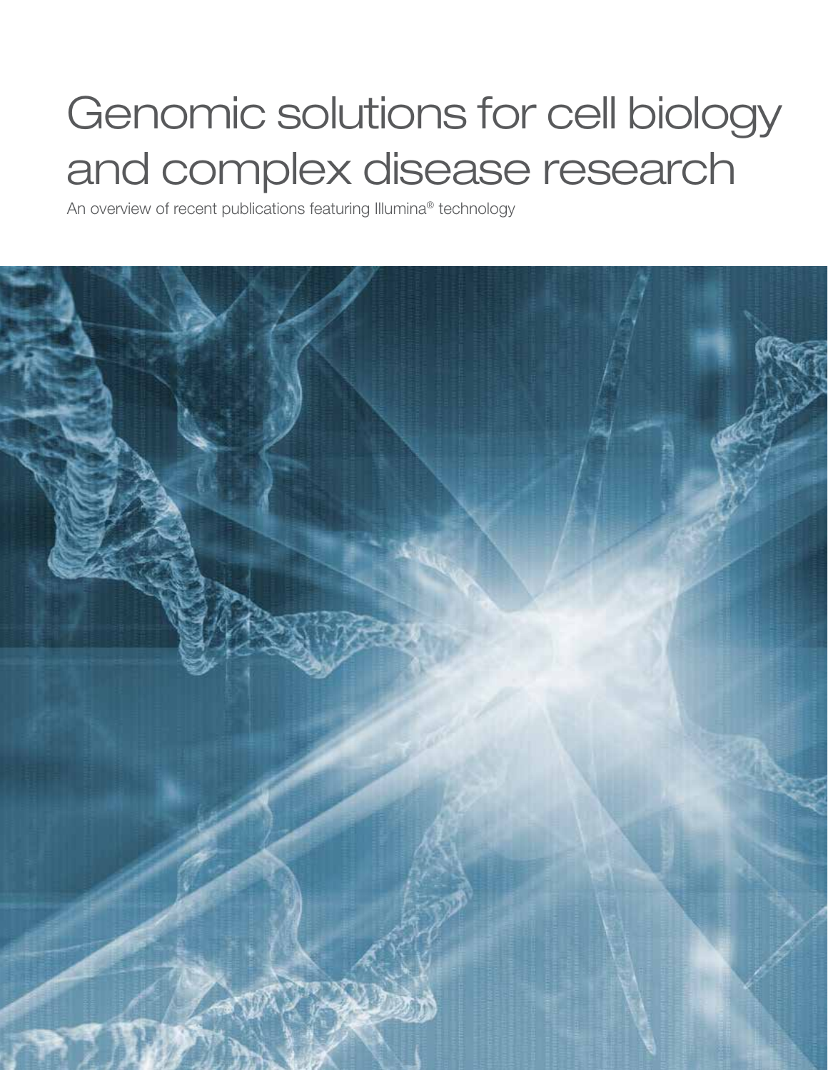# Genomic solutions for cell biology and complex disease research

An overview of recent publications featuring Illumina® technology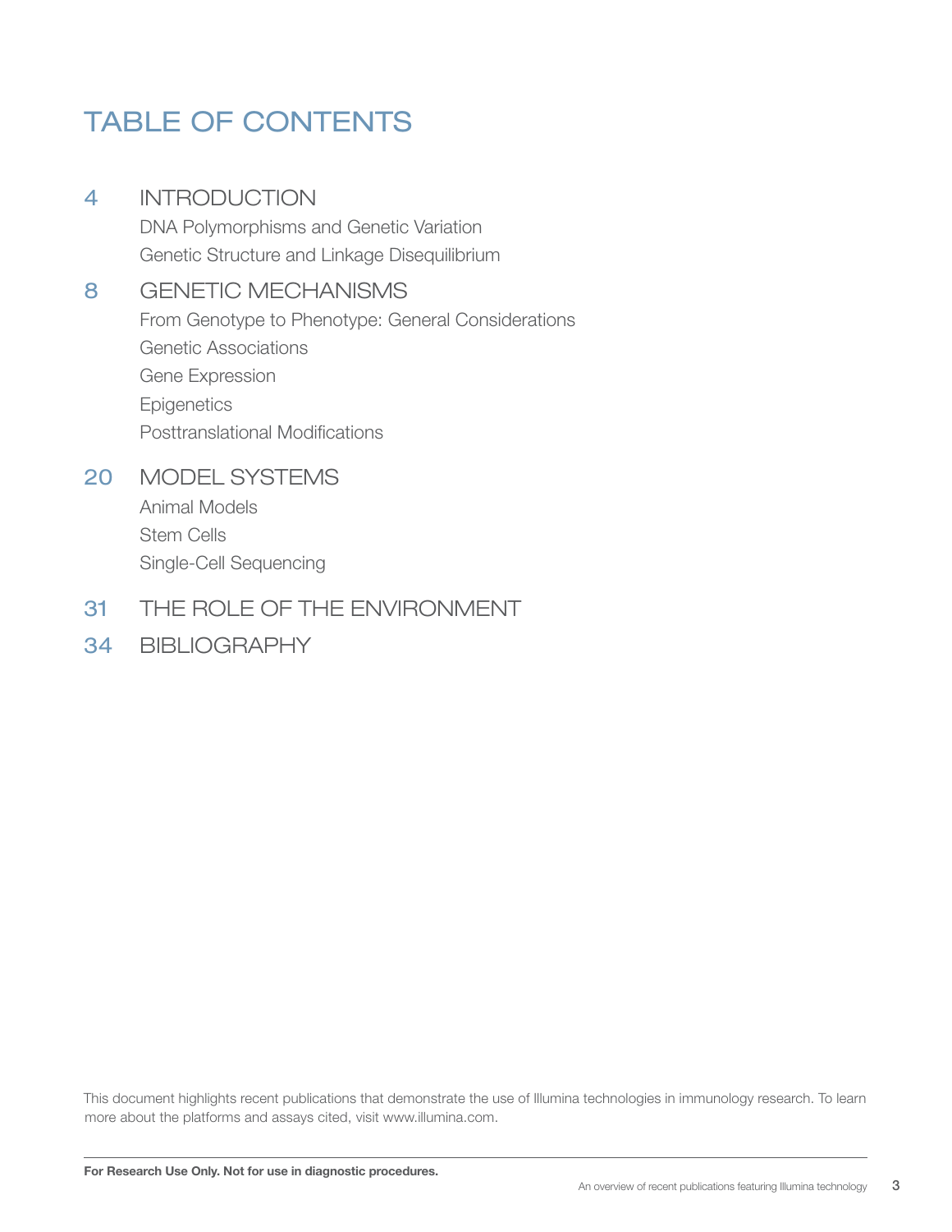# TABLE OF CONTENTS

4 INTRODUCTION
- DNA Polymorphisms and Genetic Variation
- Genetic Structure and Linkage Disequilibrium

8 GENETIC MECHANISMS
- From Genotype to Phenotype: General Considerations
- Genetic Associations
- Gene Expression
- Epigenetics
- Posttranslational Modifications

20 MODEL SYSTEMS
- Animal Models
- Stem Cells
- Single-Cell Sequencing

31 THE ROLE OF THE ENVIRONMENT

34 BIBLIOGRAPHY

This document highlights recent publications that demonstrate the use of Illumina technologies in immunology research. To learn more about the platforms and assays cited, visit www.illumina.com.

**For Research Use Only. Not for use in diagnostic procedures.**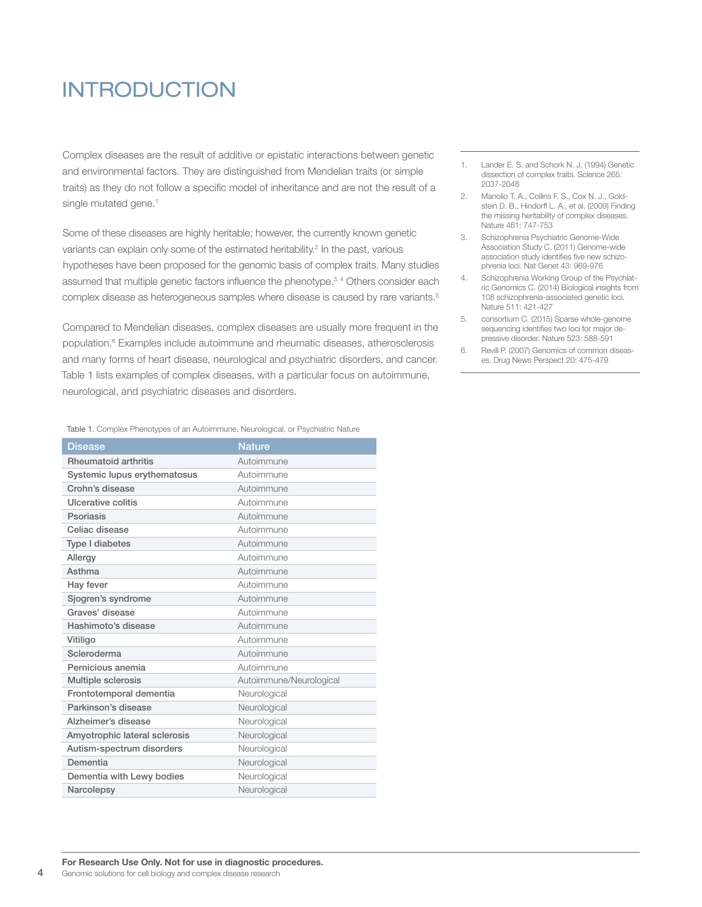# INTRODUCTION

Complex diseases are the result of additive or epistatic interactions between genetic and environmental factors. They are distinguished from Mendelian traits (or simple traits) as they do not follow a specific model of inheritance and are not the result of a single mutated gene.[1]

Some of these diseases are highly heritable; however, the currently known genetic variants can explain only some of the estimated heritability.[2] In the past, various hypotheses have been proposed for the genomic basis of complex traits. Many studies assumed that multiple genetic factors influence the phenotype.[3, 4] Others consider each complex disease as heterogeneous samples where disease is caused by rare variants.[5]

Compared to Mendelian diseases, complex diseases are usually more frequent in the population.[6] Examples include autoimmune and rheumatic diseases, atherosclerosis and many forms of heart disease, neurological and psychiatric disorders, and cancer. Table 1 lists examples of complex diseases, with a particular focus on autoimmune, neurological, and psychiatric diseases and disorders.

1. Lander E. S. and Schork N. J. (1994) Genetic dissection of complex traits. Science 265: 2037-2048
2. Manolio T. A., Collins F. S., Cox N. J., Goldstein D. B., Hindorff L. A., et al. (2009) Finding the missing heritability of complex diseases. Nature 461: 747-753
3. Schizophrenia Psychiatric Genome-Wide Association Study C. (2011) Genome-wide association study identifies five new schizophrenia loci. Nat Genet 43: 969-976
4. Schizophrenia Working Group of the Psychiatric Genomics C. (2014) Biological insights from 108 schizophrenia-associated genetic loci. Nature 511: 421-427
5. consortium C. (2015) Sparse whole-genome sequencing identifies two loci for major depressive disorder. Nature 523: 588-591
6. Revill P. (2007) Genomics of common diseases. Drug News Perspect 20: 475-479

Table 1. Complex Phenotypes of an Autoimmune, Neurological, or Psychiatric Nature

| Disease | Nature |
|---|---|
| Rheumatoid arthritis | Autoimmune |
| Systemic lupus erythematosus | Autoimmune |
| Crohn's disease | Autoimmune |
| Ulcerative colitis | Autoimmune |
| Psoriasis | Autoimmune |
| Celiac disease | Autoimmune |
| Type I diabetes | Autoimmune |
| Allergy | Autoimmune |
| Asthma | Autoimmune |
| Hay fever | Autoimmune |
| Sjogren's syndrome | Autoimmune |
| Graves' disease | Autoimmune |
| Hashimoto's disease | Autoimmune |
| Vitiligo | Autoimmune |
| Scleroderma | Autoimmune |
| Pernicious anemia | Autoimmune |
| Multiple sclerosis | Autoimmune/Neurological |
| Frontotemporal dementia | Neurological |
| Parkinson's disease | Neurological |
| Alzheimer's disease | Neurological |
| Amyotrophic lateral sclerosis | Neurological |
| Autism-spectrum disorders | Neurological |
| Dementia | Neurological |
| Dementia with Lewy bodies | Neurological |
| Narcolepsy | Neurological |

**For Research Use Only. Not for use in diagnostic procedures.**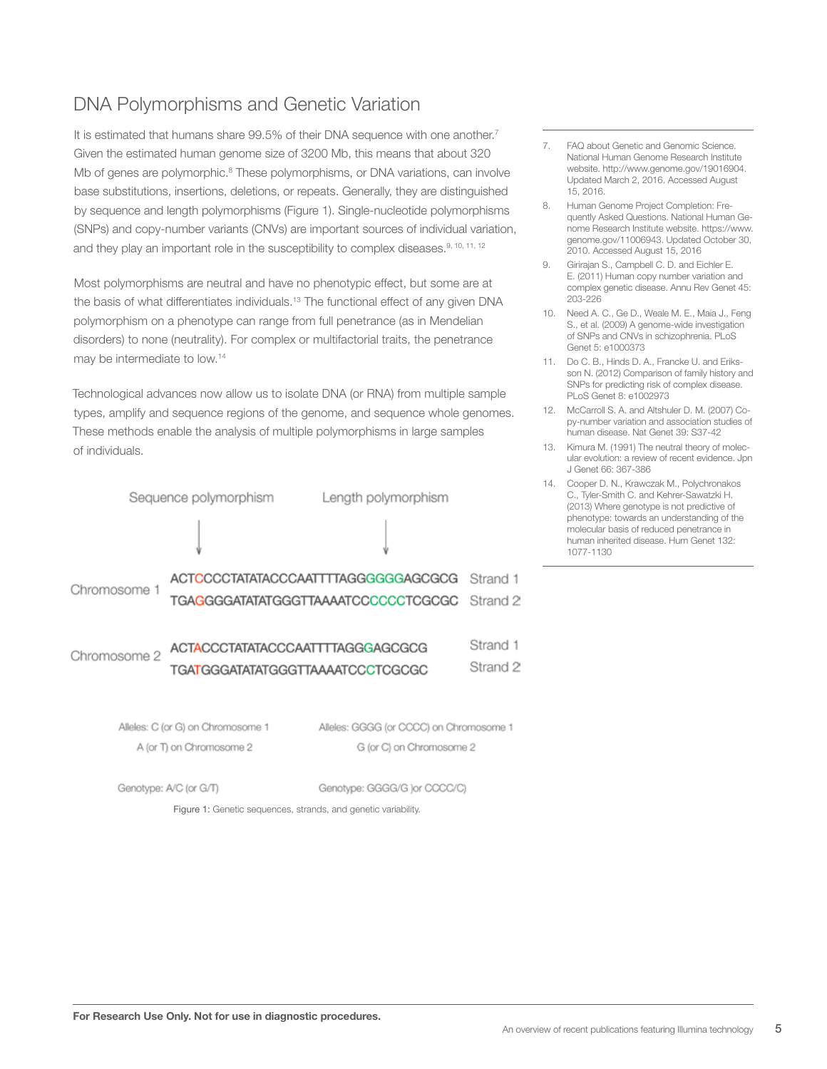## DNA Polymorphisms and Genetic Variation

It is estimated that humans share 99.5% of their DNA sequence with one another.[7] Given the estimated human genome size of 3200 Mb, this means that about 320 Mb of genes are polymorphic.[8] These polymorphisms, or DNA variations, can involve base substitutions, insertions, deletions, or repeats. Generally, they are distinguished by sequence and length polymorphisms (Figure 1). Single-nucleotide polymorphisms (SNPs) and copy-number variants (CNVs) are important sources of individual variation, and they play an important role in the susceptibility to complex diseases.[9, 10, 11, 12]

Most polymorphisms are neutral and have no phenotypic effect, but some are at the basis of what differentiates individuals.[13] The functional effect of any given DNA polymorphism on a phenotype can range from full penetrance (as in Mendelian disorders) to none (neutrality). For complex or multifactorial traits, the penetrance may be intermediate to low.[14]

Technological advances now allow us to isolate DNA (or RNA) from multiple sample types, amplify and sequence regions of the genome, and sequence whole genomes. These methods enable the analysis of multiple polymorphisms in large samples of individuals.

Sequence polymorphism | Length polymorphism

Chromosome 1
ACTCCCCTATATACCCAATTTTAGGGGGGAGCGCG Strand 1
TGAGGGGATATATGGGTTAAAATCCCCCCTCGCGC Strand 2

Chromosome 2
ACTACCCTATATACCCAATTTTAGGGAGCGCG Strand 1
TGATGGGATATATGGGTTAAAATCCCTCGCGC Strand 2

Alleles: C (or G) on Chromosome 1
A (or T) on Chromosome 2

Alleles: GGGG (or CCCC) on Chromosome 1
G (or C) on Chromosome 2

Genotype: A/C (or G/T)

Genotype: GGGG/G )or CCCC/C)

Figure 1: Genetic sequences, strands, and genetic variability.

7. FAQ about Genetic and Genomic Science. National Human Genome Research Institute website. http://www.genome.gov/19016904. Updated March 2, 2016. Accessed August 15, 2016.
8. Human Genome Project Completion: Frequently Asked Questions. National Human Genome Research Institute website. https://www.genome.gov/11006943. Updated October 30, 2010. Accessed August 15, 2016
9. Girirajan S., Campbell C. D. and Eichler E. E. (2011) Human copy number variation and complex genetic disease. Annu Rev Genet 45: 203-226
10. Need A. C., Ge D., Weale M. E., Maia J., Feng S., et al. (2009) A genome-wide investigation of SNPs and CNVs in schizophrenia. PLoS Genet 5: e1000373
11. Do C. B., Hinds D. A., Francke U. and Eriksson N. (2012) Comparison of family history and SNPs for predicting risk of complex disease. PLoS Genet 8: e1002973
12. McCarroll S. A. and Altshuler D. M. (2007) Copy-number variation and association studies of human disease. Nat Genet 39: S37-42
13. Kimura M. (1991) The neutral theory of molecular evolution: a review of recent evidence. Jpn J Genet 66: 367-386
14. Cooper D. N., Krawczak M., Polychronakos C., Tyler-Smith C. and Kehrer-Sawatzki H. (2013) Where genotype is not predictive of phenotype: towards an understanding of the molecular basis of reduced penetrance in human inherited disease. Hum Genet 132: 1077-1130

**For Research Use Only. Not for use in diagnostic procedures.**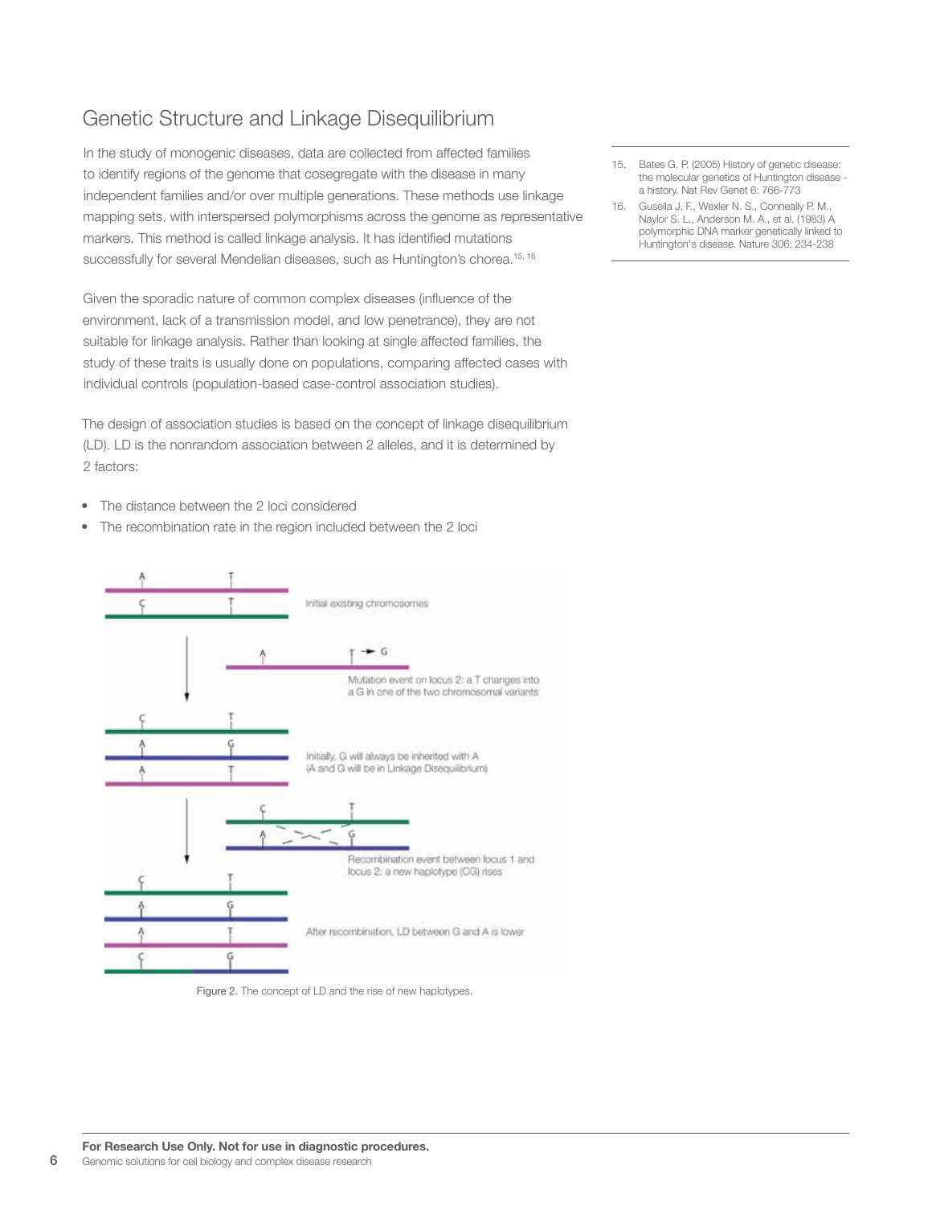## Genetic Structure and Linkage Disequilibrium

In the study of monogenic diseases, data are collected from affected families to identify regions of the genome that cosegregate with the disease in many independent families and/or over multiple generations. These methods use linkage mapping sets, with interspersed polymorphisms across the genome as representative markers. This method is called linkage analysis. It has identified mutations successfully for several Mendelian diseases, such as Huntington's chorea.[15, 16]

Given the sporadic nature of common complex diseases (influence of the environment, lack of a transmission model, and low penetrance), they are not suitable for linkage analysis. Rather than looking at single affected families, the study of these traits is usually done on populations, comparing affected cases with individual controls (population-based case-control association studies).

The design of association studies is based on the concept of linkage disequilibrium (LD). LD is the nonrandom association between 2 alleles, and it is determined by 2 factors:

- The distance between the 2 loci considered
- The recombination rate in the region included between the 2 loci

Initial existing chromosomes

Mutation event on locus 2: a T changes into a G in one of the two chromosomal variants

Initially, G will always be inherited with A (A and G will be in Linkage Disequilibrium)

Recombination event between locus 1 and locus 2: a new haplotype (CG) rises

After recombination, LD between G and A is lower

Figure 2. The concept of LD and the rise of new haplotypes.

15. Bates G. P. (2005) History of genetic disease: the molecular genetics of Huntington disease - a history. Nat Rev Genet 6: 766-773
16. Gusella J. F., Wexler N. S., Conneally P. M., Naylor S. L., Anderson M. A., et al. (1983) A polymorphic DNA marker genetically linked to Huntington's disease. Nature 306: 234-238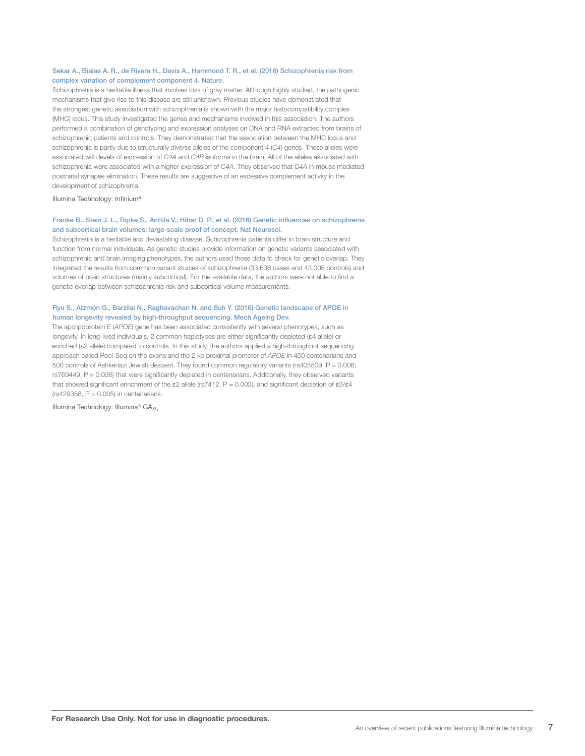**Sekar A., Bialas A. R., de Rivera H., Davis A., Hammond T. R., et al. (2016) Schizophrenia risk from complex variation of complement component 4. Nature.**

Schizophrenia is a heritable illness that involves loss of gray matter. Although highly studied, the pathogenic mechanisms that give rise to this disease are still unknown. Previous studies have demonstrated that the strongest genetic association with schizophrenia is shown with the major histocompatibility complex (MHC) locus. This study investigated the genes and mechanisms involved in this association. The authors performed a combination of genotyping and expression analyses on DNA and RNA extracted from brains of schizophrenic patients and controls. They demonstrated that the association between the MHC locus and schizophrenia is partly due to structurally diverse alleles of the component 4 (*C4*) genes. These alleles were associated with levels of expression of *C4A* and *C4B* isoforms in the brain. All of the alleles associated with schizophrenia were associated with a higher expression of *C4A*. They observed that *C4A* in mouse mediated postnatal synapse elimination. These results are suggestive of an excessive complement activity in the development of schizophrenia.

Illumina Technology: Infinium®

**Franke B., Stein J. L., Ripke S., Anttila V., Hibar D. P., et al. (2016) Genetic influences on schizophrenia and subcortical brain volumes: large-scale proof of concept. Nat Neurosci.**

Schizophrenia is a heritable and devastating disease. Schizophrenia patients differ in brain structure and function from normal individuals. As genetic studies provide information on genetic variants associated with schizophrenia and brain imaging phenotypes, the authors used these data to check for genetic overlap. They integrated the results from common variant studies of schizophrenia (33,636 cases and 43,008 controls) and volumes of brain structures (mainly subcortical). For the available data, the authors were not able to find a genetic overlap between schizophrenia risk and subcortical volume measurements.

**Ryu S., Atzmon G., Barzilai N., Raghavachari N. and Suh Y. (2016) Genetic landscape of APOE in human longevity revealed by high-throughput sequencing. Mech Ageing Dev.**

The apolipoprotein E (*APOE*) gene has been associated consistently with several phenotypes, such as longevity. In long-lived individuals, 2 common haplotypes are either significantly depleted (ε4 allele) or enriched (ε2 allele) compared to controls. In this study, the authors applied a high-throughput sequencing approach called Pool-Seq on the exons and the 2 kb proximal promoter of *APOE* in 450 centenarians and 500 controls of Ashkenazi Jewish descent. They found common regulatory variants (rs405509, $P = 0.006$; rs769449, $P = 0.036$) that were significantly depleted in centenarians. Additionally, they observed variants that showed significant enrichment of the ε2 allele (rs7412, $P = 0.003$), and significant depletion of ε3/ε4 (rs429358, $P = 0.005$) in centenarians.

Illumina Technology: Illumina® GA*IIx*

**For Research Use Only. Not for use in diagnostic procedures.**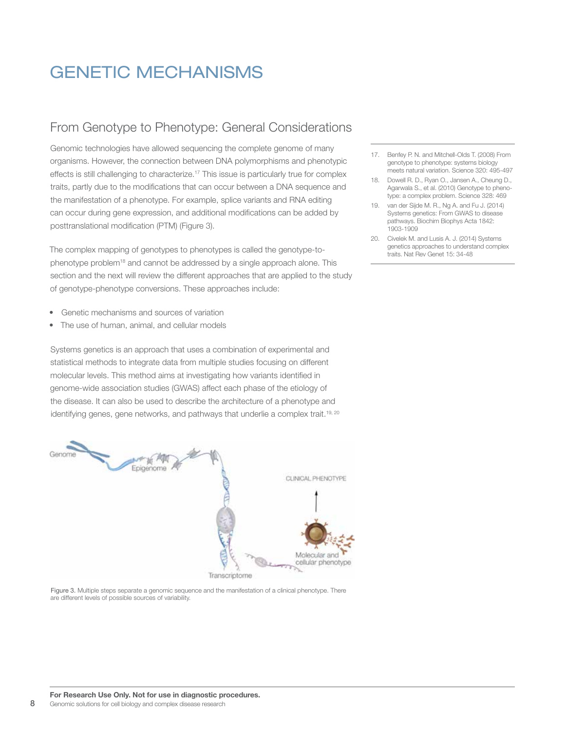# GENETIC MECHANISMS

## From Genotype to Phenotype: General Considerations

Genomic technologies have allowed sequencing the complete genome of many organisms. However, the connection between DNA polymorphisms and phenotypic effects is still challenging to characterize.[17] This issue is particularly true for complex traits, partly due to the modifications that can occur between a DNA sequence and the manifestation of a phenotype. For example, splice variants and RNA editing can occur during gene expression, and additional modifications can be added by posttranslational modification (PTM) (Figure 3).

The complex mapping of genotypes to phenotypes is called the genotype-to-phenotype problem[18] and cannot be addressed by a single approach alone. This section and the next will review the different approaches that are applied to the study of genotype-phenotype conversions. These approaches include:

- Genetic mechanisms and sources of variation
- The use of human, animal, and cellular models

Systems genetics is an approach that uses a combination of experimental and statistical methods to integrate data from multiple studies focusing on different molecular levels. This method aims at investigating how variants identified in genome-wide association studies (GWAS) affect each phase of the etiology of the disease. It can also be used to describe the architecture of a phenotype and identifying genes, gene networks, and pathways that underlie a complex trait.[19, 20]

Figure 3. Multiple steps separate a genomic sequence and the manifestation of a clinical phenotype. There are different levels of possible sources of variability.

17. Benfey P. N. and Mitchell-Olds T. (2008) From genotype to phenotype: systems biology meets natural variation. Science 320: 495-497
18. Dowell R. D., Ryan O., Jansen A., Cheung D., Agarwala S., et al. (2010) Genotype to phenotype: a complex problem. Science 328: 469
19. van der Sijde M. R., Ng A. and Fu J. (2014) Systems genetics: From GWAS to disease pathways. Biochim Biophys Acta 1842: 1903-1909
20. Civelek M. and Lusis A. J. (2014) Systems genetics approaches to understand complex traits. Nat Rev Genet 15: 34-48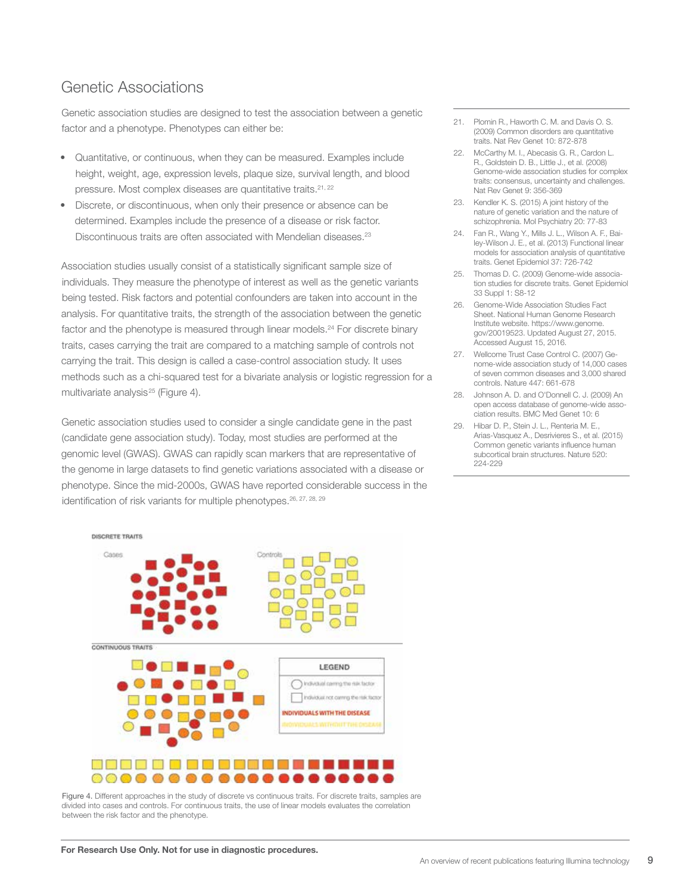## Genetic Associations

Genetic association studies are designed to test the association between a genetic factor and a phenotype. Phenotypes can either be:

- Quantitative, or continuous, when they can be measured. Examples include height, weight, age, expression levels, plaque size, survival length, and blood pressure. Most complex diseases are quantitative traits.[21, 22]
- Discrete, or discontinuous, when only their presence or absence can be determined. Examples include the presence of a disease or risk factor. Discontinuous traits are often associated with Mendelian diseases.[23]

Association studies usually consist of a statistically significant sample size of individuals. They measure the phenotype of interest as well as the genetic variants being tested. Risk factors and potential confounders are taken into account in the analysis. For quantitative traits, the strength of the association between the genetic factor and the phenotype is measured through linear models.[24] For discrete binary traits, cases carrying the trait are compared to a matching sample of controls not carrying the trait. This design is called a case-control association study. It uses methods such as a chi-squared test for a bivariate analysis or logistic regression for a multivariate analysis[25] (Figure 4).

Genetic association studies used to consider a single candidate gene in the past (candidate gene association study). Today, most studies are performed at the genomic level (GWAS). GWAS can rapidly scan markers that are representative of the genome in large datasets to find genetic variations associated with a disease or phenotype. Since the mid-2000s, GWAS have reported considerable success in the identification of risk variants for multiple phenotypes.[26, 27, 28, 29]

21. Plomin R., Haworth C. M. and Davis O. S. (2009) Common disorders are quantitative traits. Nat Rev Genet 10: 872-878
22. McCarthy M. I., Abecasis G. R., Cardon L. R., Goldstein D. B., Little J., et al. (2008) Genome-wide association studies for complex traits: consensus, uncertainty and challenges. Nat Rev Genet 9: 356-369
23. Kendler K. S. (2015) A joint history of the nature of genetic variation and the nature of schizophrenia. Mol Psychiatry 20: 77-83
24. Fan R., Wang Y., Mills J. L., Wilson A. F., Bailey-Wilson J. E., et al. (2013) Functional linear models for association analysis of quantitative traits. Genet Epidemiol 37: 726-742
25. Thomas D. C. (2009) Genome-wide association studies for discrete traits. Genet Epidemiol 33 Suppl 1: S8-12
26. Genome-Wide Association Studies Fact Sheet. National Human Genome Research Institute website. https://www.genome.gov/20019523. Updated August 27, 2015. Accessed August 15, 2016.
27. Wellcome Trust Case Control C. (2007) Genome-wide association study of 14,000 cases of seven common diseases and 3,000 shared controls. Nature 447: 661-678
28. Johnson A. D. and O'Donnell C. J. (2009) An open access database of genome-wide association results. BMC Med Genet 10: 6
29. Hibar D. P., Stein J. L., Renteria M. E., Arias-Vasquez A., Desrivieres S., et al. (2015) Common genetic variants influence human subcortical brain structures. Nature 520: 224-229

Figure 4. Different approaches in the study of discrete vs continuous traits. For discrete traits, samples are divided into cases and controls. For continuous traits, the use of linear models evaluates the correlation between the risk factor and the phenotype.

**For Research Use Only. Not for use in diagnostic procedures.**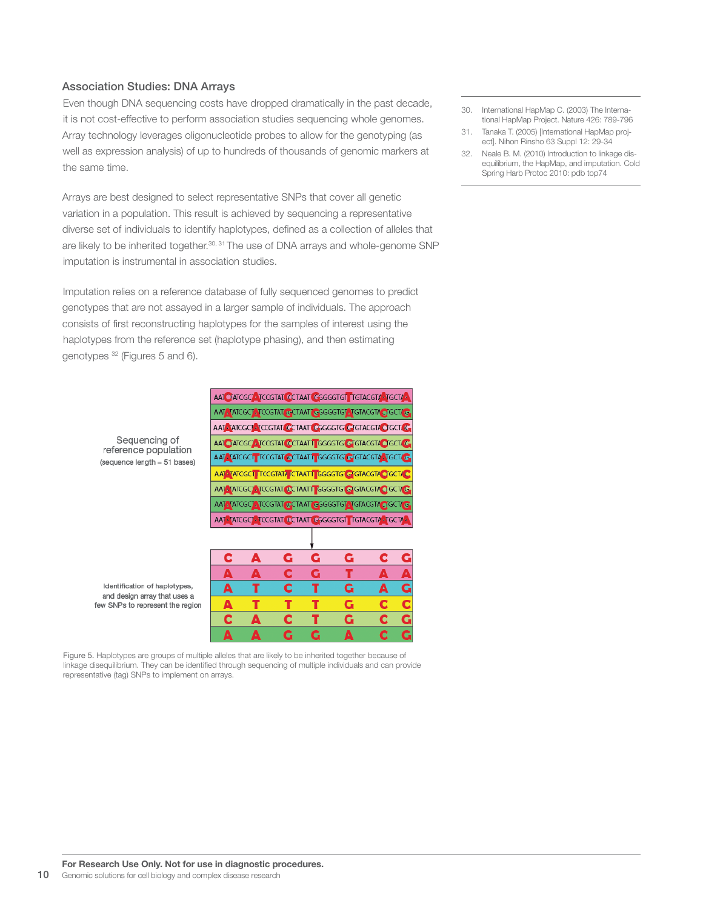### Association Studies: DNA Arrays

Even though DNA sequencing costs have dropped dramatically in the past decade, it is not cost-effective to perform association studies sequencing whole genomes. Array technology leverages oligonucleotide probes to allow for the genotyping (as well as expression analysis) of up to hundreds of thousands of genomic markers at the same time.

Arrays are best designed to select representative SNPs that cover all genetic variation in a population. This result is achieved by sequencing a representative diverse set of individuals to identify haplotypes, defined as a collection of alleles that are likely to be inherited together.[30, 31] The use of DNA arrays and whole-genome SNP imputation is instrumental in association studies.

Imputation relies on a reference database of fully sequenced genomes to predict genotypes that are not assayed in a larger sample of individuals. The approach consists of first reconstructing haplotypes for the samples of interest using the haplotypes from the reference set (haplotype phasing), and then estimating genotypes [32] (Figures 5 and 6).

Sequencing of reference population
(sequence length = 51 bases)

Identification of haplotypes, and design array that uses a few SNPs to represent the region

| | | | | | | |
|---|---|---|---|---|---|---|
| C | A | G | G | G | C | G |
| A | A | C | G | T | A | A |
| A | T | C | T | G | A | G |
| A | T | T | T | G | C | C |
| C | A | C | T | G | C | G |
| A | A | G | G | A | C | G |

Figure 5. Haplotypes are groups of multiple alleles that are likely to be inherited together because of linkage disequilibrium. They can be identified through sequencing of multiple individuals and can provide representative (tag) SNPs to implement on arrays.

30. International HapMap C. (2003) The International HapMap Project. Nature 426: 789-796
31. Tanaka T. (2005) [International HapMap project]. Nihon Rinsho 63 Suppl 12: 29-34
32. Neale B. M. (2010) Introduction to linkage disequilibrium, the HapMap, and imputation. Cold Spring Harb Protoc 2010: pdb top74

**For Research Use Only. Not for use in diagnostic procedures.**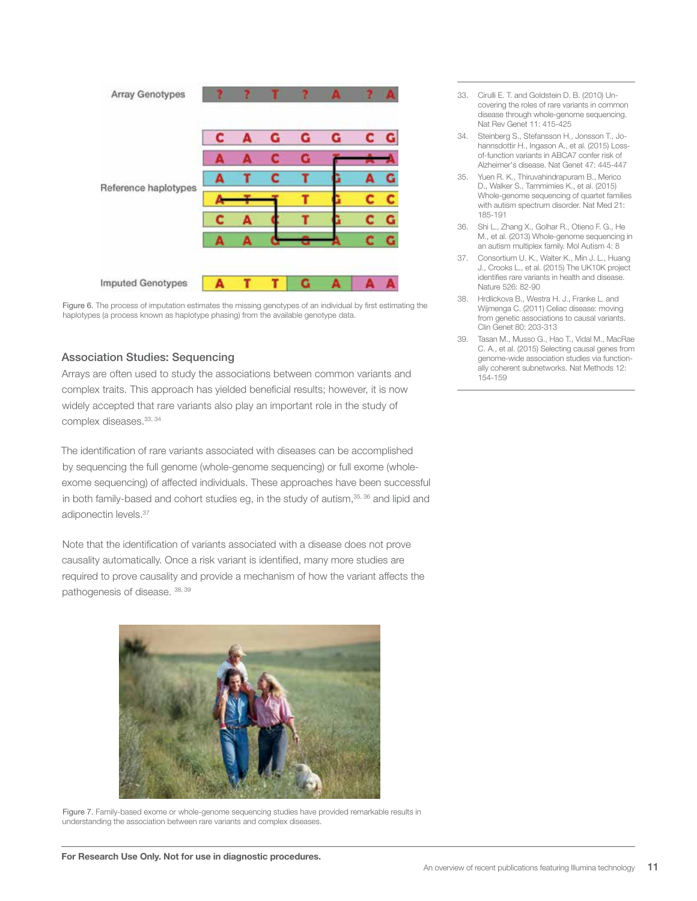Figure 6. The process of imputation estimates the missing genotypes of an individual by first estimating the haplotypes (a process known as haplotype phasing) from the available genotype data.

## Association Studies: Sequencing

Arrays are often used to study the associations between common variants and complex traits. This approach has yielded beneficial results; however, it is now widely accepted that rare variants also play an important role in the study of complex diseases.[33, 34]

The identification of rare variants associated with diseases can be accomplished by sequencing the full genome (whole-genome sequencing) or full exome (whole-exome sequencing) of affected individuals. These approaches have been successful in both family-based and cohort studies eg, in the study of autism,[35, 36] and lipid and adiponectin levels.[37]

Note that the identification of variants associated with a disease does not prove causality automatically. Once a risk variant is identified, many more studies are required to prove causality and provide a mechanism of how the variant affects the pathogenesis of disease.[38, 39]

Figure 7. Family-based exome or whole-genome sequencing studies have provided remarkable results in understanding the association between rare variants and complex diseases.

33. Cirulli E. T. and Goldstein D. B. (2010) Uncovering the roles of rare variants in common disease through whole-genome sequencing. Nat Rev Genet 11: 415-425
34. Steinberg S., Stefansson H., Jonsson T., Johannsdottir H., Ingason A., et al. (2015) Loss-of-function variants in ABCA7 confer risk of Alzheimer's disease. Nat Genet 47: 445-447
35. Yuen R. K., Thiruvahindrapuram B., Merico D., Walker S., Tammimies K., et al. (2015) Whole-genome sequencing of quartet families with autism spectrum disorder. Nat Med 21: 185-191
36. Shi L., Zhang X., Golhar R., Otieno F. G., He M., et al. (2013) Whole-genome sequencing in an autism multiplex family. Mol Autism 4: 8
37. Consortium U. K., Walter K., Min J. L., Huang J., Crooks L., et al. (2015) The UK10K project identifies rare variants in health and disease. Nature 526: 82-90
38. Hrdlickova B., Westra H. J., Franke L. and Wijmenga C. (2011) Celiac disease: moving from genetic associations to causal variants. Clin Genet 80: 203-313
39. Tasan M., Musso G., Hao T., Vidal M., MacRae C. A., et al. (2015) Selecting causal genes from genome-wide association studies via functionally coherent subnetworks. Nat Methods 12: 154-159

**For Research Use Only. Not for use in diagnostic procedures.**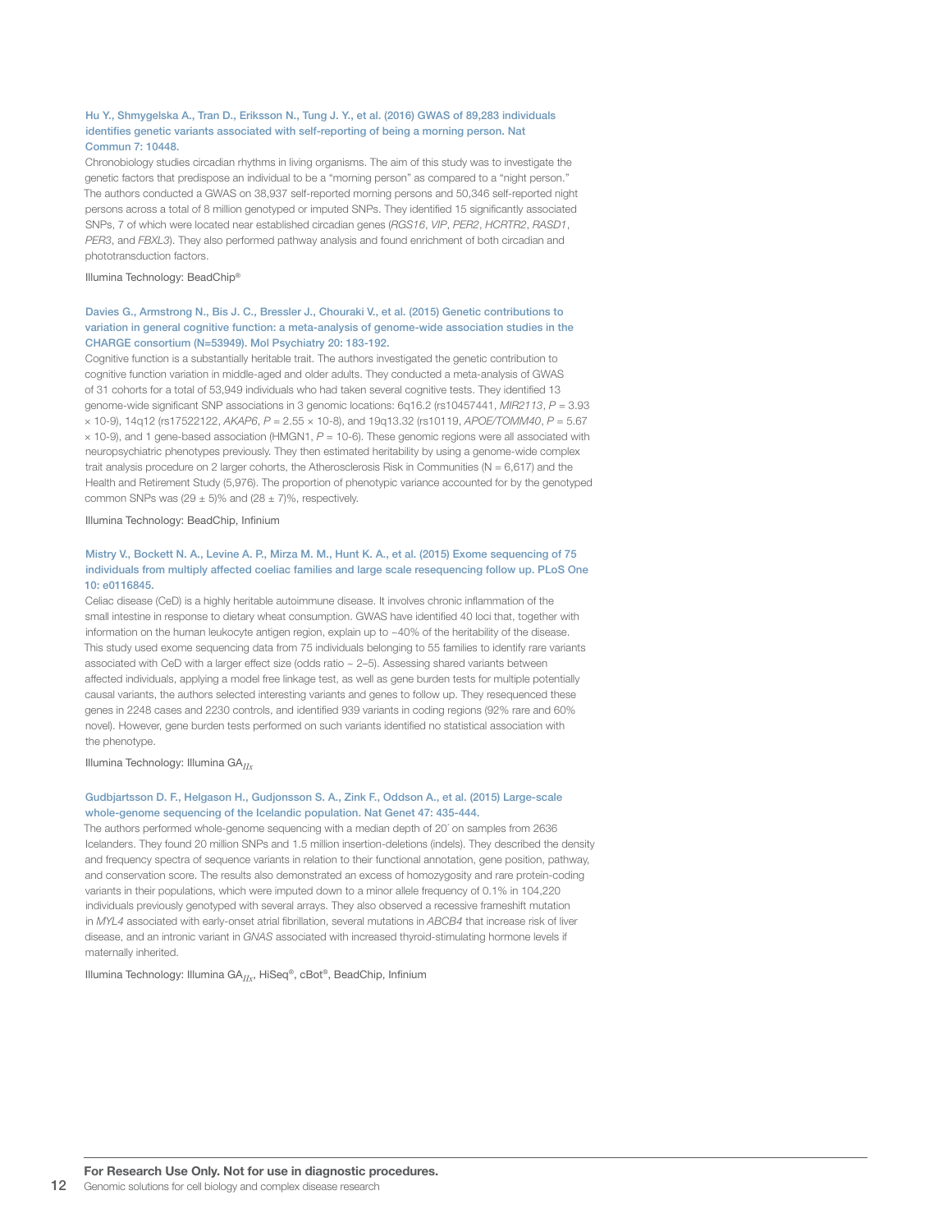**Hu Y., Shmygelska A., Tran D., Eriksson N., Tung J. Y., et al. (2016) GWAS of 89,283 individuals identifies genetic variants associated with self-reporting of being a morning person. Nat Commun 7: 10448.**

Chronobiology studies circadian rhythms in living organisms. The aim of this study was to investigate the genetic factors that predispose an individual to be a "morning person" as compared to a "night person." The authors conducted a GWAS on 38,937 self-reported morning persons and 50,346 self-reported night persons across a total of 8 million genotyped or imputed SNPs. They identified 15 significantly associated SNPs, 7 of which were located near established circadian genes (*RGS16*, *VIP*, *PER2*, *HCRTR2*, *RASD1*, *PER3*, and *FBXL3*). They also performed pathway analysis and found enrichment of both circadian and phototransduction factors.

Illumina Technology: BeadChip®

**Davies G., Armstrong N., Bis J. C., Bressler J., Chouraki V., et al. (2015) Genetic contributions to variation in general cognitive function: a meta-analysis of genome-wide association studies in the CHARGE consortium (N=53949). Mol Psychiatry 20: 183-192.**

Cognitive function is a substantially heritable trait. The authors investigated the genetic contribution to cognitive function variation in middle-aged and older adults. They conducted a meta-analysis of GWAS of 31 cohorts for a total of 53,949 individuals who had taken several cognitive tests. They identified 13 genome-wide significant SNP associations in 3 genomic locations: 6q16.2 (rs10457441, *MIR2113*, $P = 3.93 \times 10^{-9}$), 14q12 (rs17522122, *AKAP6*, $P = 2.55 \times 10^{-8}$), and 19q13.32 (rs10119, *APOE/TOMM40*, $P = 5.67 \times 10^{-9}$), and 1 gene-based association (HMGN1, $P = 10^{-6}$). These genomic regions were all associated with neuropsychiatric phenotypes previously. They then estimated heritability by using a genome-wide complex trait analysis procedure on 2 larger cohorts, the Atherosclerosis Risk in Communities (N = 6,617) and the Health and Retirement Study (5,976). The proportion of phenotypic variance accounted for by the genotyped common SNPs was $(29 \pm 5)\%$ and $(28 \pm 7)\%$, respectively.

Illumina Technology: BeadChip, Infinium

**Mistry V., Bockett N. A., Levine A. P., Mirza M. M., Hunt K. A., et al. (2015) Exome sequencing of 75 individuals from multiply affected coeliac families and large scale resequencing follow up. PLoS One 10: e0116845.**

Celiac disease (CeD) is a highly heritable autoimmune disease. It involves chronic inflammation of the small intestine in response to dietary wheat consumption. GWAS have identified 40 loci that, together with information on the human leukocyte antigen region, explain up to ~40% of the heritability of the disease. This study used exome sequencing data from 75 individuals belonging to 55 families to identify rare variants associated with CeD with a larger effect size (odds ratio ~ 2–5). Assessing shared variants between affected individuals, applying a model free linkage test, as well as gene burden tests for multiple potentially causal variants, the authors selected interesting variants and genes to follow up. They resequenced these genes in 2248 cases and 2230 controls, and identified 939 variants in coding regions (92% rare and 60% novel). However, gene burden tests performed on such variants identified no statistical association with the phenotype.

Illumina Technology: Illumina $GA_{IIx}$

**Gudbjartsson D. F., Helgason H., Gudjonsson S. A., Zink F., Oddson A., et al. (2015) Large-scale whole-genome sequencing of the Icelandic population. Nat Genet 47: 435-444.**

The authors performed whole-genome sequencing with a median depth of 20´ on samples from 2636 Icelanders. They found 20 million SNPs and 1.5 million insertion-deletions (indels). They described the density and frequency spectra of sequence variants in relation to their functional annotation, gene position, pathway, and conservation score. The results also demonstrated an excess of homozygosity and rare protein-coding variants in their populations, which were imputed down to a minor allele frequency of 0.1% in 104,220 individuals previously genotyped with several arrays. They also observed a recessive frameshift mutation in *MYL4* associated with early-onset atrial fibrillation, several mutations in *ABCB4* that increase risk of liver disease, and an intronic variant in *GNAS* associated with increased thyroid-stimulating hormone levels if maternally inherited.

Illumina Technology: Illumina $GA_{IIx}$, HiSeq®, cBot®, BeadChip, Infinium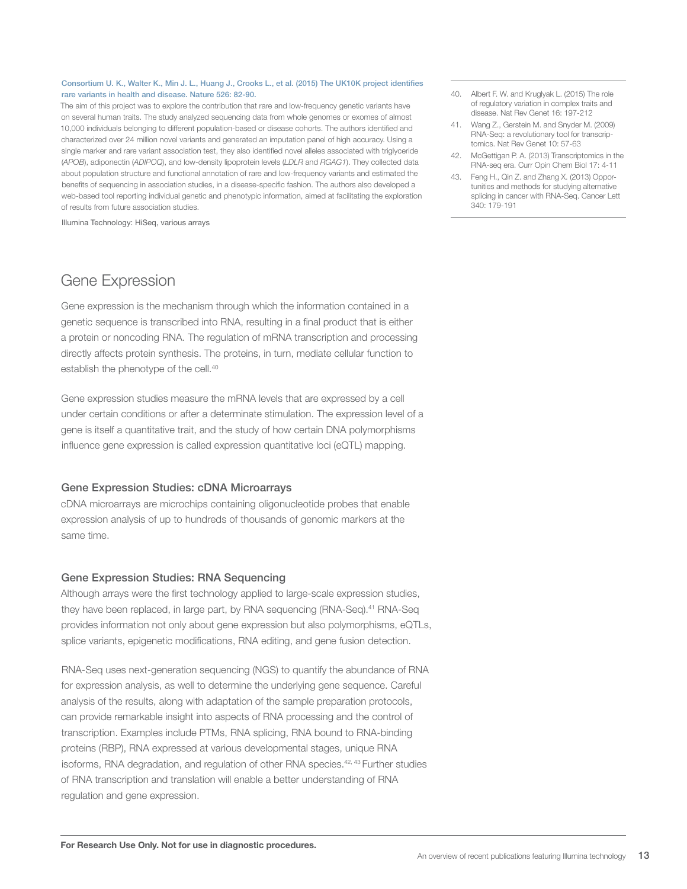**Consortium U. K., Walter K., Min J. L., Huang J., Crooks L., et al. (2015) The UK10K project identifies rare variants in health and disease. Nature 526: 82-90.**

The aim of this project was to explore the contribution that rare and low-frequency genetic variants have on several human traits. The study analyzed sequencing data from whole genomes or exomes of almost 10,000 individuals belonging to different population-based or disease cohorts. The authors identified and characterized over 24 million novel variants and generated an imputation panel of high accuracy. Using a single marker and rare variant association test, they also identified novel alleles associated with triglyceride (*APOB*), adiponectin (*ADIPOQ*), and low-density lipoprotein levels (*LDLR* and *RGAG1*). They collected data about population structure and functional annotation of rare and low-frequency variants and estimated the benefits of sequencing in association studies, in a disease-specific fashion. The authors also developed a web-based tool reporting individual genetic and phenotypic information, aimed at facilitating the exploration of results from future association studies.

Illumina Technology: HiSeq, various arrays

## Gene Expression

Gene expression is the mechanism through which the information contained in a genetic sequence is transcribed into RNA, resulting in a final product that is either a protein or noncoding RNA. The regulation of mRNA transcription and processing directly affects protein synthesis. The proteins, in turn, mediate cellular function to establish the phenotype of the cell.[40]

Gene expression studies measure the mRNA levels that are expressed by a cell under certain conditions or after a determinate stimulation. The expression level of a gene is itself a quantitative trait, and the study of how certain DNA polymorphisms influence gene expression is called expression quantitative loci (eQTL) mapping.

### Gene Expression Studies: cDNA Microarrays

cDNA microarrays are microchips containing oligonucleotide probes that enable expression analysis of up to hundreds of thousands of genomic markers at the same time.

### Gene Expression Studies: RNA Sequencing

Although arrays were the first technology applied to large-scale expression studies, they have been replaced, in large part, by RNA sequencing (RNA-Seq).[41] RNA-Seq provides information not only about gene expression but also polymorphisms, eQTLs, splice variants, epigenetic modifications, RNA editing, and gene fusion detection.

RNA-Seq uses next-generation sequencing (NGS) to quantify the abundance of RNA for expression analysis, as well to determine the underlying gene sequence. Careful analysis of the results, along with adaptation of the sample preparation protocols, can provide remarkable insight into aspects of RNA processing and the control of transcription. Examples include PTMs, RNA splicing, RNA bound to RNA-binding proteins (RBP), RNA expressed at various developmental stages, unique RNA isoforms, RNA degradation, and regulation of other RNA species.[42, 43] Further studies of RNA transcription and translation will enable a better understanding of RNA regulation and gene expression.

---

40. Albert F. W. and Kruglyak L. (2015) The role of regulatory variation in complex traits and disease. Nat Rev Genet 16: 197-212
41. Wang Z., Gerstein M. and Snyder M. (2009) RNA-Seq: a revolutionary tool for transcriptomics. Nat Rev Genet 10: 57-63
42. McGettigan P. A. (2013) Transcriptomics in the RNA-seq era. Curr Opin Chem Biol 17: 4-11
43. Feng H., Qin Z. and Zhang X. (2013) Opportunities and methods for studying alternative splicing in cancer with RNA-Seq. Cancer Lett 340: 179-191

**For Research Use Only. Not for use in diagnostic procedures.**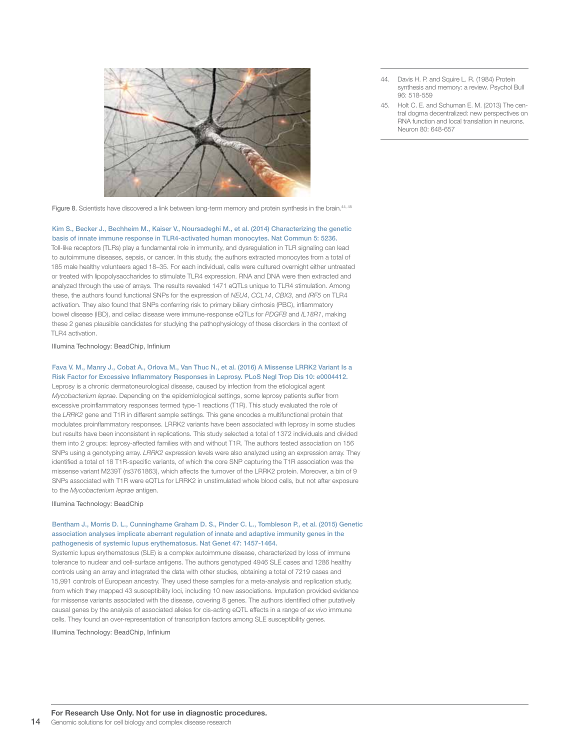Figure 8. Scientists have discovered a link between long-term memory and protein synthesis in the brain.[44, 45]

44. Davis H. P. and Squire L. R. (1984) Protein synthesis and memory: a review. Psychol Bull 96: 518-559
45. Holt C. E. and Schuman E. M. (2013) The central dogma decentralized: new perspectives on RNA function and local translation in neurons. Neuron 80: 648-657

**Kim S., Becker J., Bechheim M., Kaiser V., Noursadeghi M., et al. (2014) Characterizing the genetic basis of innate immune response in TLR4-activated human monocytes. Nat Commun 5: 5236.**

Toll-like receptors (TLRs) play a fundamental role in immunity, and dysregulation in TLR signaling can lead to autoimmune diseases, sepsis, or cancer. In this study, the authors extracted monocytes from a total of 185 male healthy volunteers aged 18–35. For each individual, cells were cultured overnight either untreated or treated with lipopolysaccharides to stimulate TLR4 expression. RNA and DNA were then extracted and analyzed through the use of arrays. The results revealed 1471 eQTLs unique to TLR4 stimulation. Among these, the authors found functional SNPs for the expression of *NEU4*, *CCL14*, *CBX3*, and *IRF5* on TLR4 activation. They also found that SNPs conferring risk to primary biliary cirrhosis (PBC), inflammatory bowel disease (IBD), and celiac disease were immune-response eQTLs for *PDGFB* and *IL18R1*, making these 2 genes plausible candidates for studying the pathophysiology of these disorders in the context of TLR4 activation.

Illumina Technology: BeadChip, Infinium

**Fava V. M., Manry J., Cobat A., Orlova M., Van Thuc N., et al. (2016) A Missense LRRK2 Variant Is a Risk Factor for Excessive Inflammatory Responses in Leprosy. PLoS Negl Trop Dis 10: e0004412.**

Leprosy is a chronic dermatoneurological disease, caused by infection from the etiological agent *Mycobacterium leprae*. Depending on the epidemiological settings, some leprosy patients suffer from excessive proinflammatory responses termed type-1 reactions (T1R). This study evaluated the role of the *LRRK2* gene and T1R in different sample settings. This gene encodes a multifunctional protein that modulates proinflammatory responses. LRRK2 variants have been associated with leprosy in some studies but results have been inconsistent in replications. This study selected a total of 1372 individuals and divided them into 2 groups: leprosy-affected families with and without T1R. The authors tested association on 156 SNPs using a genotyping array. *LRRK2* expression levels were also analyzed using an expression array. They identified a total of 18 T1R-specific variants, of which the core SNP capturing the T1R association was the missense variant M239T (rs3761863), which affects the turnover of the LRRK2 protein. Moreover, a bin of 9 SNPs associated with T1R were eQTLs for LRRK2 in unstimulated whole blood cells, but not after exposure to the *Mycobacterium leprae* antigen.

Illumina Technology: BeadChip

**Bentham J., Morris D. L., Cunninghame Graham D. S., Pinder C. L., Tombleson P., et al. (2015) Genetic association analyses implicate aberrant regulation of innate and adaptive immunity genes in the pathogenesis of systemic lupus erythematosus. Nat Genet 47: 1457-1464.**

Systemic lupus erythematosus (SLE) is a complex autoimmune disease, characterized by loss of immune tolerance to nuclear and cell-surface antigens. The authors genotyped 4946 SLE cases and 1286 healthy controls using an array and integrated the data with other studies, obtaining a total of 7219 cases and 15,991 controls of European ancestry. They used these samples for a meta-analysis and replication study, from which they mapped 43 susceptibility loci, including 10 new associations. Imputation provided evidence for missense variants associated with the disease, covering 8 genes. The authors identified other putatively causal genes by the analysis of associated alleles for cis-acting eQTL effects in a range of *ex vivo* immune cells. They found an over-representation of transcription factors among SLE susceptibility genes.

Illumina Technology: BeadChip, Infinium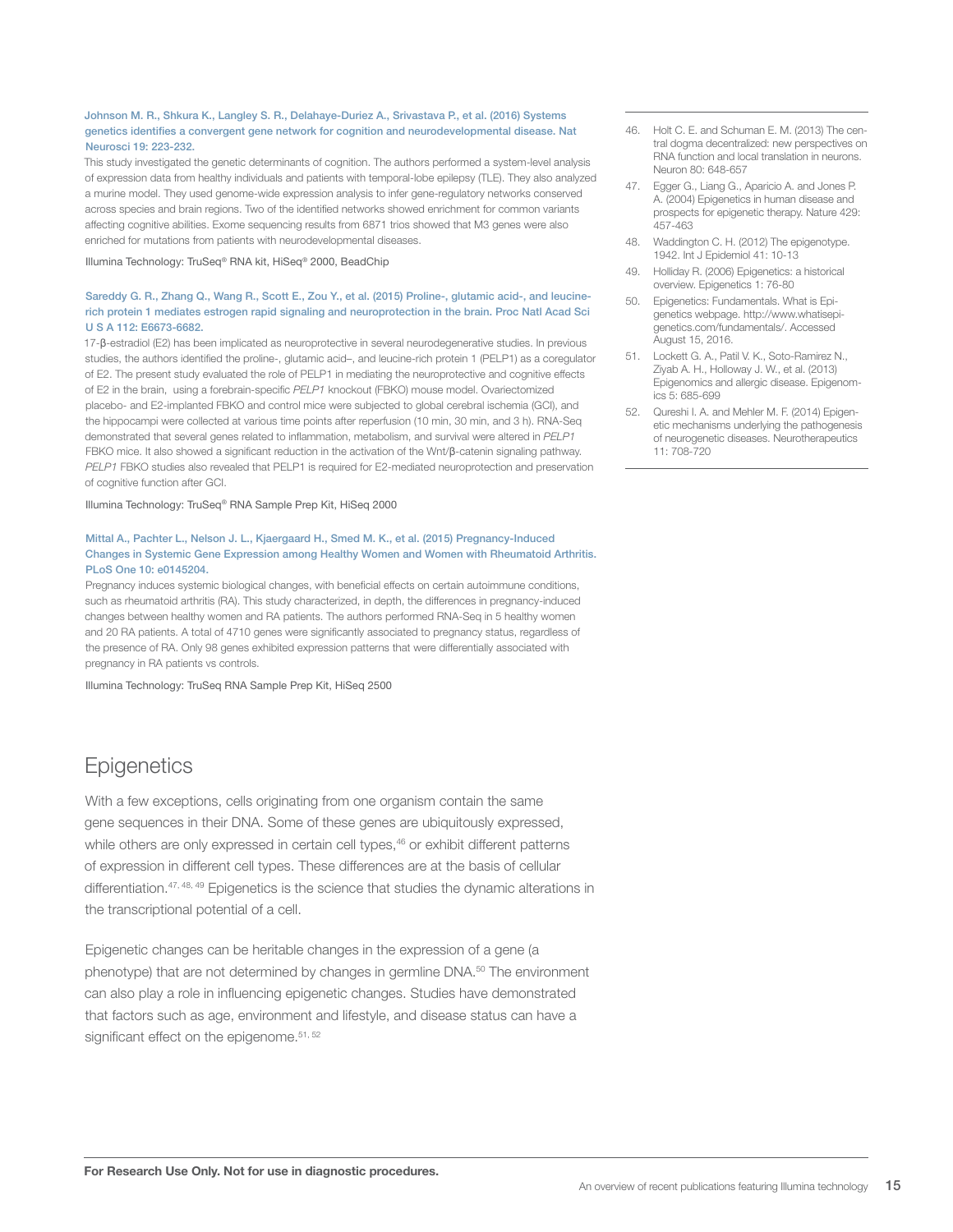**Johnson M. R., Shkura K., Langley S. R., Delahaye-Duriez A., Srivastava P., et al. (2016) Systems genetics identifies a convergent gene network for cognition and neurodevelopmental disease. Nat Neurosci 19: 223-232.**

This study investigated the genetic determinants of cognition. The authors performed a system-level analysis of expression data from healthy individuals and patients with temporal-lobe epilepsy (TLE). They also analyzed a murine model. They used genome-wide expression analysis to infer gene-regulatory networks conserved across species and brain regions. Two of the identified networks showed enrichment for common variants affecting cognitive abilities. Exome sequencing results from 6871 trios showed that M3 genes were also enriched for mutations from patients with neurodevelopmental diseases.

Illumina Technology: TruSeq® RNA kit, HiSeq® 2000, BeadChip

**Sareddy G. R., Zhang Q., Wang R., Scott E., Zou Y., et al. (2015) Proline-, glutamic acid-, and leucine-rich protein 1 mediates estrogen rapid signaling and neuroprotection in the brain. Proc Natl Acad Sci U S A 112: E6673-6682.**

17-β-estradiol (E2) has been implicated as neuroprotective in several neurodegenerative studies. In previous studies, the authors identified the proline-, glutamic acid–, and leucine-rich protein 1 (PELP1) as a coregulator of E2. The present study evaluated the role of PELP1 in mediating the neuroprotective and cognitive effects of E2 in the brain, using a forebrain-specific *PELP1* knockout (FBKO) mouse model. Ovariectomized placebo- and E2-implanted FBKO and control mice were subjected to global cerebral ischemia (GCI), and the hippocampi were collected at various time points after reperfusion (10 min, 30 min, and 3 h). RNA-Seq demonstrated that several genes related to inflammation, metabolism, and survival were altered in *PELP1* FBKO mice. It also showed a significant reduction in the activation of the Wnt/β-catenin signaling pathway. *PELP1* FBKO studies also revealed that PELP1 is required for E2-mediated neuroprotection and preservation of cognitive function after GCI.

Illumina Technology: TruSeq® RNA Sample Prep Kit, HiSeq 2000

**Mittal A., Pachter L., Nelson J. L., Kjaergaard H., Smed M. K., et al. (2015) Pregnancy-Induced Changes in Systemic Gene Expression among Healthy Women and Women with Rheumatoid Arthritis. PLoS One 10: e0145204.**

Pregnancy induces systemic biological changes, with beneficial effects on certain autoimmune conditions, such as rheumatoid arthritis (RA). This study characterized, in depth, the differences in pregnancy-induced changes between healthy women and RA patients. The authors performed RNA-Seq in 5 healthy women and 20 RA patients. A total of 4710 genes were significantly associated to pregnancy status, regardless of the presence of RA. Only 98 genes exhibited expression patterns that were differentially associated with pregnancy in RA patients vs controls.

Illumina Technology: TruSeq RNA Sample Prep Kit, HiSeq 2500

# Epigenetics

With a few exceptions, cells originating from one organism contain the same gene sequences in their DNA. Some of these genes are ubiquitously expressed, while others are only expressed in certain cell types,[46] or exhibit different patterns of expression in different cell types. These differences are at the basis of cellular differentiation.[47, 48, 49] Epigenetics is the science that studies the dynamic alterations in the transcriptional potential of a cell.

Epigenetic changes can be heritable changes in the expression of a gene (a phenotype) that are not determined by changes in germline DNA.[50] The environment can also play a role in influencing epigenetic changes. Studies have demonstrated that factors such as age, environment and lifestyle, and disease status can have a significant effect on the epigenome.[51, 52]

46. Holt C. E. and Schuman E. M. (2013) The central dogma decentralized: new perspectives on RNA function and local translation in neurons. Neuron 80: 648-657
47. Egger G., Liang G., Aparicio A. and Jones P. A. (2004) Epigenetics in human disease and prospects for epigenetic therapy. Nature 429: 457-463
48. Waddington C. H. (2012) The epigenotype. 1942. Int J Epidemiol 41: 10-13
49. Holliday R. (2006) Epigenetics: a historical overview. Epigenetics 1: 76-80
50. Epigenetics: Fundamentals. What is Epigenetics webpage. http://www.whatisepigenetics.com/fundamentals/. Accessed August 15, 2016.
51. Lockett G. A., Patil V. K., Soto-Ramirez N., Ziyab A. H., Holloway J. W., et al. (2013) Epigenomics and allergic disease. Epigenomics 5: 685-699
52. Qureshi I. A. and Mehler M. F. (2014) Epigenetic mechanisms underlying the pathogenesis of neurogenetic diseases. Neurotherapeutics 11: 708-720

**For Research Use Only. Not for use in diagnostic procedures.**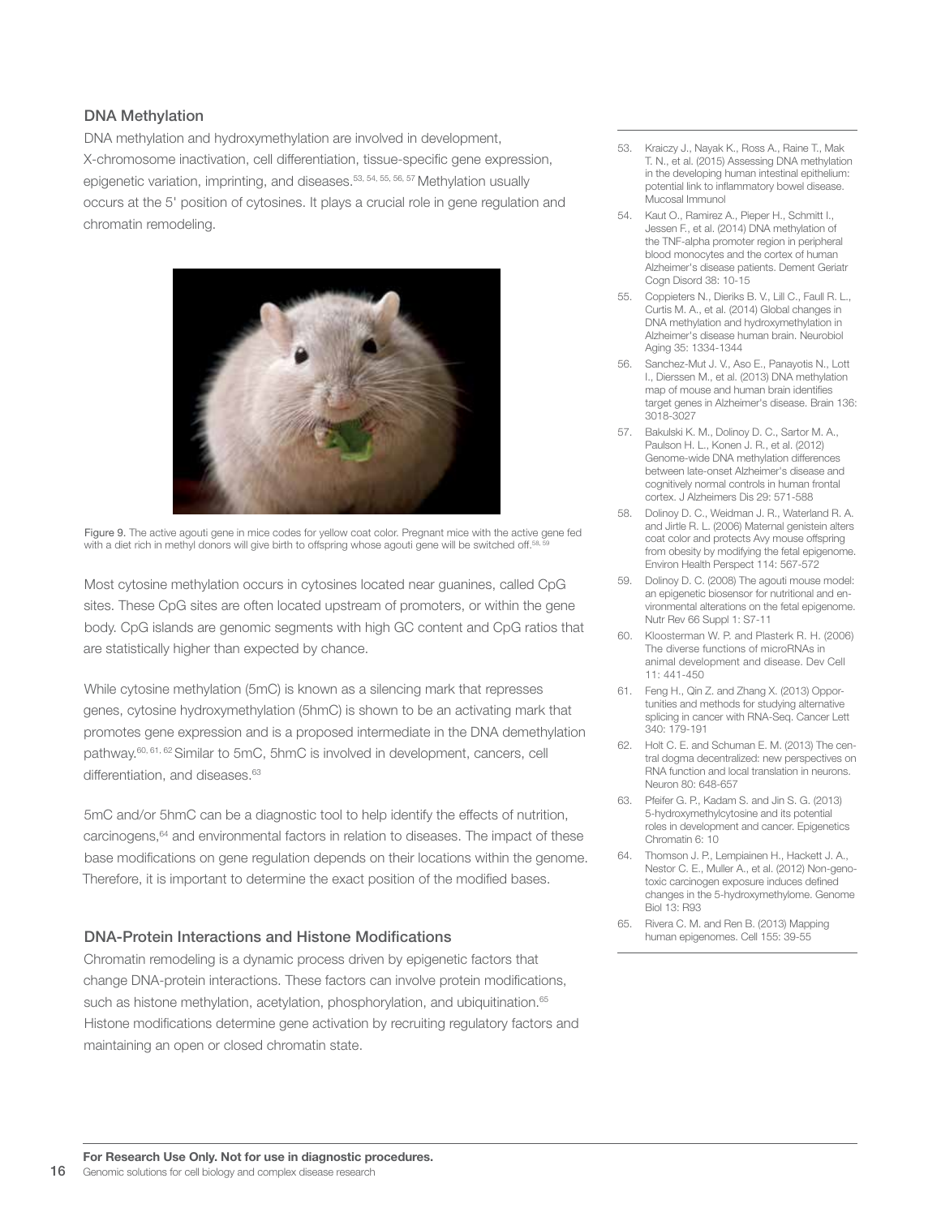## DNA Methylation

DNA methylation and hydroxymethylation are involved in development, X-chromosome inactivation, cell differentiation, tissue-specific gene expression, epigenetic variation, imprinting, and diseases.[53, 54, 55, 56, 57] Methylation usually occurs at the 5' position of cytosines. It plays a crucial role in gene regulation and chromatin remodeling.

Figure 9. The active agouti gene in mice codes for yellow coat color. Pregnant mice with the active gene fed with a diet rich in methyl donors will give birth to offspring whose agouti gene will be switched off.[58, 59]

Most cytosine methylation occurs in cytosines located near guanines, called CpG sites. These CpG sites are often located upstream of promoters, or within the gene body. CpG islands are genomic segments with high GC content and CpG ratios that are statistically higher than expected by chance.

While cytosine methylation (5mC) is known as a silencing mark that represses genes, cytosine hydroxymethylation (5hmC) is shown to be an activating mark that promotes gene expression and is a proposed intermediate in the DNA demethylation pathway.[60, 61, 62] Similar to 5mC, 5hmC is involved in development, cancers, cell differentiation, and diseases.[63]

5mC and/or 5hmC can be a diagnostic tool to help identify the effects of nutrition, carcinogens,[64] and environmental factors in relation to diseases. The impact of these base modifications on gene regulation depends on their locations within the genome. Therefore, it is important to determine the exact position of the modified bases.

## DNA-Protein Interactions and Histone Modifications

Chromatin remodeling is a dynamic process driven by epigenetic factors that change DNA-protein interactions. These factors can involve protein modifications, such as histone methylation, acetylation, phosphorylation, and ubiquitination.[65] Histone modifications determine gene activation by recruiting regulatory factors and maintaining an open or closed chromatin state.

---

53. Kraiczy J., Nayak K., Ross A., Raine T., Mak T. N., et al. (2015) Assessing DNA methylation in the developing human intestinal epithelium: potential link to inflammatory bowel disease. Mucosal Immunol
54. Kaut O., Ramirez A., Pieper H., Schmitt I., Jessen F., et al. (2014) DNA methylation of the TNF-alpha promoter region in peripheral blood monocytes and the cortex of human Alzheimer's disease patients. Dement Geriatr Cogn Disord 38: 10-15
55. Coppieters N., Dieriks B. V., Lill C., Faull R. L., Curtis M. A., et al. (2014) Global changes in DNA methylation and hydroxymethylation in Alzheimer's disease human brain. Neurobiol Aging 35: 1334-1344
56. Sanchez-Mut J. V., Aso E., Panayotis N., Lott I., Dierssen M., et al. (2013) DNA methylation map of mouse and human brain identifies target genes in Alzheimer's disease. Brain 136: 3018-3027
57. Bakulski K. M., Dolinoy D. C., Sartor M. A., Paulson H. L., Konen J. R., et al. (2012) Genome-wide DNA methylation differences between late-onset Alzheimer's disease and cognitively normal controls in human frontal cortex. J Alzheimers Dis 29: 571-588
58. Dolinoy D. C., Weidman J. R., Waterland R. A. and Jirtle R. L. (2006) Maternal genistein alters coat color and protects Avy mouse offspring from obesity by modifying the fetal epigenome. Environ Health Perspect 114: 567-572
59. Dolinoy D. C. (2008) The agouti mouse model: an epigenetic biosensor for nutritional and environmental alterations on the fetal epigenome. Nutr Rev 66 Suppl 1: S7-11
60. Kloosterman W. P. and Plasterk R. H. (2006) The diverse functions of microRNAs in animal development and disease. Dev Cell 11: 441-450
61. Feng H., Qin Z. and Zhang X. (2013) Opportunities and methods for studying alternative splicing in cancer with RNA-Seq. Cancer Lett 340: 179-191
62. Holt C. E. and Schuman E. M. (2013) The central dogma decentralized: new perspectives on RNA function and local translation in neurons. Neuron 80: 648-657
63. Pfeifer G. P., Kadam S. and Jin S. G. (2013) 5-hydroxymethylcytosine and its potential roles in development and cancer. Epigenetics Chromatin 6: 10
64. Thomson J. P., Lempiainen H., Hackett J. A., Nestor C. E., Muller A., et al. (2012) Non-genotoxic carcinogen exposure induces defined changes in the 5-hydroxymethylome. Genome Biol 13: R93
65. Rivera C. M. and Ren B. (2013) Mapping human epigenomes. Cell 155: 39-55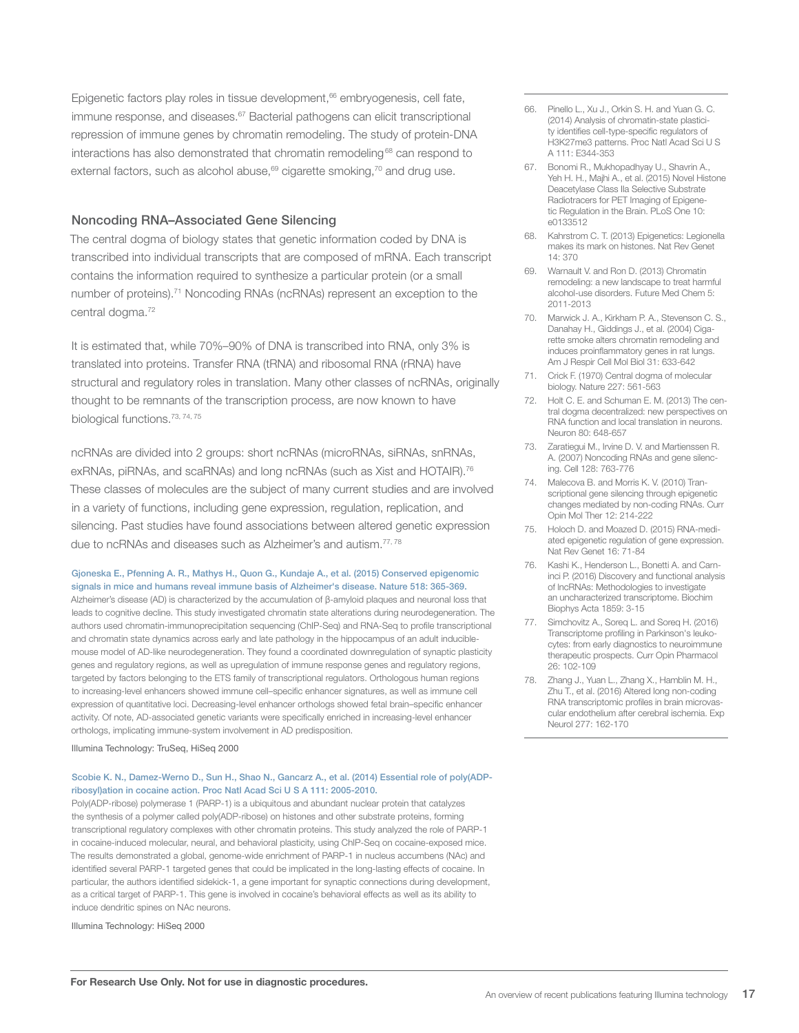Epigenetic factors play roles in tissue development,[66] embryogenesis, cell fate, immune response, and diseases.[67] Bacterial pathogens can elicit transcriptional repression of immune genes by chromatin remodeling. The study of protein-DNA interactions has also demonstrated that chromatin remodeling[68] can respond to external factors, such as alcohol abuse,[69] cigarette smoking,[70] and drug use.

## Noncoding RNA–Associated Gene Silencing

The central dogma of biology states that genetic information coded by DNA is transcribed into individual transcripts that are composed of mRNA. Each transcript contains the information required to synthesize a particular protein (or a small number of proteins).[71] Noncoding RNAs (ncRNAs) represent an exception to the central dogma.[72]

It is estimated that, while 70%–90% of DNA is transcribed into RNA, only 3% is translated into proteins. Transfer RNA (tRNA) and ribosomal RNA (rRNA) have structural and regulatory roles in translation. Many other classes of ncRNAs, originally thought to be remnants of the transcription process, are now known to have biological functions.[73, 74, 75]

ncRNAs are divided into 2 groups: short ncRNAs (microRNAs, siRNAs, snRNAs, exRNAs, piRNAs, and scaRNAs) and long ncRNAs (such as Xist and HOTAIR).[76] These classes of molecules are the subject of many current studies and are involved in a variety of functions, including gene expression, regulation, replication, and silencing. Past studies have found associations between altered genetic expression due to ncRNAs and diseases such as Alzheimer's and autism.[77, 78]

**Gjoneska E., Pfenning A. R., Mathys H., Quon G., Kundaje A., et al. (2015) Conserved epigenomic signals in mice and humans reveal immune basis of Alzheimer's disease. Nature 518: 365-369.**

Alzheimer's disease (AD) is characterized by the accumulation of β-amyloid plaques and neuronal loss that leads to cognitive decline. This study investigated chromatin state alterations during neurodegeneration. The authors used chromatin-immunoprecipitation sequencing (ChIP-Seq) and RNA-Seq to profile transcriptional and chromatin state dynamics across early and late pathology in the hippocampus of an adult inducible-mouse model of AD-like neurodegeneration. They found a coordinated downregulation of synaptic plasticity genes and regulatory regions, as well as upregulation of immune response genes and regulatory regions, targeted by factors belonging to the ETS family of transcriptional regulators. Orthologous human regions to increasing-level enhancers showed immune cell–specific enhancer signatures, as well as immune cell expression of quantitative loci. Decreasing-level enhancer orthologs showed fetal brain–specific enhancer activity. Of note, AD-associated genetic variants were specifically enriched in increasing-level enhancer orthologs, implicating immune-system involvement in AD predisposition.

Illumina Technology: TruSeq, HiSeq 2000

**Scobie K. N., Damez-Werno D., Sun H., Shao N., Gancarz A., et al. (2014) Essential role of poly(ADP-ribosyl)ation in cocaine action. Proc Natl Acad Sci U S A 111: 2005-2010.**

Poly(ADP-ribose) polymerase 1 (PARP-1) is a ubiquitous and abundant nuclear protein that catalyzes the synthesis of a polymer called poly(ADP-ribose) on histones and other substrate proteins, forming transcriptional regulatory complexes with other chromatin proteins. This study analyzed the role of PARP-1 in cocaine-induced molecular, neural, and behavioral plasticity, using ChIP-Seq on cocaine-exposed mice. The results demonstrated a global, genome-wide enrichment of PARP-1 in nucleus accumbens (NAc) and identified several PARP-1 targeted genes that could be implicated in the long-lasting effects of cocaine. In particular, the authors identified sidekick-1, a gene important for synaptic connections during development, as a critical target of PARP-1. This gene is involved in cocaine's behavioral effects as well as its ability to induce dendritic spines on NAc neurons.

Illumina Technology: HiSeq 2000

66. Pinello L., Xu J., Orkin S. H. and Yuan G. C. (2014) Analysis of chromatin-state plasticity identifies cell-type-specific regulators of H3K27me3 patterns. Proc Natl Acad Sci U S A 111: E344-353
67. Bonomi R., Mukhopadhyay U., Shavrin A., Yeh H. H., Majhi A., et al. (2015) Novel Histone Deacetylase Class IIa Selective Substrate Radiotracers for PET Imaging of Epigenetic Regulation in the Brain. PLoS One 10: e0133512
68. Kahrstrom C. T. (2013) Epigenetics: Legionella makes its mark on histones. Nat Rev Genet 14: 370
69. Warnault V. and Ron D. (2013) Chromatin remodeling: a new landscape to treat harmful alcohol-use disorders. Future Med Chem 5: 2011-2013
70. Marwick J. A., Kirkham P. A., Stevenson C. S., Danahay H., Giddings J., et al. (2004) Cigarette smoke alters chromatin remodeling and induces proinflammatory genes in rat lungs. Am J Respir Cell Mol Biol 31: 633-642
71. Crick F. (1970) Central dogma of molecular biology. Nature 227: 561-563
72. Holt C. E. and Schuman E. M. (2013) The central dogma decentralized: new perspectives on RNA function and local translation in neurons. Neuron 80: 648-657
73. Zaratiegui M., Irvine D. V. and Martienssen R. A. (2007) Noncoding RNAs and gene silencing. Cell 128: 763-776
74. Malecova B. and Morris K. V. (2010) Transcriptional gene silencing through epigenetic changes mediated by non-coding RNAs. Curr Opin Mol Ther 12: 214-222
75. Holoch D. and Moazed D. (2015) RNA-mediated epigenetic regulation of gene expression. Nat Rev Genet 16: 71-84
76. Kashi K., Henderson L., Bonetti A. and Carninci P. (2016) Discovery and functional analysis of lncRNAs: Methodologies to investigate an uncharacterized transcriptome. Biochim Biophys Acta 1859: 3-15
77. Simchovitz A., Soreq L. and Soreq H. (2016) Transcriptome profiling in Parkinson's leukocytes: from early diagnostics to neuroimmune therapeutic prospects. Curr Opin Pharmacol 26: 102-109
78. Zhang J., Yuan L., Zhang X., Hamblin M. H., Zhu T., et al. (2016) Altered long non-coding RNA transcriptomic profiles in brain microvascular endothelium after cerebral ischemia. Exp Neurol 277: 162-170

**For Research Use Only. Not for use in diagnostic procedures.**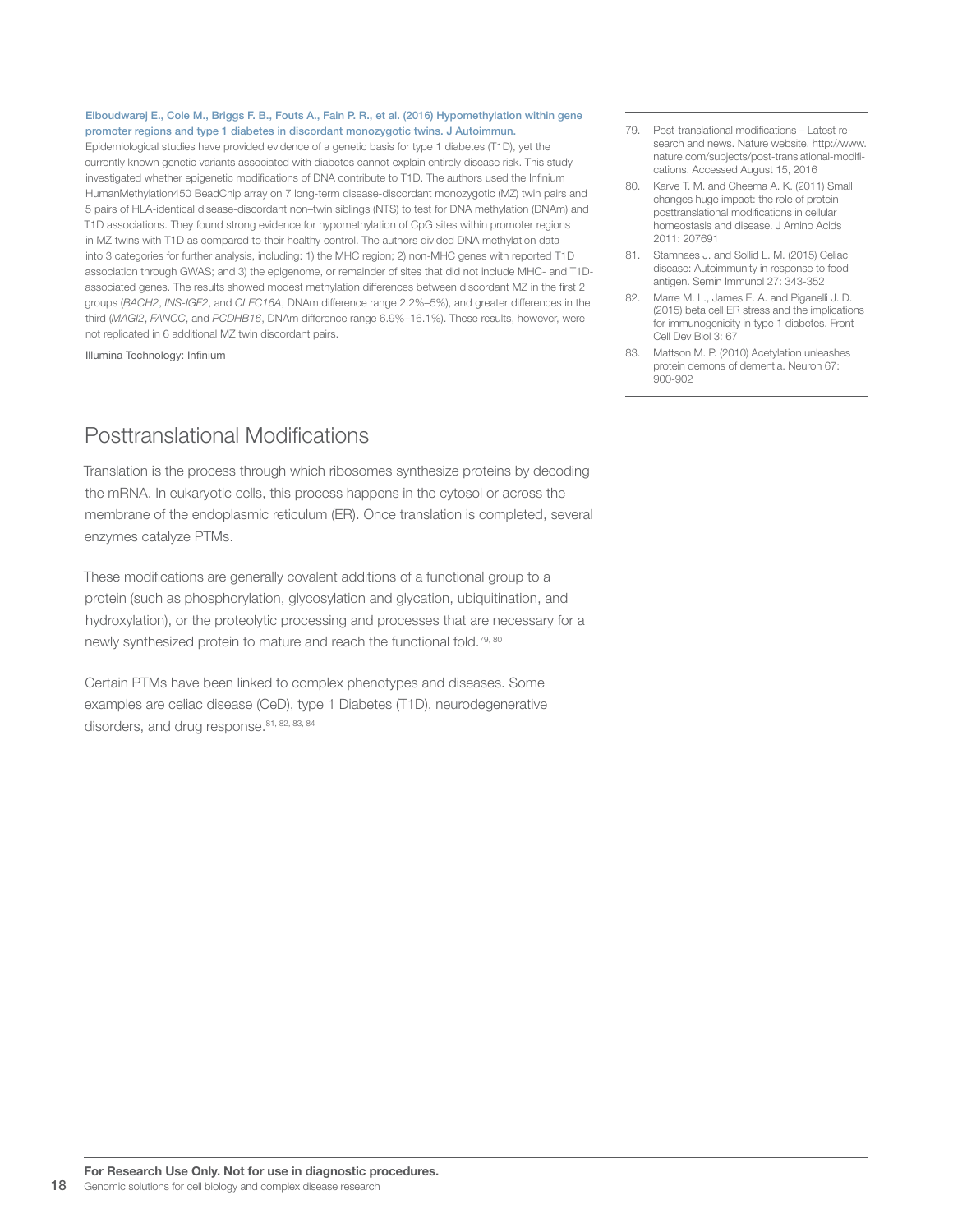**Elboudwarej E., Cole M., Briggs F. B., Fouts A., Fain P. R., et al. (2016) Hypomethylation within gene promoter regions and type 1 diabetes in discordant monozygotic twins. J Autoimmun.**

Epidemiological studies have provided evidence of a genetic basis for type 1 diabetes (T1D), yet the currently known genetic variants associated with diabetes cannot explain entirely disease risk. This study investigated whether epigenetic modifications of DNA contribute to T1D. The authors used the Infinium HumanMethylation450 BeadChip array on 7 long-term disease-discordant monozygotic (MZ) twin pairs and 5 pairs of HLA-identical disease-discordant non–twin siblings (NTS) to test for DNA methylation (DNAm) and T1D associations. They found strong evidence for hypomethylation of CpG sites within promoter regions in MZ twins with T1D as compared to their healthy control. The authors divided DNA methylation data into 3 categories for further analysis, including: 1) the MHC region; 2) non-MHC genes with reported T1D association through GWAS; and 3) the epigenome, or remainder of sites that did not include MHC- and T1D-associated genes. The results showed modest methylation differences between discordant MZ in the first 2 groups (*BACH2*, *INS-IGF2*, and *CLEC16A*, DNAm difference range 2.2%–5%), and greater differences in the third (*MAGI2*, *FANCC*, and *PCDHB16*, DNAm difference range 6.9%–16.1%). These results, however, were not replicated in 6 additional MZ twin discordant pairs.

Illumina Technology: Infinium

## Posttranslational Modifications

Translation is the process through which ribosomes synthesize proteins by decoding the mRNA. In eukaryotic cells, this process happens in the cytosol or across the membrane of the endoplasmic reticulum (ER). Once translation is completed, several enzymes catalyze PTMs.

These modifications are generally covalent additions of a functional group to a protein (such as phosphorylation, glycosylation and glycation, ubiquitination, and hydroxylation), or the proteolytic processing and processes that are necessary for a newly synthesized protein to mature and reach the functional fold.[79, 80]

Certain PTMs have been linked to complex phenotypes and diseases. Some examples are celiac disease (CeD), type 1 Diabetes (T1D), neurodegenerative disorders, and drug response.[81, 82, 83, 84]

---

79. Post-translational modifications – Latest research and news. Nature website. http://www.nature.com/subjects/post-translational-modifications. Accessed August 15, 2016
80. Karve T. M. and Cheema A. K. (2011) Small changes huge impact: the role of protein posttranslational modifications in cellular homeostasis and disease. J Amino Acids 2011: 207691
81. Stamnaes J. and Sollid L. M. (2015) Celiac disease: Autoimmunity in response to food antigen. Semin Immunol 27: 343-352
82. Marre M. L., James E. A. and Piganelli J. D. (2015) beta cell ER stress and the implications for immunogenicity in type 1 diabetes. Front Cell Dev Biol 3: 67
83. Mattson M. P. (2010) Acetylation unleashes protein demons of dementia. Neuron 67: 900-902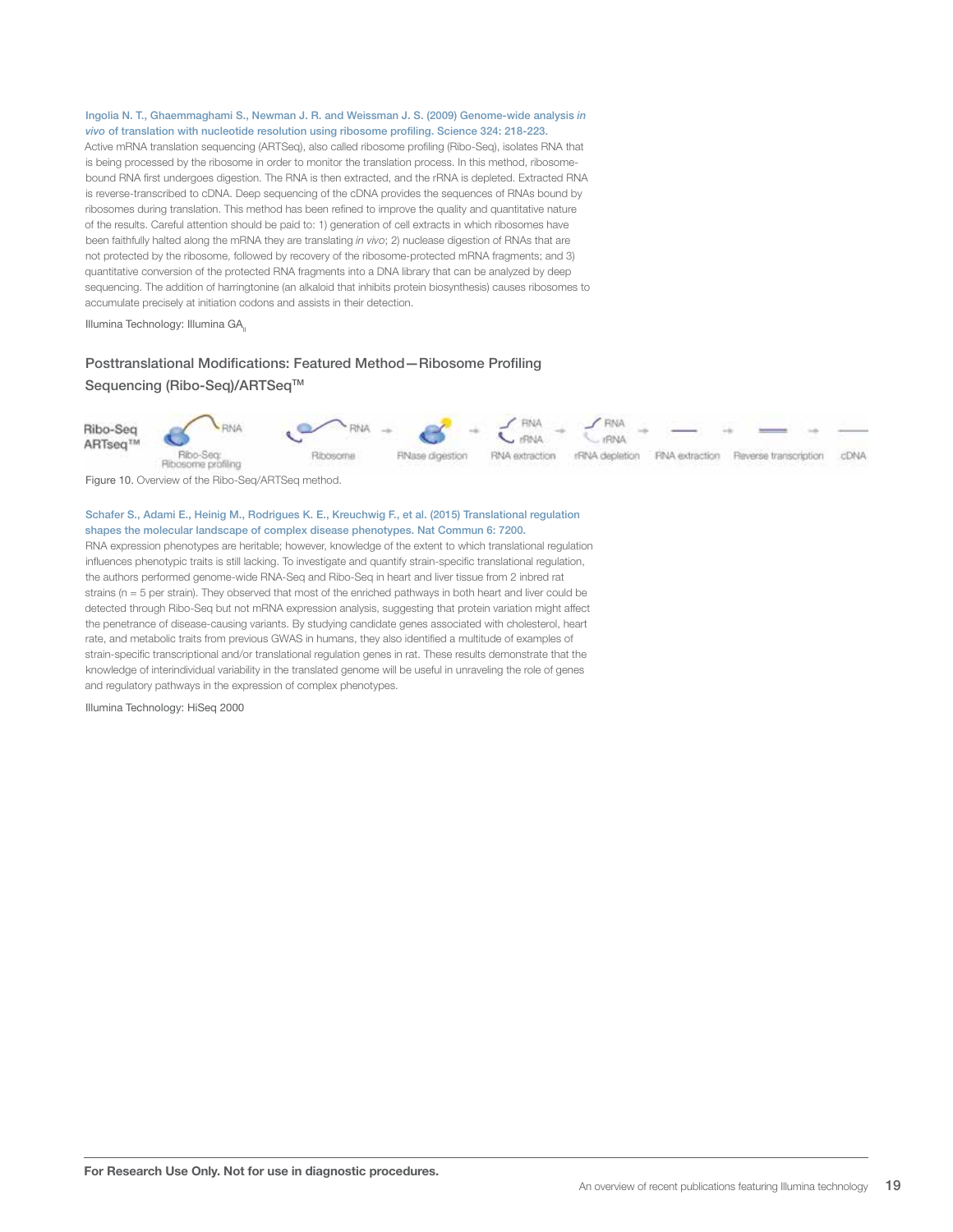Ingolia N. T., Ghaemmaghami S., Newman J. R. and Weissman J. S. (2009) Genome-wide analysis *in vivo* of translation with nucleotide resolution using ribosome profiling. Science 324: 218-223.

Active mRNA translation sequencing (ARTSeq), also called ribosome profiling (Ribo-Seq), isolates RNA that is being processed by the ribosome in order to monitor the translation process. In this method, ribosome-bound RNA first undergoes digestion. The RNA is then extracted, and the rRNA is depleted. Extracted RNA is reverse-transcribed to cDNA. Deep sequencing of the cDNA provides the sequences of RNAs bound by ribosomes during translation. This method has been refined to improve the quality and quantitative nature of the results. Careful attention should be paid to: 1) generation of cell extracts in which ribosomes have been faithfully halted along the mRNA they are translating *in vivo*; 2) nuclease digestion of RNAs that are not protected by the ribosome, followed by recovery of the ribosome-protected mRNA fragments; and 3) quantitative conversion of the protected RNA fragments into a DNA library that can be analyzed by deep sequencing. The addition of harringtonine (an alkaloid that inhibits protein biosynthesis) causes ribosomes to accumulate precisely at initiation codons and assists in their detection.

Illumina Technology: Illumina $GA_{II}$

## Posttranslational Modifications: Featured Method—Ribosome Profiling Sequencing (Ribo-Seq)/ARTSeq™

Ribo-Seq ARTseq™ — Ribo-Seq: Ribosome profiling → Ribosome → RNase digestion → RNA extraction → rRNA depletion → RNA extraction → Reverse transcription → cDNA

Figure 10. Overview of the Ribo-Seq/ARTSeq method.

Schafer S., Adami E., Heinig M., Rodrigues K. E., Kreuchwig F., et al. (2015) Translational regulation shapes the molecular landscape of complex disease phenotypes. Nat Commun 6: 7200.

RNA expression phenotypes are heritable; however, knowledge of the extent to which translational regulation influences phenotypic traits is still lacking. To investigate and quantify strain-specific translational regulation, the authors performed genome-wide RNA-Seq and Ribo-Seq in heart and liver tissue from 2 inbred rat strains (n = 5 per strain). They observed that most of the enriched pathways in both heart and liver could be detected through Ribo-Seq but not mRNA expression analysis, suggesting that protein variation might affect the penetrance of disease-causing variants. By studying candidate genes associated with cholesterol, heart rate, and metabolic traits from previous GWAS in humans, they also identified a multitude of examples of strain-specific transcriptional and/or translational regulation genes in rat. These results demonstrate that the knowledge of interindividual variability in the translated genome will be useful in unraveling the role of genes and regulatory pathways in the expression of complex phenotypes.

Illumina Technology: HiSeq 2000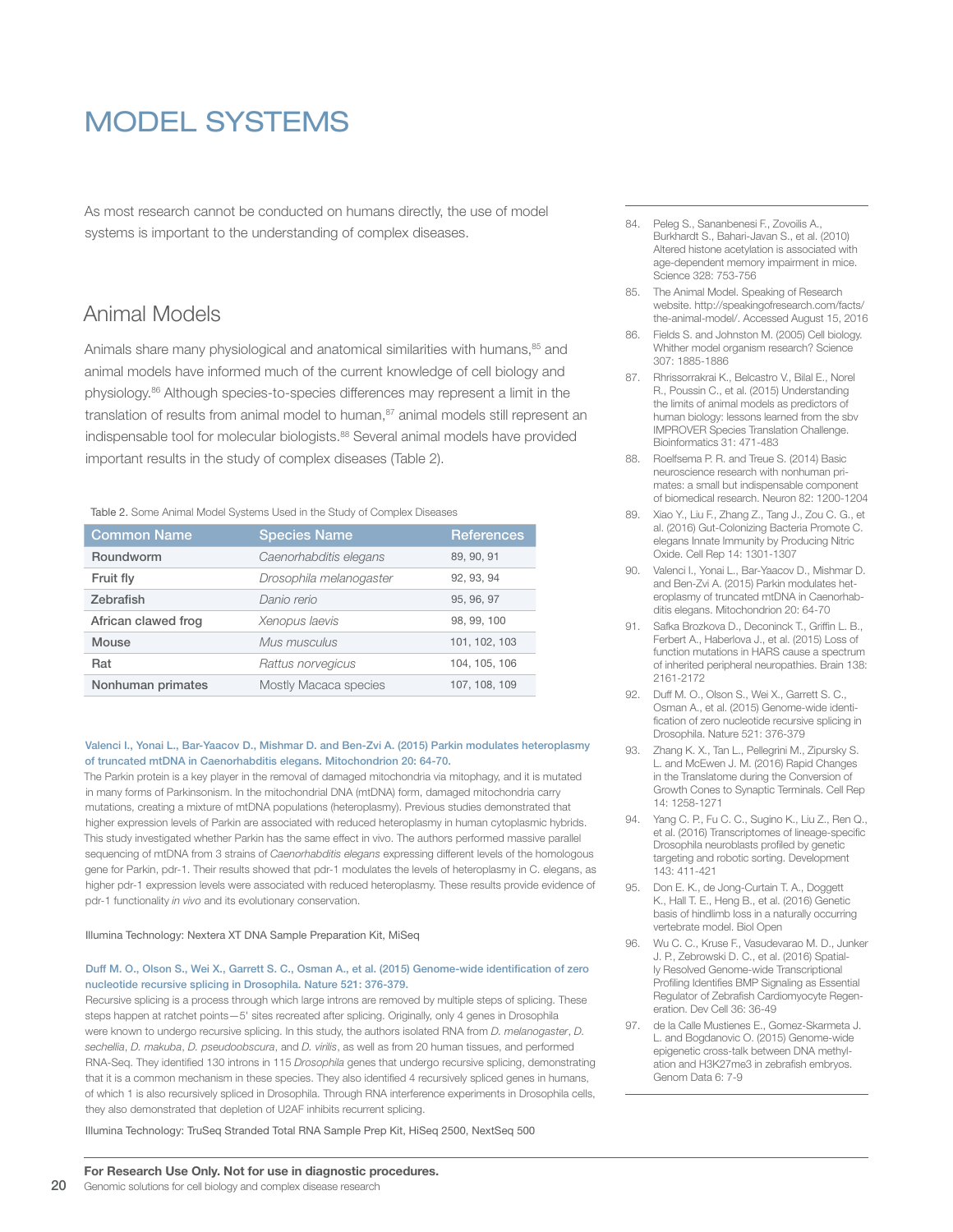# MODEL SYSTEMS

As most research cannot be conducted on humans directly, the use of model systems is important to the understanding of complex diseases.

## Animal Models

Animals share many physiological and anatomical similarities with humans,[85] and animal models have informed much of the current knowledge of cell biology and physiology.[86] Although species-to-species differences may represent a limit in the translation of results from animal model to human,[87] animal models still represent an indispensable tool for molecular biologists.[88] Several animal models have provided important results in the study of complex diseases (Table 2).

Table 2. Some Animal Model Systems Used in the Study of Complex Diseases

| Common Name | Species Name | References |
|---|---|---|
| Roundworm | *Caenorhabditis elegans* | 89, 90, 91 |
| Fruit fly | *Drosophila melanogaster* | 92, 93, 94 |
| Zebrafish | *Danio rerio* | 95, 96, 97 |
| African clawed frog | *Xenopus laevis* | 98, 99, 100 |
| Mouse | *Mus musculus* | 101, 102, 103 |
| Rat | *Rattus norvegicus* | 104, 105, 106 |
| Nonhuman primates | Mostly Macaca species | 107, 108, 109 |

**Valenci I., Yonai L., Bar-Yaacov D., Mishmar D. and Ben-Zvi A. (2015) Parkin modulates heteroplasmy of truncated mtDNA in Caenorhabditis elegans. Mitochondrion 20: 64-70.**

The Parkin protein is a key player in the removal of damaged mitochondria via mitophagy, and it is mutated in many forms of Parkinsonism. In the mitochondrial DNA (mtDNA) form, damaged mitochondria carry mutations, creating a mixture of mtDNA populations (heteroplasmy). Previous studies demonstrated that higher expression levels of Parkin are associated with reduced heteroplasmy in human cytoplasmic hybrids. This study investigated whether Parkin has the same effect in vivo. The authors performed massive parallel sequencing of mtDNA from 3 strains of *Caenorhabditis elegans* expressing different levels of the homologous gene for Parkin, pdr-1. Their results showed that pdr-1 modulates the levels of heteroplasmy in C. elegans, as higher pdr-1 expression levels were associated with reduced heteroplasmy. These results provide evidence of pdr-1 functionality *in vivo* and its evolutionary conservation.

Illumina Technology: Nextera XT DNA Sample Preparation Kit, MiSeq

**Duff M. O., Olson S., Wei X., Garrett S. C., Osman A., et al. (2015) Genome-wide identification of zero nucleotide recursive splicing in Drosophila. Nature 521: 376-379.**

Recursive splicing is a process through which large introns are removed by multiple steps of splicing. These steps happen at ratchet points—5' sites recreated after splicing. Originally, only 4 genes in Drosophila were known to undergo recursive splicing. In this study, the authors isolated RNA from *D. melanogaster*, *D. sechellia*, *D. makuba*, *D. pseudoobscura*, and *D. virilis*, as well as from 20 human tissues, and performed RNA-Seq. They identified 130 introns in 115 *Drosophila* genes that undergo recursive splicing, demonstrating that it is a common mechanism in these species. They also identified 4 recursively spliced genes in humans, of which 1 is also recursively spliced in Drosophila. Through RNA interference experiments in Drosophila cells, they also demonstrated that depletion of U2AF inhibits recurrent splicing.

Illumina Technology: TruSeq Stranded Total RNA Sample Prep Kit, HiSeq 2500, NextSeq 500

84. Peleg S., Sananbenesi F., Zovoilis A., Burkhardt S., Bahari-Javan S., et al. (2010) Altered histone acetylation is associated with age-dependent memory impairment in mice. Science 328: 753-756
85. The Animal Model. Speaking of Research website. http://speakingofresearch.com/facts/the-animal-model/. Accessed August 15, 2016
86. Fields S. and Johnston M. (2005) Cell biology. Whither model organism research? Science 307: 1885-1886
87. Rhrissorrakrai K., Belcastro V., Bilal E., Norel R., Poussin C., et al. (2015) Understanding the limits of animal models as predictors of human biology: lessons learned from the sbv IMPROVER Species Translation Challenge. Bioinformatics 31: 471-483
88. Roelfsema P. R. and Treue S. (2014) Basic neuroscience research with nonhuman primates: a small but indispensable component of biomedical research. Neuron 82: 1200-1204
89. Xiao Y., Liu F., Zhang Z., Tang J., Zou C. G., et al. (2016) Gut-Colonizing Bacteria Promote C. elegans Innate Immunity by Producing Nitric Oxide. Cell Rep 14: 1301-1307
90. Valenci I., Yonai L., Bar-Yaacov D., Mishmar D. and Ben-Zvi A. (2015) Parkin modulates heteroplasmy of truncated mtDNA in Caenorhabditis elegans. Mitochondrion 20: 64-70
91. Safka Brozkova D., Deconinck T., Griffin L. B., Ferbert A., Haberlova J., et al. (2015) Loss of function mutations in HARS cause a spectrum of inherited peripheral neuropathies. Brain 138: 2161-2172
92. Duff M. O., Olson S., Wei X., Garrett S. C., Osman A., et al. (2015) Genome-wide identification of zero nucleotide recursive splicing in Drosophila. Nature 521: 376-379
93. Zhang K. X., Tan L., Pellegrini M., Zipursky S. L. and McEwen J. M. (2016) Rapid Changes in the Translatome during the Conversion of Growth Cones to Synaptic Terminals. Cell Rep 14: 1258-1271
94. Yang C. P., Fu C. C., Sugino K., Liu Z., Ren Q., et al. (2016) Transcriptomes of lineage-specific Drosophila neuroblasts profiled by genetic targeting and robotic sorting. Development 143: 411-421
95. Don E. K., de Jong-Curtain T. A., Doggett K., Hall T. E., Heng B., et al. (2016) Genetic basis of hindlimb loss in a naturally occurring vertebrate model. Biol Open
96. Wu C. C., Kruse F., Vasudevarao M. D., Junker J. P., Zebrowski D. C., et al. (2016) Spatially Resolved Genome-wide Transcriptional Profiling Identifies BMP Signaling as Essential Regulator of Zebrafish Cardiomyocyte Regeneration. Dev Cell 36: 36-49
97. de la Calle Mustienes E., Gomez-Skarmeta J. L. and Bogdanovic O. (2015) Genome-wide epigenetic cross-talk between DNA methylation and H3K27me3 in zebrafish embryos. Genom Data 6: 7-9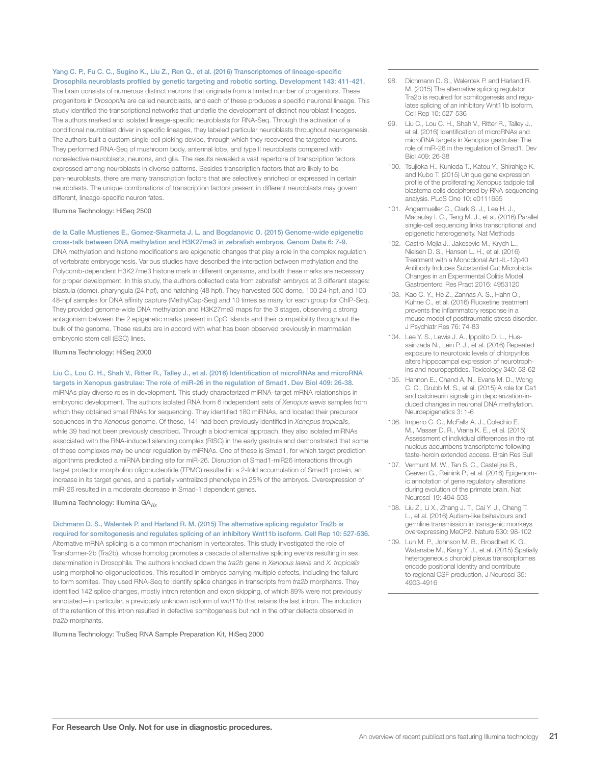**Yang C. P., Fu C. C., Sugino K., Liu Z., Ren Q., et al. (2016) Transcriptomes of lineage-specific Drosophila neuroblasts profiled by genetic targeting and robotic sorting. Development 143: 411-421.**

The brain consists of numerous distinct neurons that originate from a limited number of progenitors. These progenitors in *Drosophila* are called neuroblasts, and each of these produces a specific neuronal lineage. This study identified the transcriptional networks that underlie the development of distinct neuroblast lineages. The authors marked and isolated lineage-specific neuroblasts for RNA-Seq. Through the activation of a conditional neuroblast driver in specific lineages, they labeled particular neuroblasts throughout neurogenesis. The authors built a custom single-cell picking device, through which they recovered the targeted neurons. They performed RNA-Seq of mushroom body, antennal lobe, and type II neuroblasts compared with nonselective neuroblasts, neurons, and glia. The results revealed a vast repertoire of transcription factors expressed among neuroblasts in diverse patterns. Besides transcription factors that are likely to be pan-neuroblasts, there are many transcription factors that are selectively enriched or expressed in certain neuroblasts. The unique combinations of transcription factors present in different neuroblasts may govern different, lineage-specific neuron fates.

Illumina Technology: HiSeq 2500

**de la Calle Mustienes E., Gomez-Skarmeta J. L. and Bogdanovic O. (2015) Genome-wide epigenetic cross-talk between DNA methylation and H3K27me3 in zebrafish embryos. Genom Data 6: 7-9.**

DNA methylation and histone modifications are epigenetic changes that play a role in the complex regulation of vertebrate embryogenesis. Various studies have described the interaction between methylation and the Polycomb-dependent H3K27me3 histone mark in different organisms, and both these marks are necessary for proper development. In this study, the authors collected data from zebrafish embryos at 3 different stages: blastula (dome), pharyngula (24 hpf), and hatching (48 hpf). They harvested 500 dome, 100 24-hpf, and 100 48-hpf samples for DNA affinity capture (MethylCap-Seq) and 10 times as many for each group for ChIP-Seq. They provided genome-wide DNA methylation and H3K27me3 maps for the 3 stages, observing a strong antagonism between the 2 epigenetic marks present in CpG islands and their compatibility throughout the bulk of the genome. These results are in accord with what has been observed previously in mammalian embryonic stem cell (ESC) lines.

Illumina Technology: HiSeq 2000

**Liu C., Lou C. H., Shah V., Ritter R., Talley J., et al. (2016) Identification of microRNAs and microRNA targets in Xenopus gastrulae: The role of miR-26 in the regulation of Smad1. Dev Biol 409: 26-38.**

miRNAs play diverse roles in development. This study characterized miRNA–target mRNA relationships in embryonic development. The authors isolated RNA from 6 independent sets of *Xenopus laevis* samples from which they obtained small RNAs for sequencing. They identified 180 miRNAs, and located their precursor sequences in the *Xenopus* genome. Of these, 141 had been previously identified in *Xenopus tropicalis*, while 39 had not been previously described. Through a biochemical approach, they also isolated miRNAs associated with the RNA-induced silencing complex (RISC) in the early gastrula and demonstrated that some of these complexes may be under regulation by miRNAs. One of these is Smad1, for which target prediction algorithms predicted a miRNA binding site for miR-26. Disruption of Smad1-miR26 interactions through target protector morpholino oligonucleotide (TPMO) resulted in a 2-fold accumulation of Smad1 protein, an increase in its target genes, and a partially ventralized phenotype in 25% of the embryos. Overexpression of miR-26 resulted in a moderate decrease in Smad-1 dependent genes.

Illumina Technology: Illumina GA$_{IIx}$

**Dichmann D. S., Walentek P. and Harland R. M. (2015) The alternative splicing regulator Tra2b is required for somitogenesis and regulates splicing of an inhibitory Wnt11b isoform. Cell Rep 10: 527-536.**

Alternative mRNA splicing is a common mechanism in vertebrates. This study investigated the role of Transformer-2b (Tra2b), whose homolog promotes a cascade of alternative splicing events resulting in sex determination in Drosophila. The authors knocked down the *tra2b* gene in *Xenopus laevis* and *X. tropicalis* using morpholino-oligonucleotides. This resulted in embryos carrying multiple defects, including the failure to form somites. They used RNA-Seq to identify splice changes in transcripts from *tra2b* morphants. They identified 142 splice changes, mostly intron retention and exon skipping, of which 89% were not previously annotated—in particular, a previously unknown isoform of *wnt11b* that retains the last intron. The induction of the retention of this intron resulted in defective somitogenesis but not in the other defects observed in *tra2b* morphants.

Illumina Technology: TruSeq RNA Sample Preparation Kit, HiSeq 2000

98. Dichmann D. S., Walentek P. and Harland R. M. (2015) The alternative splicing regulator Tra2b is required for somitogenesis and regulates splicing of an inhibitory Wnt11b isoform. Cell Rep 10: 527-536
99. Liu C., Lou C. H., Shah V., Ritter R., Talley J., et al. (2016) Identification of microRNAs and microRNA targets in Xenopus gastrulae: The role of miR-26 in the regulation of Smad1. Dev Biol 409: 26-38
100. Tsujioka H., Kunieda T., Katou Y., Shirahige K. and Kubo T. (2015) Unique gene expression profile of the proliferating Xenopus tadpole tail blastema cells deciphered by RNA-sequencing analysis. PLoS One 10: e0111655
101. Angermueller C., Clark S. J., Lee H. J., Macaulay I. C., Teng M. J., et al. (2016) Parallel single-cell sequencing links transcriptional and epigenetic heterogeneity. Nat Methods
102. Castro-Mejia J., Jakesevic M., Krych L., Nielsen D. S., Hansen L. H., et al. (2016) Treatment with a Monoclonal Anti-IL-12p40 Antibody Induces Substantial Gut Microbiota Changes in an Experimental Colitis Model. Gastroenterol Res Pract 2016: 4953120
103. Kao C. Y., He Z., Zannas A. S., Hahn O., Kuhne C., et al. (2016) Fluoxetine treatment prevents the inflammatory response in a mouse model of posttraumatic stress disorder. J Psychiatr Res 76: 74-83
104. Lee Y. S., Lewis J. A., Ippolito D. L., Hussainzada N., Lein P. J., et al. (2016) Repeated exposure to neurotoxic levels of chlorpyrifos alters hippocampal expression of neurotrophins and neuropeptides. Toxicology 340: 53-62
105. Hannon E., Chand A. N., Evans M. D., Wong C. C., Grubb M. S., et al. (2015) A role for Ca1 and calcineurin signaling in depolarization-induced changes in neuronal DNA methylation. Neuroepigenetics 3: 1-6
106. Imperio C. G., McFalls A. J., Colechio E. M., Masser D. R., Vrana K. E., et al. (2015) Assessment of individual differences in the rat nucleus accumbens transcriptome following taste-heroin extended access. Brain Res Bull
107. Vermunt M. W., Tan S. C., Castelijns B., Geeven G., Reinink P., et al. (2016) Epigenomic annotation of gene regulatory alterations during evolution of the primate brain. Nat Neurosci 19: 494-503
108. Liu Z., Li X., Zhang J. T., Cai Y. J., Cheng T. L., et al. (2016) Autism-like behaviours and germline transmission in transgenic monkeys overexpressing MeCP2. Nature 530: 98-102
109. Lun M. P., Johnson M. B., Broadbelt K. G., Watanabe M., Kang Y. J., et al. (2015) Spatially heterogeneous choroid plexus transcriptomes encode positional identity and contribute to regional CSF production. J Neurosci 35: 4903-4916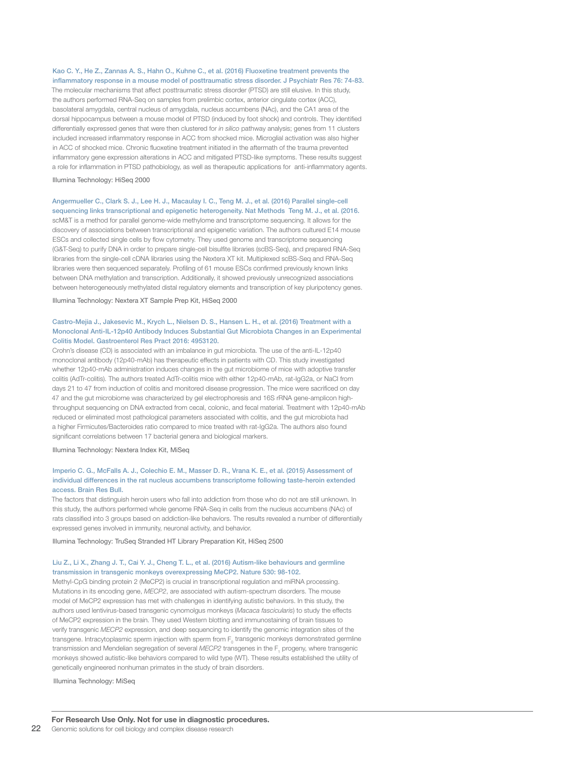**Kao C. Y., He Z., Zannas A. S., Hahn O., Kuhne C., et al. (2016) Fluoxetine treatment prevents the inflammatory response in a mouse model of posttraumatic stress disorder. J Psychiatr Res 76: 74-83.**

The molecular mechanisms that affect posttraumatic stress disorder (PTSD) are still elusive. In this study, the authors performed RNA-Seq on samples from prelimbic cortex, anterior cingulate cortex (ACC), basolateral amygdala, central nucleus of amygdala, nucleus accumbens (NAc), and the CA1 area of the dorsal hippocampus between a mouse model of PTSD (induced by foot shock) and controls. They identified differentially expressed genes that were then clustered for *in silico* pathway analysis; genes from 11 clusters included increased inflammatory response in ACC from shocked mice. Microglial activation was also higher in ACC of shocked mice. Chronic fluoxetine treatment initiated in the aftermath of the trauma prevented inflammatory gene expression alterations in ACC and mitigated PTSD-like symptoms. These results suggest a role for inflammation in PTSD pathobiology, as well as therapeutic applications for anti-inflammatory agents.

Illumina Technology: HiSeq 2000

**Angermueller C., Clark S. J., Lee H. J., Macaulay I. C., Teng M. J., et al. (2016) Parallel single-cell sequencing links transcriptional and epigenetic heterogeneity. Nat Methods Teng M. J., et al. (2016.**

scM&T is a method for parallel genome-wide methylome and transcriptome sequencing. It allows for the discovery of associations between transcriptional and epigenetic variation. The authors cultured E14 mouse ESCs and collected single cells by flow cytometry. They used genome and transcriptome sequencing (G&T-Seq) to purify DNA in order to prepare single-cell bisulfite libraries (scBS-Seq), and prepared RNA-Seq libraries from the single-cell cDNA libraries using the Nextera XT kit. Multiplexed scBS-Seq and RNA-Seq libraries were then sequenced separately. Profiling of 61 mouse ESCs confirmed previously known links between DNA methylation and transcription. Additionally, it showed previously unrecognized associations between heterogeneously methylated distal regulatory elements and transcription of key pluripotency genes.

Illumina Technology: Nextera XT Sample Prep Kit, HiSeq 2000

**Castro-Mejia J., Jakesevic M., Krych L., Nielsen D. S., Hansen L. H., et al. (2016) Treatment with a Monoclonal Anti-IL-12p40 Antibody Induces Substantial Gut Microbiota Changes in an Experimental Colitis Model. Gastroenterol Res Pract 2016: 4953120.**

Crohn's disease (CD) is associated with an imbalance in gut microbiota. The use of the anti-IL-12p40 monoclonal antibody (12p40-mAb) has therapeutic effects in patients with CD. This study investigated whether 12p40-mAb administration induces changes in the gut microbiome of mice with adoptive transfer colitis (AdTr-colitis). The authors treated AdTr-colitis mice with either 12p40-mAb, rat-IgG2a, or NaCl from days 21 to 47 from induction of colitis and monitored disease progression. The mice were sacrificed on day 47 and the gut microbiome was characterized by gel electrophoresis and 16S rRNA gene-amplicon high-throughput sequencing on DNA extracted from cecal, colonic, and fecal material. Treatment with 12p40-mAb reduced or eliminated most pathological parameters associated with colitis, and the gut microbiota had a higher Firmicutes/Bacteroides ratio compared to mice treated with rat-IgG2a. The authors also found significant correlations between 17 bacterial genera and biological markers.

Illumina Technology: Nextera Index Kit, MiSeq

**Imperio C. G., McFalls A. J., Colechio E. M., Masser D. R., Vrana K. E., et al. (2015) Assessment of individual differences in the rat nucleus accumbens transcriptome following taste-heroin extended access. Brain Res Bull.**

The factors that distinguish heroin users who fall into addiction from those who do not are still unknown. In this study, the authors performed whole genome RNA-Seq in cells from the nucleus accumbens (NAc) of rats classified into 3 groups based on addiction-like behaviors. The results revealed a number of differentially expressed genes involved in immunity, neuronal activity, and behavior.

Illumina Technology: TruSeq Stranded HT Library Preparation Kit, HiSeq 2500

**Liu Z., Li X., Zhang J. T., Cai Y. J., Cheng T. L., et al. (2016) Autism-like behaviours and germline transmission in transgenic monkeys overexpressing MeCP2. Nature 530: 98-102.**

Methyl-CpG binding protein 2 (MeCP2) is crucial in transcriptional regulation and miRNA processing. Mutations in its encoding gene, *MECP2*, are associated with autism-spectrum disorders. The mouse model of MeCP2 expression has met with challenges in identifying autistic behaviors. In this study, the authors used lentivirus-based transgenic cynomolgus monkeys (*Macaca fascicularis*) to study the effects of MeCP2 expression in the brain. They used Western blotting and immunostaining of brain tissues to verify transgenic *MECP2* expression, and deep sequencing to identify the genomic integration sites of the transgene. Intracytoplasmic sperm injection with sperm from $F_0$ transgenic monkeys demonstrated germline transmission and Mendelian segregation of several *MECP2* transgenes in the $F_1$ progeny, where transgenic monkeys showed autistic-like behaviors compared to wild type (WT). These results established the utility of genetically engineered nonhuman primates in the study of brain disorders.

Illumina Technology: MiSeq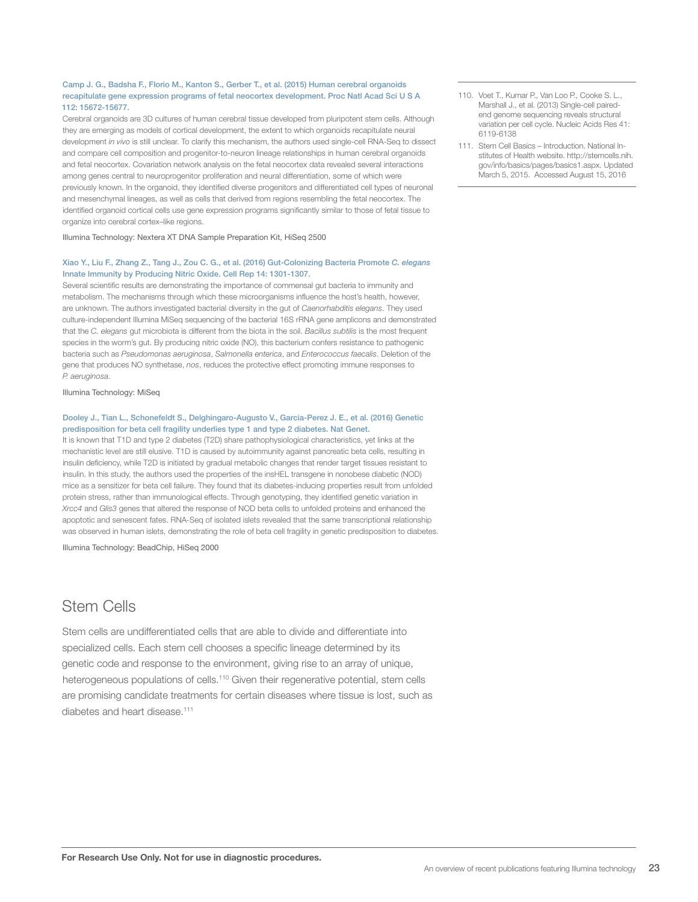Camp J. G., Badsha F., Florio M., Kanton S., Gerber T., et al. (2015) Human cerebral organoids recapitulate gene expression programs of fetal neocortex development. Proc Natl Acad Sci U S A 112: 15672-15677.

Cerebral organoids are 3D cultures of human cerebral tissue developed from pluripotent stem cells. Although they are emerging as models of cortical development, the extent to which organoids recapitulate neural development *in vivo* is still unclear. To clarify this mechanism, the authors used single-cell RNA-Seq to dissect and compare cell composition and progenitor-to-neuron lineage relationships in human cerebral organoids and fetal neocortex. Covariation network analysis on the fetal neocortex data revealed several interactions among genes central to neuroprogenitor proliferation and neural differentiation, some of which were previously known. In the organoid, they identified diverse progenitors and differentiated cell types of neuronal and mesenchymal lineages, as well as cells that derived from regions resembling the fetal neocortex. The identified organoid cortical cells use gene expression programs significantly similar to those of fetal tissue to organize into cerebral cortex–like regions.

Illumina Technology: Nextera XT DNA Sample Preparation Kit, HiSeq 2500

Xiao Y., Liu F., Zhang Z., Tang J., Zou C. G., et al. (2016) Gut-Colonizing Bacteria Promote *C. elegans* Innate Immunity by Producing Nitric Oxide. Cell Rep 14: 1301-1307.

Several scientific results are demonstrating the importance of commensal gut bacteria to immunity and metabolism. The mechanisms through which these microorganisms influence the host's health, however, are unknown. The authors investigated bacterial diversity in the gut of *Caenorhabditis elegans*. They used culture-independent Illumina MiSeq sequencing of the bacterial 16S rRNA gene amplicons and demonstrated that the *C. elegans* gut microbiota is different from the biota in the soil. *Bacillus subtilis* is the most frequent species in the worm's gut. By producing nitric oxide (NO), this bacterium confers resistance to pathogenic bacteria such as *Pseudomonas aeruginosa*, *Salmonella enterica*, and *Enterococcus faecalis*. Deletion of the gene that produces NO synthetase, *nos*, reduces the protective effect promoting immune responses to *P. aeruginosa*.

Illumina Technology: MiSeq

Dooley J., Tian L., Schonefeldt S., Delghingaro-Augusto V., Garcia-Perez J. E., et al. (2016) Genetic predisposition for beta cell fragility underlies type 1 and type 2 diabetes. Nat Genet.

It is known that T1D and type 2 diabetes (T2D) share pathophysiological characteristics, yet links at the mechanistic level are still elusive. T1D is caused by autoimmunity against pancreatic beta cells, resulting in insulin deficiency, while T2D is initiated by gradual metabolic changes that render target tissues resistant to insulin. In this study, the authors used the properties of the insHEL transgene in nonobese diabetic (NOD) mice as a sensitizer for beta cell failure. They found that its diabetes-inducing properties result from unfolded protein stress, rather than immunological effects. Through genotyping, they identified genetic variation in *Xrcc4* and *Glis3* genes that altered the response of NOD beta cells to unfolded proteins and enhanced the apoptotic and senescent fates. RNA-Seq of isolated islets revealed that the same transcriptional relationship was observed in human islets, demonstrating the role of beta cell fragility in genetic predisposition to diabetes.

Illumina Technology: BeadChip, HiSeq 2000

## Stem Cells

Stem cells are undifferentiated cells that are able to divide and differentiate into specialized cells. Each stem cell chooses a specific lineage determined by its genetic code and response to the environment, giving rise to an array of unique, heterogeneous populations of cells.[110] Given their regenerative potential, stem cells are promising candidate treatments for certain diseases where tissue is lost, such as diabetes and heart disease.[111]

110. Voet T., Kumar P., Van Loo P., Cooke S. L., Marshall J., et al. (2013) Single-cell paired-end genome sequencing reveals structural variation per cell cycle. Nucleic Acids Res 41: 6119-6138
111. Stem Cell Basics – Introduction. National Institutes of Health website. http://stemcells.nih.gov/info/basics/pages/basics1.aspx. Updated March 5, 2015. Accessed August 15, 2016

**For Research Use Only. Not for use in diagnostic procedures.**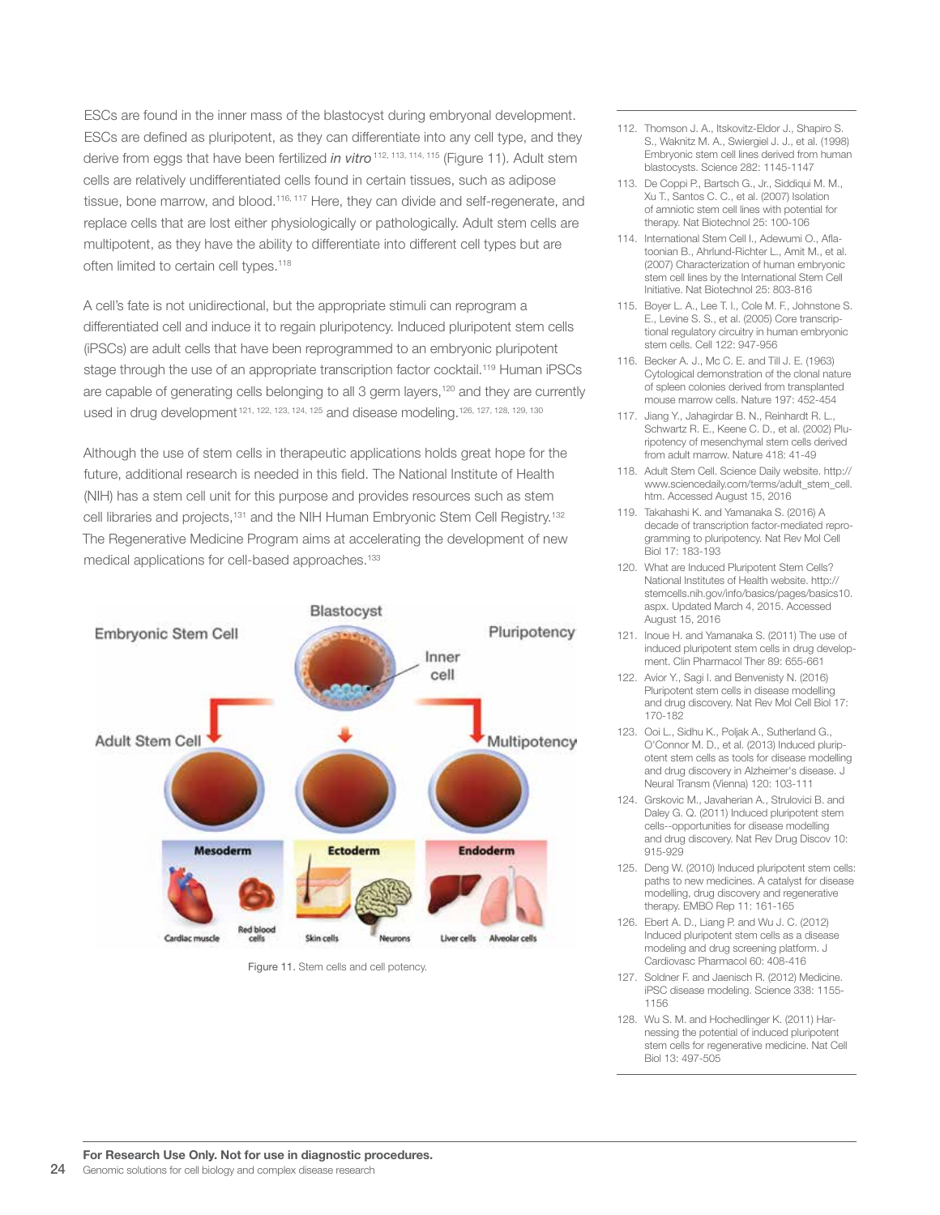ESCs are found in the inner mass of the blastocyst during embryonal development. ESCs are defined as pluripotent, as they can differentiate into any cell type, and they derive from eggs that have been fertilized *in vitro* [112, 113, 114, 115] (Figure 11). Adult stem cells are relatively undifferentiated cells found in certain tissues, such as adipose tissue, bone marrow, and blood.[116, 117] Here, they can divide and self-regenerate, and replace cells that are lost either physiologically or pathologically. Adult stem cells are multipotent, as they have the ability to differentiate into different cell types but are often limited to certain cell types.[118]

A cell's fate is not unidirectional, but the appropriate stimuli can reprogram a differentiated cell and induce it to regain pluripotency. Induced pluripotent stem cells (iPSCs) are adult cells that have been reprogrammed to an embryonic pluripotent stage through the use of an appropriate transcription factor cocktail.[119] Human iPSCs are capable of generating cells belonging to all 3 germ layers,[120] and they are currently used in drug development[121, 122, 123, 124, 125] and disease modeling.[126, 127, 128, 129, 130]

Although the use of stem cells in therapeutic applications holds great hope for the future, additional research is needed in this field. The National Institute of Health (NIH) has a stem cell unit for this purpose and provides resources such as stem cell libraries and projects,[131] and the NIH Human Embryonic Stem Cell Registry.[132] The Regenerative Medicine Program aims at accelerating the development of new medical applications for cell-based approaches.[133]

Figure 11. Stem cells and cell potency.

112. Thomson J. A., Itskovitz-Eldor J., Shapiro S. S., Waknitz M. A., Swiergiel J. J., et al. (1998) Embryonic stem cell lines derived from human blastocysts. Science 282: 1145-1147
113. De Coppi P., Bartsch G., Jr., Siddiqui M. M., Xu T., Santos C. C., et al. (2007) Isolation of amniotic stem cell lines with potential for therapy. Nat Biotechnol 25: 100-106
114. International Stem Cell I., Adewumi O., Aflatoonian B., Ahrlund-Richter L., Amit M., et al. (2007) Characterization of human embryonic stem cell lines by the International Stem Cell Initiative. Nat Biotechnol 25: 803-816
115. Boyer L. A., Lee T. I., Cole M. F., Johnstone S. E., Levine S. S., et al. (2005) Core transcriptional regulatory circuitry in human embryonic stem cells. Cell 122: 947-956
116. Becker A. J., Mc C. E. and Till J. E. (1963) Cytological demonstration of the clonal nature of spleen colonies derived from transplanted mouse marrow cells. Nature 197: 452-454
117. Jiang Y., Jahagirdar B. N., Reinhardt R. L., Schwartz R. E., Keene C. D., et al. (2002) Pluripotency of mesenchymal stem cells derived from adult marrow. Nature 418: 41-49
118. Adult Stem Cell. Science Daily website. http://www.sciencedaily.com/terms/adult_stem_cell.htm. Accessed August 15, 2016
119. Takahashi K. and Yamanaka S. (2016) A decade of transcription factor-mediated reprogramming to pluripotency. Nat Rev Mol Cell Biol 17: 183-193
120. What are Induced Pluripotent Stem Cells? National Institutes of Health website. http://stemcells.nih.gov/info/basics/pages/basics10.aspx. Updated March 4, 2015. Accessed August 15, 2016
121. Inoue H. and Yamanaka S. (2011) The use of induced pluripotent stem cells in drug development. Clin Pharmacol Ther 89: 655-661
122. Avior Y., Sagi I. and Benvenisty N. (2016) Pluripotent stem cells in disease modelling and drug discovery. Nat Rev Mol Cell Biol 17: 170-182
123. Ooi L., Sidhu K., Poljak A., Sutherland G., O'Connor M. D., et al. (2013) Induced pluripotent stem cells as tools for disease modelling and drug discovery in Alzheimer's disease. J Neural Transm (Vienna) 120: 103-111
124. Grskovic M., Javaherian A., Strulovici B. and Daley G. Q. (2011) Induced pluripotent stem cells--opportunities for disease modelling and drug discovery. Nat Rev Drug Discov 10: 915-929
125. Deng W. (2010) Induced pluripotent stem cells: paths to new medicines. A catalyst for disease modelling, drug discovery and regenerative therapy. EMBO Rep 11: 161-165
126. Ebert A. D., Liang P. and Wu J. C. (2012) Induced pluripotent stem cells as a disease modeling and drug screening platform. J Cardiovasc Pharmacol 60: 408-416
127. Soldner F. and Jaenisch R. (2012) Medicine. iPSC disease modeling. Science 338: 1155-1156
128. Wu S. M. and Hochedlinger K. (2011) Harnessing the potential of induced pluripotent stem cells for regenerative medicine. Nat Cell Biol 13: 497-505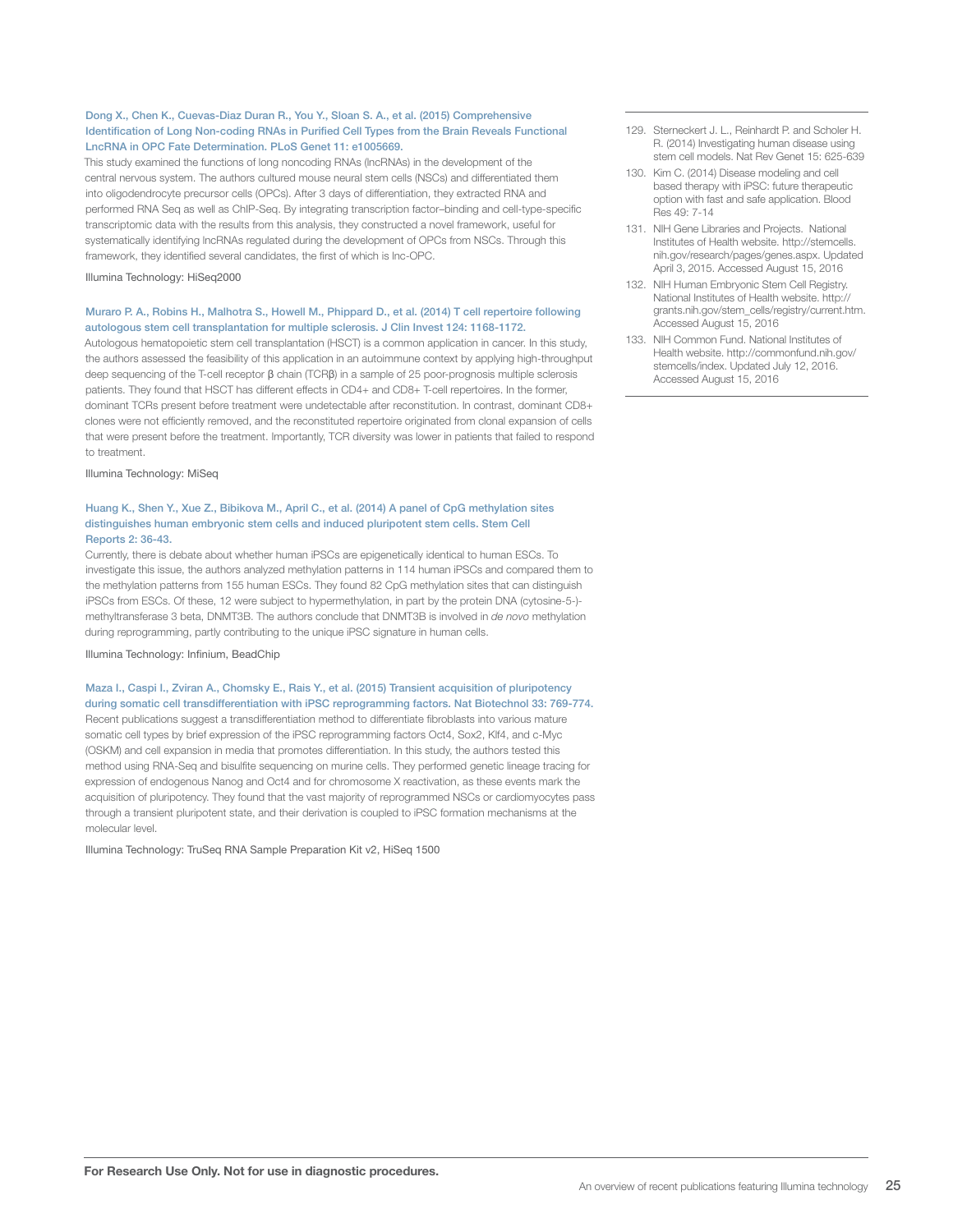**Dong X., Chen K., Cuevas-Diaz Duran R., You Y., Sloan S. A., et al. (2015) Comprehensive Identification of Long Non-coding RNAs in Purified Cell Types from the Brain Reveals Functional LncRNA in OPC Fate Determination. PLoS Genet 11: e1005669.**

This study examined the functions of long noncoding RNAs (lncRNAs) in the development of the central nervous system. The authors cultured mouse neural stem cells (NSCs) and differentiated them into oligodendrocyte precursor cells (OPCs). After 3 days of differentiation, they extracted RNA and performed RNA Seq as well as ChIP-Seq. By integrating transcription factor–binding and cell-type-specific transcriptomic data with the results from this analysis, they constructed a novel framework, useful for systematically identifying lncRNAs regulated during the development of OPCs from NSCs. Through this framework, they identified several candidates, the first of which is lnc-OPC.

Illumina Technology: HiSeq2000

**Muraro P. A., Robins H., Malhotra S., Howell M., Phippard D., et al. (2014) T cell repertoire following autologous stem cell transplantation for multiple sclerosis. J Clin Invest 124: 1168-1172.**

Autologous hematopoietic stem cell transplantation (HSCT) is a common application in cancer. In this study, the authors assessed the feasibility of this application in an autoimmune context by applying high-throughput deep sequencing of the T-cell receptor β chain (TCRβ) in a sample of 25 poor-prognosis multiple sclerosis patients. They found that HSCT has different effects in CD4+ and CD8+ T-cell repertoires. In the former, dominant TCRs present before treatment were undetectable after reconstitution. In contrast, dominant CD8+ clones were not efficiently removed, and the reconstituted repertoire originated from clonal expansion of cells that were present before the treatment. Importantly, TCR diversity was lower in patients that failed to respond to treatment.

Illumina Technology: MiSeq

**Huang K., Shen Y., Xue Z., Bibikova M., April C., et al. (2014) A panel of CpG methylation sites distinguishes human embryonic stem cells and induced pluripotent stem cells. Stem Cell Reports 2: 36-43.**

Currently, there is debate about whether human iPSCs are epigenetically identical to human ESCs. To investigate this issue, the authors analyzed methylation patterns in 114 human iPSCs and compared them to the methylation patterns from 155 human ESCs. They found 82 CpG methylation sites that can distinguish iPSCs from ESCs. Of these, 12 were subject to hypermethylation, in part by the protein DNA (cytosine-5-)-methyltransferase 3 beta, DNMT3B. The authors conclude that DNMT3B is involved in *de novo* methylation during reprogramming, partly contributing to the unique iPSC signature in human cells.

Illumina Technology: Infinium, BeadChip

**Maza I., Caspi I., Zviran A., Chomsky E., Rais Y., et al. (2015) Transient acquisition of pluripotency during somatic cell transdifferentiation with iPSC reprogramming factors. Nat Biotechnol 33: 769-774.**

Recent publications suggest a transdifferentiation method to differentiate fibroblasts into various mature somatic cell types by brief expression of the iPSC reprogramming factors Oct4, Sox2, Klf4, and c-Myc (OSKM) and cell expansion in media that promotes differentiation. In this study, the authors tested this method using RNA-Seq and bisulfite sequencing on murine cells. They performed genetic lineage tracing for expression of endogenous Nanog and Oct4 and for chromosome X reactivation, as these events mark the acquisition of pluripotency. They found that the vast majority of reprogrammed NSCs or cardiomyocytes pass through a transient pluripotent state, and their derivation is coupled to iPSC formation mechanisms at the molecular level.

Illumina Technology: TruSeq RNA Sample Preparation Kit v2, HiSeq 1500

---

129. Sterneckert J. L., Reinhardt P. and Scholer H. R. (2014) Investigating human disease using stem cell models. Nat Rev Genet 15: 625-639
130. Kim C. (2014) Disease modeling and cell based therapy with iPSC: future therapeutic option with fast and safe application. Blood Res 49: 7-14
131. NIH Gene Libraries and Projects. National Institutes of Health website. http://stemcells.nih.gov/research/pages/genes.aspx. Updated April 3, 2015. Accessed August 15, 2016
132. NIH Human Embryonic Stem Cell Registry. National Institutes of Health website. http://grants.nih.gov/stem_cells/registry/current.htm. Accessed August 15, 2016
133. NIH Common Fund. National Institutes of Health website. http://commonfund.nih.gov/stemcells/index. Updated July 12, 2016. Accessed August 15, 2016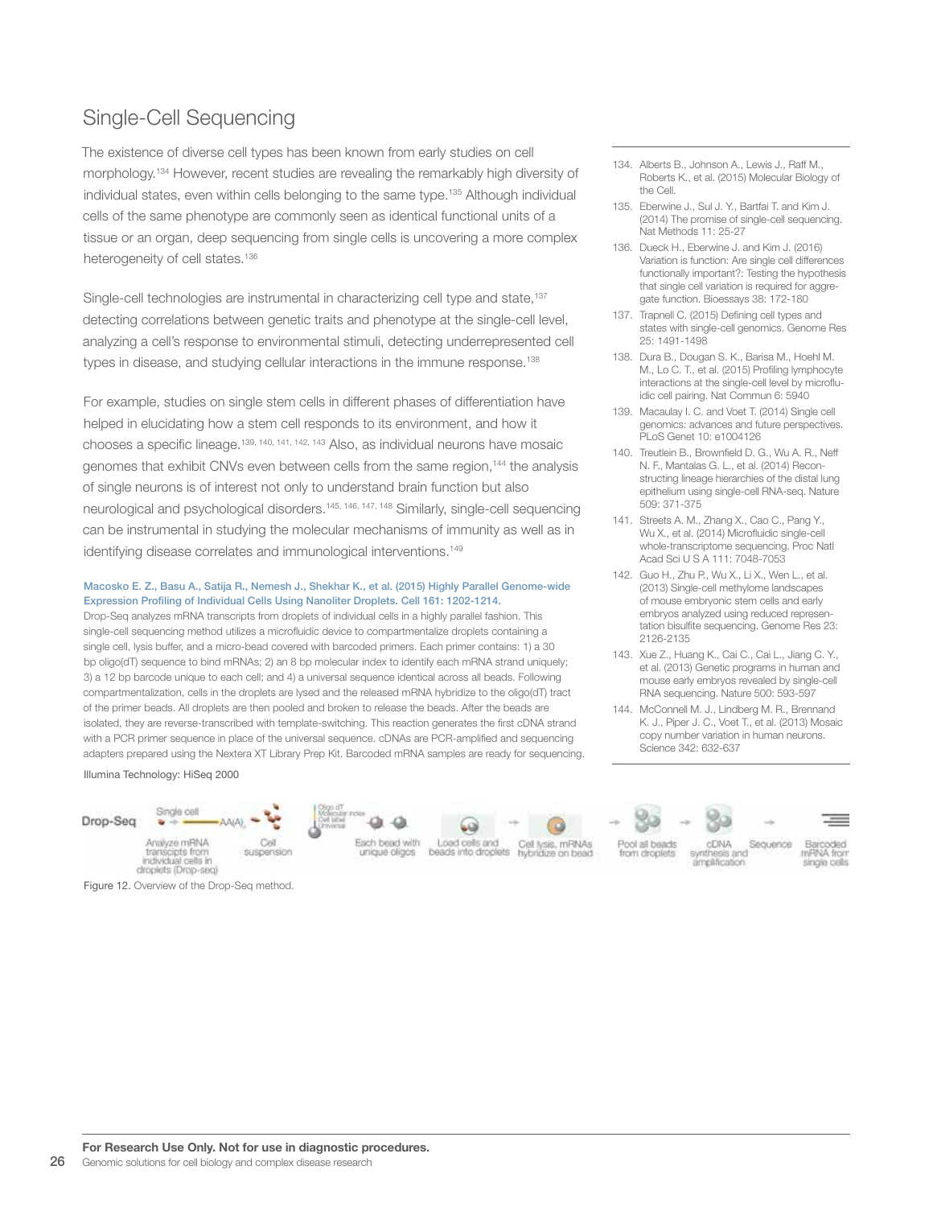# Single-Cell Sequencing

The existence of diverse cell types has been known from early studies on cell morphology.[134] However, recent studies are revealing the remarkably high diversity of individual states, even within cells belonging to the same type.[135] Although individual cells of the same phenotype are commonly seen as identical functional units of a tissue or an organ, deep sequencing from single cells is uncovering a more complex heterogeneity of cell states.[136]

Single-cell technologies are instrumental in characterizing cell type and state,[137] detecting correlations between genetic traits and phenotype at the single-cell level, analyzing a cell's response to environmental stimuli, detecting underrepresented cell types in disease, and studying cellular interactions in the immune response.[138]

For example, studies on single stem cells in different phases of differentiation have helped in elucidating how a stem cell responds to its environment, and how it chooses a specific lineage.[139, 140, 141, 142, 143] Also, as individual neurons have mosaic genomes that exhibit CNVs even between cells from the same region,[144] the analysis of single neurons is of interest not only to understand brain function but also neurological and psychological disorders.[145, 146, 147, 148] Similarly, single-cell sequencing can be instrumental in studying the molecular mechanisms of immunity as well as in identifying disease correlates and immunological interventions.[149]

**Macosko E. Z., Basu A., Satija R., Nemesh J., Shekhar K., et al. (2015) Highly Parallel Genome-wide Expression Profiling of Individual Cells Using Nanoliter Droplets. Cell 161: 1202-1214.**

Drop-Seq analyzes mRNA transcripts from droplets of individual cells in a highly parallel fashion. This single-cell sequencing method utilizes a microfluidic device to compartmentalize droplets containing a single cell, lysis buffer, and a micro-bead covered with barcoded primers. Each primer contains: 1) a 30 bp oligo(dT) sequence to bind mRNAs; 2) an 8 bp molecular index to identify each mRNA strand uniquely; 3) a 12 bp barcode unique to each cell; and 4) a universal sequence identical across all beads. Following compartmentalization, cells in the droplets are lysed and the released mRNA hybridize to the oligo(dT) tract of the primer beads. All droplets are then pooled and broken to release the beads. After the beads are isolated, they are reverse-transcribed with template-switching. This reaction generates the first cDNA strand with a PCR primer sequence in place of the universal sequence. cDNAs are PCR-amplified and sequencing adapters prepared using the Nextera XT Library Prep Kit. Barcoded mRNA samples are ready for sequencing.

Illumina Technology: HiSeq 2000

Figure 12. Overview of the Drop-Seq method.

134. Alberts B., Johnson A., Lewis J., Raff M., Roberts K., et al. (2015) Molecular Biology of the Cell.
135. Eberwine J., Sul J. Y., Bartfai T. and Kim J. (2014) The promise of single-cell sequencing. Nat Methods 11: 25-27
136. Dueck H., Eberwine J. and Kim J. (2016) Variation is function: Are single cell differences functionally important?: Testing the hypothesis that single cell variation is required for aggregate function. Bioessays 38: 172-180
137. Trapnell C. (2015) Defining cell types and states with single-cell genomics. Genome Res 25: 1491-1498
138. Dura B., Dougan S. K., Barisa M., Hoehl M. M., Lo C. T., et al. (2015) Profiling lymphocyte interactions at the single-cell level by microfluidic cell pairing. Nat Commun 6: 5940
139. Macaulay I. C. and Voet T. (2014) Single cell genomics: advances and future perspectives. PLoS Genet 10: e1004126
140. Treutlein B., Brownfield D. G., Wu A. R., Neff N. F., Mantalas G. L., et al. (2014) Reconstructing lineage hierarchies of the distal lung epithelium using single-cell RNA-seq. Nature 509: 371-375
141. Streets A. M., Zhang X., Cao C., Pang Y., Wu X., et al. (2014) Microfluidic single-cell whole-transcriptome sequencing. Proc Natl Acad Sci U S A 111: 7048-7053
142. Guo H., Zhu P., Wu X., Li X., Wen L., et al. (2013) Single-cell methylome landscapes of mouse embryonic stem cells and early embryos analyzed using reduced representation bisulfite sequencing. Genome Res 23: 2126-2135
143. Xue Z., Huang K., Cai C., Cai L., Jiang C. Y., et al. (2013) Genetic programs in human and mouse early embryos revealed by single-cell RNA sequencing. Nature 500: 593-597
144. McConnell M. J., Lindberg M. R., Brennand K. J., Piper J. C., Voet T., et al. (2013) Mosaic copy number variation in human neurons. Science 342: 632-637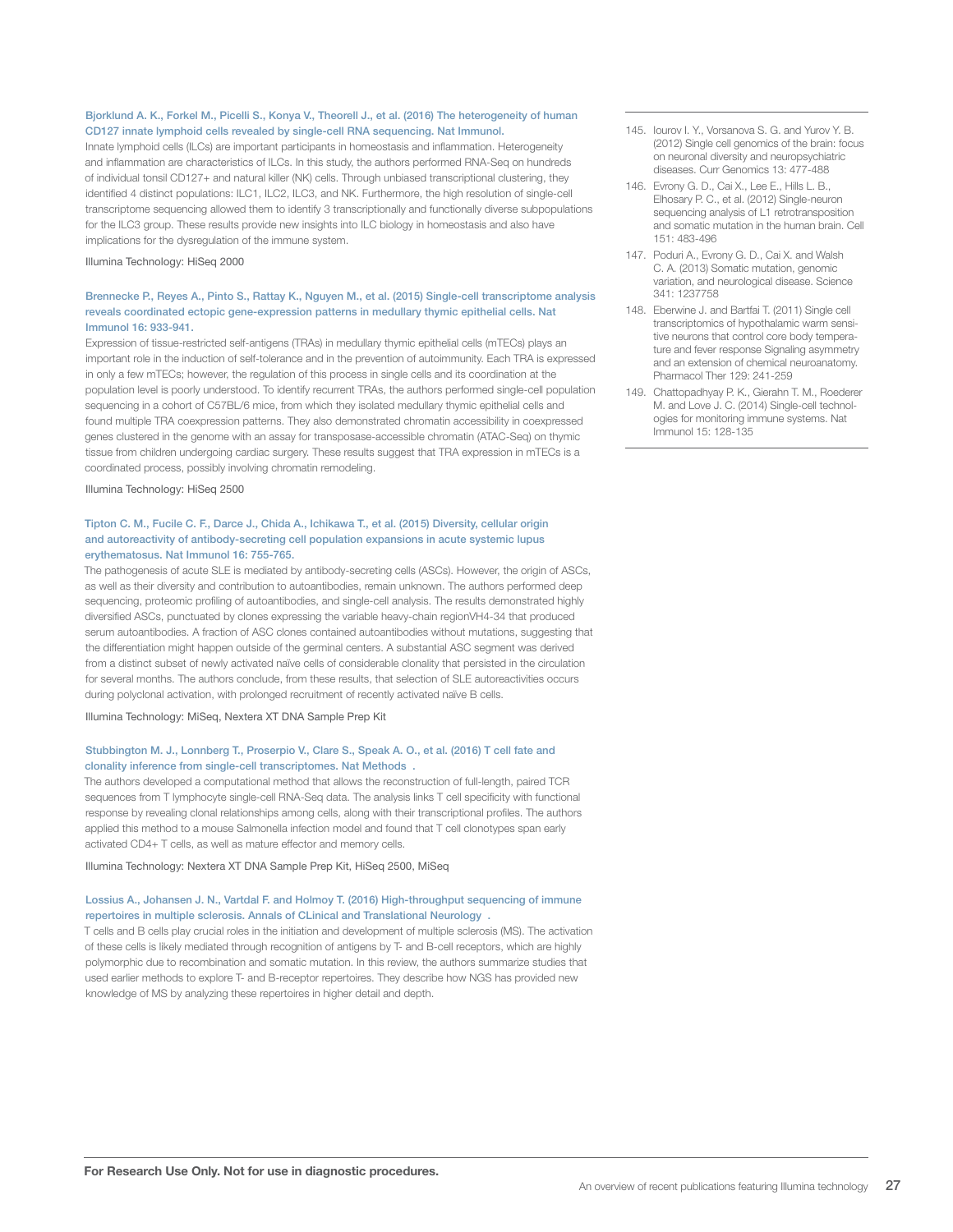**Bjorklund A. K., Forkel M., Picelli S., Konya V., Theorell J., et al. (2016) The heterogeneity of human CD127 innate lymphoid cells revealed by single-cell RNA sequencing. Nat Immunol.**

Innate lymphoid cells (ILCs) are important participants in homeostasis and inflammation. Heterogeneity and inflammation are characteristics of ILCs. In this study, the authors performed RNA-Seq on hundreds of individual tonsil CD127+ and natural killer (NK) cells. Through unbiased transcriptional clustering, they identified 4 distinct populations: ILC1, ILC2, ILC3, and NK. Furthermore, the high resolution of single-cell transcriptome sequencing allowed them to identify 3 transcriptionally and functionally diverse subpopulations for the ILC3 group. These results provide new insights into ILC biology in homeostasis and also have implications for the dysregulation of the immune system.

Illumina Technology: HiSeq 2000

**Brennecke P., Reyes A., Pinto S., Rattay K., Nguyen M., et al. (2015) Single-cell transcriptome analysis reveals coordinated ectopic gene-expression patterns in medullary thymic epithelial cells. Nat Immunol 16: 933-941.**

Expression of tissue-restricted self-antigens (TRAs) in medullary thymic epithelial cells (mTECs) plays an important role in the induction of self-tolerance and in the prevention of autoimmunity. Each TRA is expressed in only a few mTECs; however, the regulation of this process in single cells and its coordination at the population level is poorly understood. To identify recurrent TRAs, the authors performed single-cell population sequencing in a cohort of C57BL/6 mice, from which they isolated medullary thymic epithelial cells and found multiple TRA coexpression patterns. They also demonstrated chromatin accessibility in coexpressed genes clustered in the genome with an assay for transposase-accessible chromatin (ATAC-Seq) on thymic tissue from children undergoing cardiac surgery. These results suggest that TRA expression in mTECs is a coordinated process, possibly involving chromatin remodeling.

Illumina Technology: HiSeq 2500

**Tipton C. M., Fucile C. F., Darce J., Chida A., Ichikawa T., et al. (2015) Diversity, cellular origin and autoreactivity of antibody-secreting cell population expansions in acute systemic lupus erythematosus. Nat Immunol 16: 755-765.**

The pathogenesis of acute SLE is mediated by antibody-secreting cells (ASCs). However, the origin of ASCs, as well as their diversity and contribution to autoantibodies, remain unknown. The authors performed deep sequencing, proteomic profiling of autoantibodies, and single-cell analysis. The results demonstrated highly diversified ASCs, punctuated by clones expressing the variable heavy-chain regionVH4-34 that produced serum autoantibodies. A fraction of ASC clones contained autoantibodies without mutations, suggesting that the differentiation might happen outside of the germinal centers. A substantial ASC segment was derived from a distinct subset of newly activated naïve cells of considerable clonality that persisted in the circulation for several months. The authors conclude, from these results, that selection of SLE autoreactivities occurs during polyclonal activation, with prolonged recruitment of recently activated naïve B cells.

Illumina Technology: MiSeq, Nextera XT DNA Sample Prep Kit

**Stubbington M. J., Lonnberg T., Proserpio V., Clare S., Speak A. O., et al. (2016) T cell fate and clonality inference from single-cell transcriptomes. Nat Methods .**

The authors developed a computational method that allows the reconstruction of full-length, paired TCR sequences from T lymphocyte single-cell RNA-Seq data. The analysis links T cell specificity with functional response by revealing clonal relationships among cells, along with their transcriptional profiles. The authors applied this method to a mouse Salmonella infection model and found that T cell clonotypes span early activated CD4+ T cells, as well as mature effector and memory cells.

Illumina Technology: Nextera XT DNA Sample Prep Kit, HiSeq 2500, MiSeq

**Lossius A., Johansen J. N., Vartdal F. and Holmoy T. (2016) High-throughput sequencing of immune repertoires in multiple sclerosis. Annals of CLinical and Translational Neurology .**

T cells and B cells play crucial roles in the initiation and development of multiple sclerosis (MS). The activation of these cells is likely mediated through recognition of antigens by T- and B-cell receptors, which are highly polymorphic due to recombination and somatic mutation. In this review, the authors summarize studies that used earlier methods to explore T- and B-receptor repertoires. They describe how NGS has provided new knowledge of MS by analyzing these repertoires in higher detail and depth.

145. Iourov I. Y., Vorsanova S. G. and Yurov Y. B. (2012) Single cell genomics of the brain: focus on neuronal diversity and neuropsychiatric diseases. Curr Genomics 13: 477-488
146. Evrony G. D., Cai X., Lee E., Hills L. B., Elhosary P. C., et al. (2012) Single-neuron sequencing analysis of L1 retrotransposition and somatic mutation in the human brain. Cell 151: 483-496
147. Poduri A., Evrony G. D., Cai X. and Walsh C. A. (2013) Somatic mutation, genomic variation, and neurological disease. Science 341: 1237758
148. Eberwine J. and Bartfai T. (2011) Single cell transcriptomics of hypothalamic warm sensitive neurons that control core body temperature and fever response Signaling asymmetry and an extension of chemical neuroanatomy. Pharmacol Ther 129: 241-259
149. Chattopadhyay P. K., Gierahn T. M., Roederer M. and Love J. C. (2014) Single-cell technologies for monitoring immune systems. Nat Immunol 15: 128-135

**For Research Use Only. Not for use in diagnostic procedures.**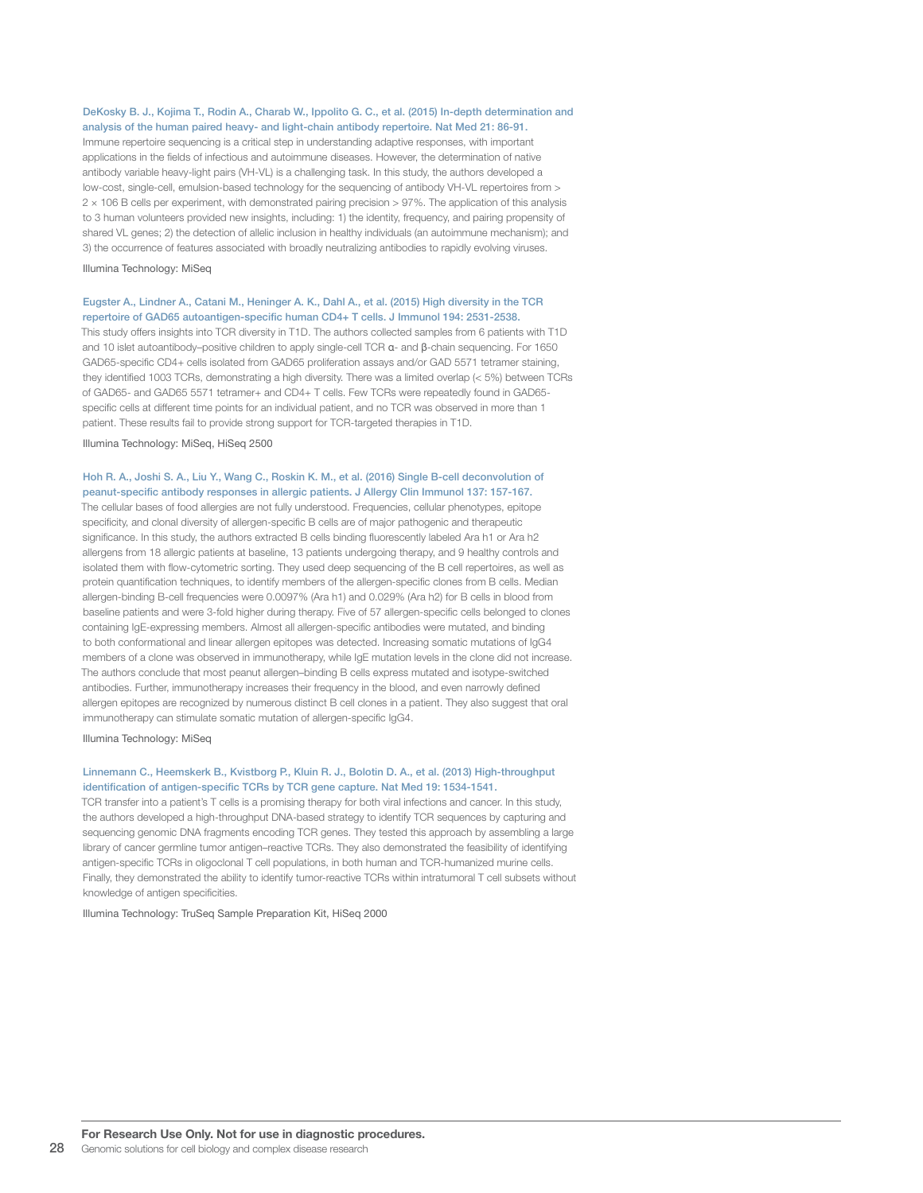DeKosky B. J., Kojima T., Rodin A., Charab W., Ippolito G. C., et al. (2015) In-depth determination and analysis of the human paired heavy- and light-chain antibody repertoire. Nat Med 21: 86-91.

Immune repertoire sequencing is a critical step in understanding adaptive responses, with important applications in the fields of infectious and autoimmune diseases. However, the determination of native antibody variable heavy-light pairs (VH-VL) is a challenging task. In this study, the authors developed a low-cost, single-cell, emulsion-based technology for the sequencing of antibody VH-VL repertoires from > $2 \times 106$ B cells per experiment, with demonstrated pairing precision > 97%. The application of this analysis to 3 human volunteers provided new insights, including: 1) the identity, frequency, and pairing propensity of shared VL genes; 2) the detection of allelic inclusion in healthy individuals (an autoimmune mechanism); and 3) the occurrence of features associated with broadly neutralizing antibodies to rapidly evolving viruses.

Illumina Technology: MiSeq

Eugster A., Lindner A., Catani M., Heninger A. K., Dahl A., et al. (2015) High diversity in the TCR repertoire of GAD65 autoantigen-specific human CD4+ T cells. J Immunol 194: 2531-2538.

This study offers insights into TCR diversity in T1D. The authors collected samples from 6 patients with T1D and 10 islet autoantibody–positive children to apply single-cell TCR α- and β-chain sequencing. For 1650 GAD65-specific CD4+ cells isolated from GAD65 proliferation assays and/or GAD 5571 tetramer staining, they identified 1003 TCRs, demonstrating a high diversity. There was a limited overlap (< 5%) between TCRs of GAD65- and GAD65 5571 tetramer+ and CD4+ T cells. Few TCRs were repeatedly found in GAD65-specific cells at different time points for an individual patient, and no TCR was observed in more than 1 patient. These results fail to provide strong support for TCR-targeted therapies in T1D.

Illumina Technology: MiSeq, HiSeq 2500

Hoh R. A., Joshi S. A., Liu Y., Wang C., Roskin K. M., et al. (2016) Single B-cell deconvolution of peanut-specific antibody responses in allergic patients. J Allergy Clin Immunol 137: 157-167.

The cellular bases of food allergies are not fully understood. Frequencies, cellular phenotypes, epitope specificity, and clonal diversity of allergen-specific B cells are of major pathogenic and therapeutic significance. In this study, the authors extracted B cells binding fluorescently labeled Ara h1 or Ara h2 allergens from 18 allergic patients at baseline, 13 patients undergoing therapy, and 9 healthy controls and isolated them with flow-cytometric sorting. They used deep sequencing of the B cell repertoires, as well as protein quantification techniques, to identify members of the allergen-specific clones from B cells. Median allergen-binding B-cell frequencies were 0.0097% (Ara h1) and 0.029% (Ara h2) for B cells in blood from baseline patients and were 3-fold higher during therapy. Five of 57 allergen-specific cells belonged to clones containing IgE-expressing members. Almost all allergen-specific antibodies were mutated, and binding to both conformational and linear allergen epitopes was detected. Increasing somatic mutations of IgG4 members of a clone was observed in immunotherapy, while IgE mutation levels in the clone did not increase. The authors conclude that most peanut allergen–binding B cells express mutated and isotype-switched antibodies. Further, immunotherapy increases their frequency in the blood, and even narrowly defined allergen epitopes are recognized by numerous distinct B cell clones in a patient. They also suggest that oral immunotherapy can stimulate somatic mutation of allergen-specific IgG4.

Illumina Technology: MiSeq

Linnemann C., Heemskerk B., Kvistborg P., Kluin R. J., Bolotin D. A., et al. (2013) High-throughput identification of antigen-specific TCRs by TCR gene capture. Nat Med 19: 1534-1541.

TCR transfer into a patient's T cells is a promising therapy for both viral infections and cancer. In this study, the authors developed a high-throughput DNA-based strategy to identify TCR sequences by capturing and sequencing genomic DNA fragments encoding TCR genes. They tested this approach by assembling a large library of cancer germline tumor antigen–reactive TCRs. They also demonstrated the feasibility of identifying antigen-specific TCRs in oligoclonal T cell populations, in both human and TCR-humanized murine cells. Finally, they demonstrated the ability to identify tumor-reactive TCRs within intratumoral T cell subsets without knowledge of antigen specificities.

Illumina Technology: TruSeq Sample Preparation Kit, HiSeq 2000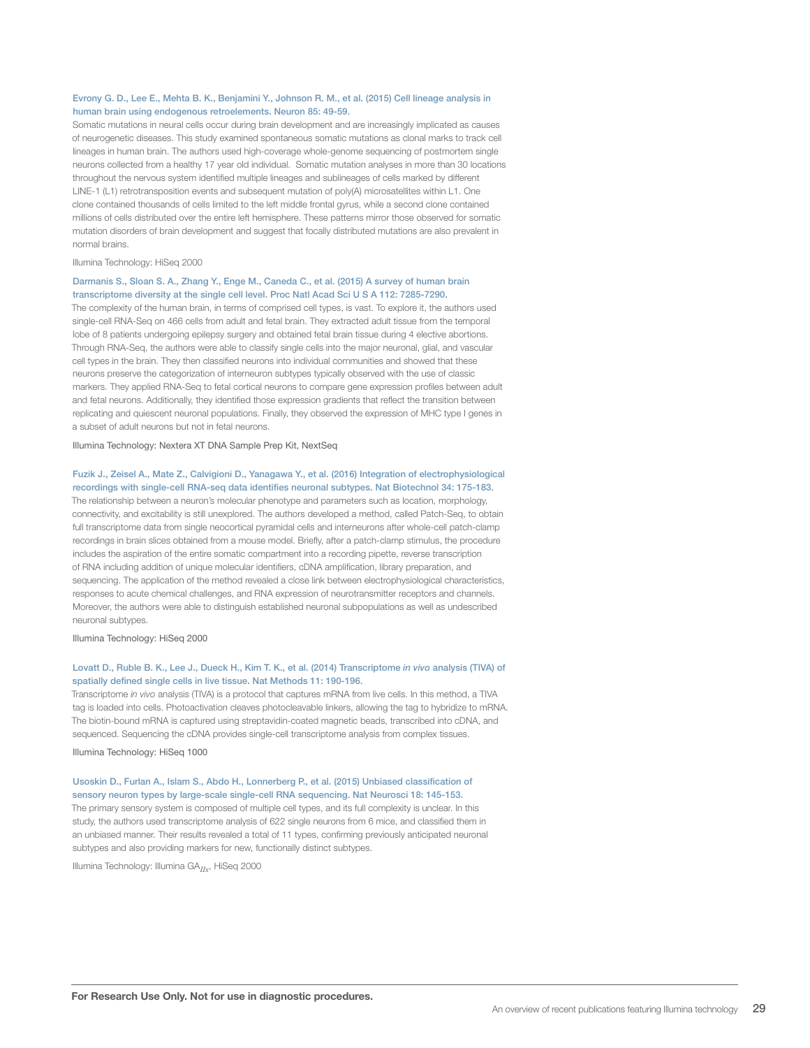Evrony G. D., Lee E., Mehta B. K., Benjamini Y., Johnson R. M., et al. (2015) Cell lineage analysis in human brain using endogenous retroelements. Neuron 85: 49-59.

Somatic mutations in neural cells occur during brain development and are increasingly implicated as causes of neurogenetic diseases. This study examined spontaneous somatic mutations as clonal marks to track cell lineages in human brain. The authors used high-coverage whole-genome sequencing of postmortem single neurons collected from a healthy 17 year old individual. Somatic mutation analyses in more than 30 locations throughout the nervous system identified multiple lineages and sublineages of cells marked by different LINE-1 (L1) retrotransposition events and subsequent mutation of poly(A) microsatellites within L1. One clone contained thousands of cells limited to the left middle frontal gyrus, while a second clone contained millions of cells distributed over the entire left hemisphere. These patterns mirror those observed for somatic mutation disorders of brain development and suggest that focally distributed mutations are also prevalent in normal brains.

Illumina Technology: HiSeq 2000

Darmanis S., Sloan S. A., Zhang Y., Enge M., Caneda C., et al. (2015) A survey of human brain transcriptome diversity at the single cell level. Proc Natl Acad Sci U S A 112: 7285-7290.

The complexity of the human brain, in terms of comprised cell types, is vast. To explore it, the authors used single-cell RNA-Seq on 466 cells from adult and fetal brain. They extracted adult tissue from the temporal lobe of 8 patients undergoing epilepsy surgery and obtained fetal brain tissue during 4 elective abortions. Through RNA-Seq, the authors were able to classify single cells into the major neuronal, glial, and vascular cell types in the brain. They then classified neurons into individual communities and showed that these neurons preserve the categorization of interneuron subtypes typically observed with the use of classic markers. They applied RNA-Seq to fetal cortical neurons to compare gene expression profiles between adult and fetal neurons. Additionally, they identified those expression gradients that reflect the transition between replicating and quiescent neuronal populations. Finally, they observed the expression of MHC type I genes in a subset of adult neurons but not in fetal neurons.

Illumina Technology: Nextera XT DNA Sample Prep Kit, NextSeq

Fuzik J., Zeisel A., Mate Z., Calvigioni D., Yanagawa Y., et al. (2016) Integration of electrophysiological recordings with single-cell RNA-seq data identifies neuronal subtypes. Nat Biotechnol 34: 175-183.

The relationship between a neuron's molecular phenotype and parameters such as location, morphology, connectivity, and excitability is still unexplored. The authors developed a method, called Patch-Seq, to obtain full transcriptome data from single neocortical pyramidal cells and interneurons after whole-cell patch-clamp recordings in brain slices obtained from a mouse model. Briefly, after a patch-clamp stimulus, the procedure includes the aspiration of the entire somatic compartment into a recording pipette, reverse transcription of RNA including addition of unique molecular identifiers, cDNA amplification, library preparation, and sequencing. The application of the method revealed a close link between electrophysiological characteristics, responses to acute chemical challenges, and RNA expression of neurotransmitter receptors and channels. Moreover, the authors were able to distinguish established neuronal subpopulations as well as undescribed neuronal subtypes.

Illumina Technology: HiSeq 2000

Lovatt D., Ruble B. K., Lee J., Dueck H., Kim T. K., et al. (2014) Transcriptome *in vivo* analysis (TIVA) of spatially defined single cells in live tissue. Nat Methods 11: 190-196.

Transcriptome *in vivo* analysis (TIVA) is a protocol that captures mRNA from live cells. In this method, a TIVA tag is loaded into cells. Photoactivation cleaves photocleavable linkers, allowing the tag to hybridize to mRNA. The biotin-bound mRNA is captured using streptavidin-coated magnetic beads, transcribed into cDNA, and sequenced. Sequencing the cDNA provides single-cell transcriptome analysis from complex tissues.

Illumina Technology: HiSeq 1000

Usoskin D., Furlan A., Islam S., Abdo H., Lonnerberg P., et al. (2015) Unbiased classification of sensory neuron types by large-scale single-cell RNA sequencing. Nat Neurosci 18: 145-153.

The primary sensory system is composed of multiple cell types, and its full complexity is unclear. In this study, the authors used transcriptome analysis of 622 single neurons from 6 mice, and classified them in an unbiased manner. Their results revealed a total of 11 types, confirming previously anticipated neuronal subtypes and also providing markers for new, functionally distinct subtypes.

Illumina Technology: Illumina $GA_{IIx}$, HiSeq 2000

**For Research Use Only. Not for use in diagnostic procedures.**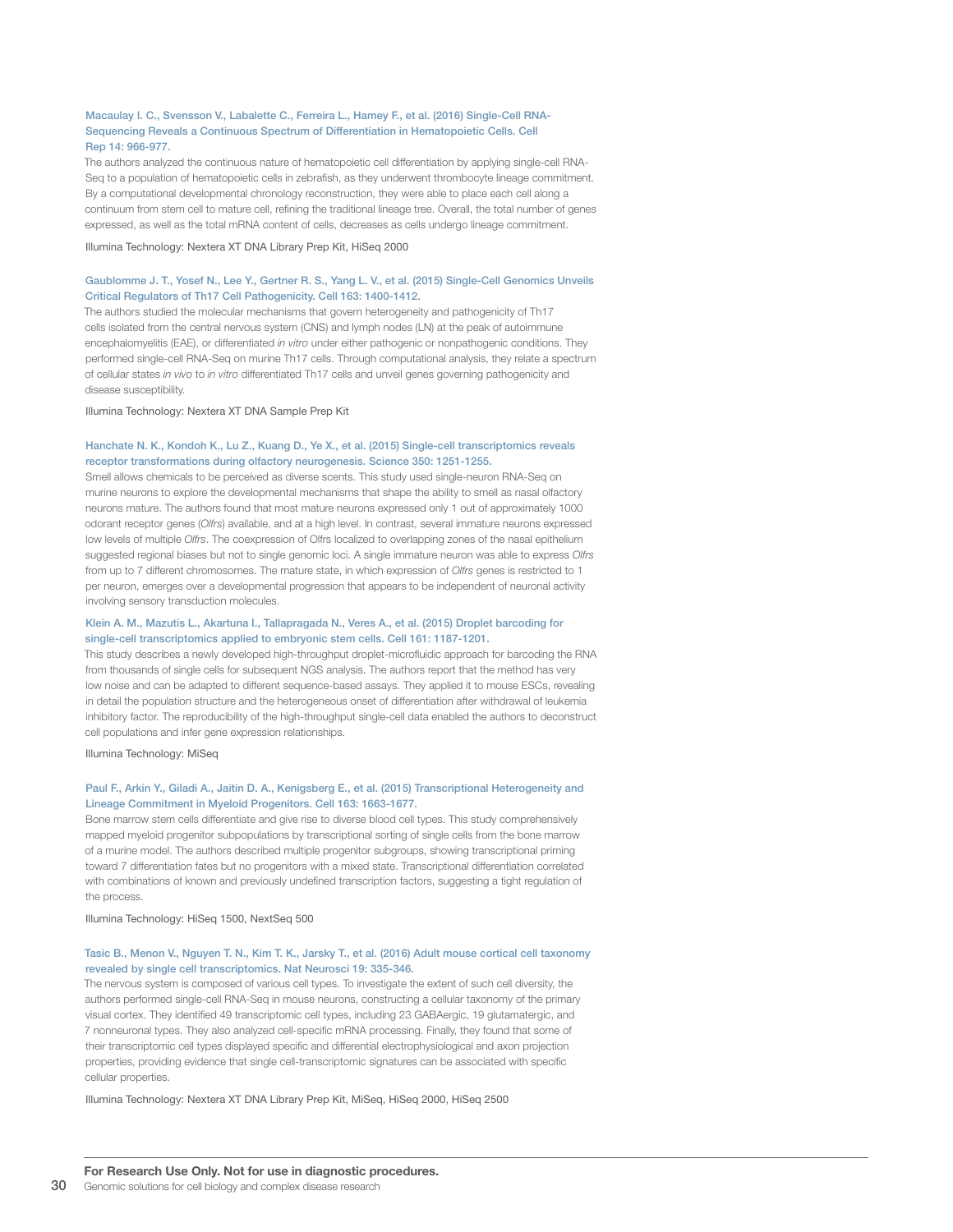Macaulay I. C., Svensson V., Labalette C., Ferreira L., Hamey F., et al. (2016) Single-Cell RNA-Sequencing Reveals a Continuous Spectrum of Differentiation in Hematopoietic Cells. Cell Rep 14: 966-977.

The authors analyzed the continuous nature of hematopoietic cell differentiation by applying single-cell RNA-Seq to a population of hematopoietic cells in zebrafish, as they underwent thrombocyte lineage commitment. By a computational developmental chronology reconstruction, they were able to place each cell along a continuum from stem cell to mature cell, refining the traditional lineage tree. Overall, the total number of genes expressed, as well as the total mRNA content of cells, decreases as cells undergo lineage commitment.

Illumina Technology: Nextera XT DNA Library Prep Kit, HiSeq 2000

Gaublomme J. T., Yosef N., Lee Y., Gertner R. S., Yang L. V., et al. (2015) Single-Cell Genomics Unveils Critical Regulators of Th17 Cell Pathogenicity. Cell 163: 1400-1412.

The authors studied the molecular mechanisms that govern heterogeneity and pathogenicity of Th17 cells isolated from the central nervous system (CNS) and lymph nodes (LN) at the peak of autoimmune encephalomyelitis (EAE), or differentiated *in vitro* under either pathogenic or nonpathogenic conditions. They performed single-cell RNA-Seq on murine Th17 cells. Through computational analysis, they relate a spectrum of cellular states *in vivo* to *in vitro* differentiated Th17 cells and unveil genes governing pathogenicity and disease susceptibility.

Illumina Technology: Nextera XT DNA Sample Prep Kit

Hanchate N. K., Kondoh K., Lu Z., Kuang D., Ye X., et al. (2015) Single-cell transcriptomics reveals receptor transformations during olfactory neurogenesis. Science 350: 1251-1255.

Smell allows chemicals to be perceived as diverse scents. This study used single-neuron RNA-Seq on murine neurons to explore the developmental mechanisms that shape the ability to smell as nasal olfactory neurons mature. The authors found that most mature neurons expressed only 1 out of approximately 1000 odorant receptor genes (*Olfrs*) available, and at a high level. In contrast, several immature neurons expressed low levels of multiple *Olfrs*. The coexpression of Olfrs localized to overlapping zones of the nasal epithelium suggested regional biases but not to single genomic loci. A single immature neuron was able to express *Olfrs* from up to 7 different chromosomes. The mature state, in which expression of *Olfrs* genes is restricted to 1 per neuron, emerges over a developmental progression that appears to be independent of neuronal activity involving sensory transduction molecules.

Klein A. M., Mazutis L., Akartuna I., Tallapragada N., Veres A., et al. (2015) Droplet barcoding for single-cell transcriptomics applied to embryonic stem cells. Cell 161: 1187-1201.

This study describes a newly developed high-throughput droplet-microfluidic approach for barcoding the RNA from thousands of single cells for subsequent NGS analysis. The authors report that the method has very low noise and can be adapted to different sequence-based assays. They applied it to mouse ESCs, revealing in detail the population structure and the heterogeneous onset of differentiation after withdrawal of leukemia inhibitory factor. The reproducibility of the high-throughput single-cell data enabled the authors to deconstruct cell populations and infer gene expression relationships.

Illumina Technology: MiSeq

Paul F., Arkin Y., Giladi A., Jaitin D. A., Kenigsberg E., et al. (2015) Transcriptional Heterogeneity and Lineage Commitment in Myeloid Progenitors. Cell 163: 1663-1677.

Bone marrow stem cells differentiate and give rise to diverse blood cell types. This study comprehensively mapped myeloid progenitor subpopulations by transcriptional sorting of single cells from the bone marrow of a murine model. The authors described multiple progenitor subgroups, showing transcriptional priming toward 7 differentiation fates but no progenitors with a mixed state. Transcriptional differentiation correlated with combinations of known and previously undefined transcription factors, suggesting a tight regulation of the process.

Illumina Technology: HiSeq 1500, NextSeq 500

Tasic B., Menon V., Nguyen T. N., Kim T. K., Jarsky T., et al. (2016) Adult mouse cortical cell taxonomy revealed by single cell transcriptomics. Nat Neurosci 19: 335-346.

The nervous system is composed of various cell types. To investigate the extent of such cell diversity, the authors performed single-cell RNA-Seq in mouse neurons, constructing a cellular taxonomy of the primary visual cortex. They identified 49 transcriptomic cell types, including 23 GABAergic, 19 glutamatergic, and 7 nonneuronal types. They also analyzed cell-specific mRNA processing. Finally, they found that some of their transcriptomic cell types displayed specific and differential electrophysiological and axon projection properties, providing evidence that single cell-transcriptomic signatures can be associated with specific cellular properties.

Illumina Technology: Nextera XT DNA Library Prep Kit, MiSeq, HiSeq 2000, HiSeq 2500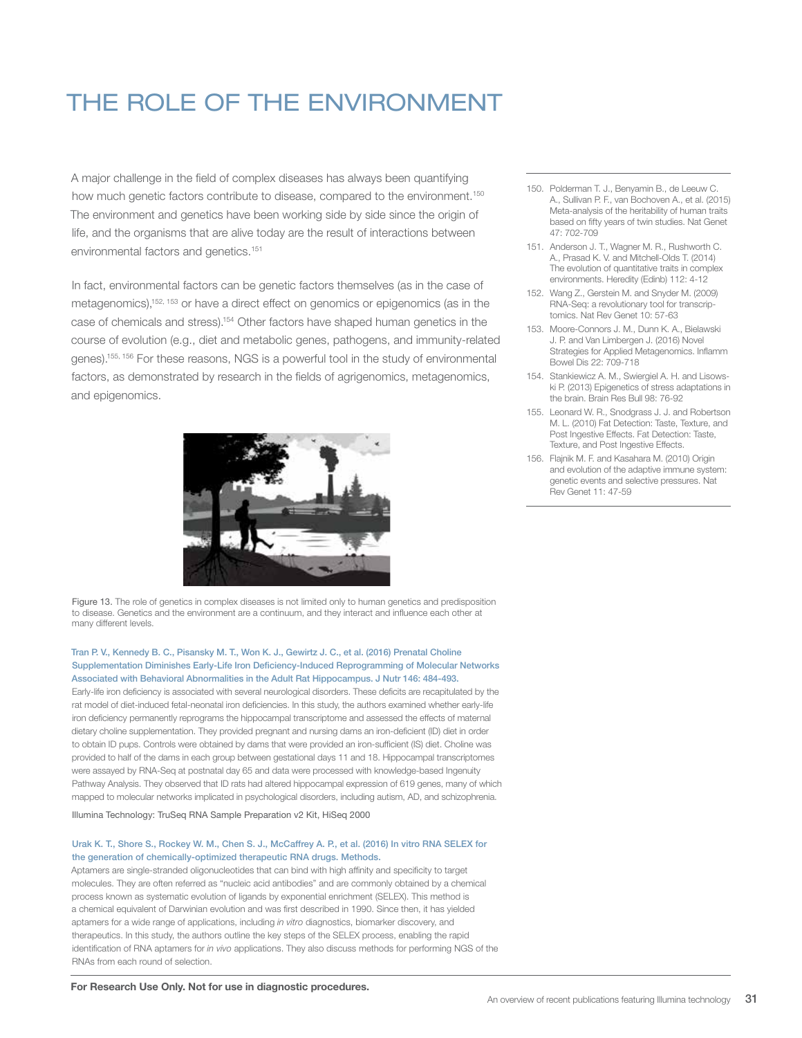# THE ROLE OF THE ENVIRONMENT

A major challenge in the field of complex diseases has always been quantifying how much genetic factors contribute to disease, compared to the environment.[150] The environment and genetics have been working side by side since the origin of life, and the organisms that are alive today are the result of interactions between environmental factors and genetics.[151]

In fact, environmental factors can be genetic factors themselves (as in the case of metagenomics),[152, 153] or have a direct effect on genomics or epigenomics (as in the case of chemicals and stress).[154] Other factors have shaped human genetics in the course of evolution (e.g., diet and metabolic genes, pathogens, and immunity-related genes).[155, 156] For these reasons, NGS is a powerful tool in the study of environmental factors, as demonstrated by research in the fields of agrigenomics, metagenomics, and epigenomics.

Figure 13. The role of genetics in complex diseases is not limited only to human genetics and predisposition to disease. Genetics and the environment are a continuum, and they interact and influence each other at many different levels.

**Tran P. V., Kennedy B. C., Pisansky M. T., Won K. J., Gewirtz J. C., et al. (2016) Prenatal Choline Supplementation Diminishes Early-Life Iron Deficiency-Induced Reprogramming of Molecular Networks Associated with Behavioral Abnormalities in the Adult Rat Hippocampus. J Nutr 146: 484-493.**

Early-life iron deficiency is associated with several neurological disorders. These deficits are recapitulated by the rat model of diet-induced fetal-neonatal iron deficiencies. In this study, the authors examined whether early-life iron deficiency permanently reprograms the hippocampal transcriptome and assessed the effects of maternal dietary choline supplementation. They provided pregnant and nursing dams an iron-deficient (ID) diet in order to obtain ID pups. Controls were obtained by dams that were provided an iron-sufficient (IS) diet. Choline was provided to half of the dams in each group between gestational days 11 and 18. Hippocampal transcriptomes were assayed by RNA-Seq at postnatal day 65 and data were processed with knowledge-based Ingenuity Pathway Analysis. They observed that ID rats had altered hippocampal expression of 619 genes, many of which mapped to molecular networks implicated in psychological disorders, including autism, AD, and schizophrenia.

Illumina Technology: TruSeq RNA Sample Preparation v2 Kit, HiSeq 2000

**Urak K. T., Shore S., Rockey W. M., Chen S. J., McCaffrey A. P., et al. (2016) In vitro RNA SELEX for the generation of chemically-optimized therapeutic RNA drugs. Methods.**

Aptamers are single-stranded oligonucleotides that can bind with high affinity and specificity to target molecules. They are often referred as "nucleic acid antibodies" and are commonly obtained by a chemical process known as systematic evolution of ligands by exponential enrichment (SELEX). This method is a chemical equivalent of Darwinian evolution and was first described in 1990. Since then, it has yielded aptamers for a wide range of applications, including *in vitro* diagnostics, biomarker discovery, and therapeutics. In this study, the authors outline the key steps of the SELEX process, enabling the rapid identification of RNA aptamers for *in vivo* applications. They also discuss methods for performing NGS of the RNAs from each round of selection.

150. Polderman T. J., Benyamin B., de Leeuw C. A., Sullivan P. F., van Bochoven A., et al. (2015) Meta-analysis of the heritability of human traits based on fifty years of twin studies. Nat Genet 47: 702-709
151. Anderson J. T., Wagner M. R., Rushworth C. A., Prasad K. V. and Mitchell-Olds T. (2014) The evolution of quantitative traits in complex environments. Heredity (Edinb) 112: 4-12
152. Wang Z., Gerstein M. and Snyder M. (2009) RNA-Seq: a revolutionary tool for transcriptomics. Nat Rev Genet 10: 57-63
153. Moore-Connors J. M., Dunn K. A., Bielawski J. P. and Van Limbergen J. (2016) Novel Strategies for Applied Metagenomics. Inflamm Bowel Dis 22: 709-718
154. Stankiewicz A. M., Swiergiel A. H. and Lisowski P. (2013) Epigenetics of stress adaptations in the brain. Brain Res Bull 98: 76-92
155. Leonard W. R., Snodgrass J. J. and Robertson M. L. (2010) Fat Detection: Taste, Texture, and Post Ingestive Effects. Fat Detection: Taste, Texture, and Post Ingestive Effects.
156. Flajnik M. F. and Kasahara M. (2010) Origin and evolution of the adaptive immune system: genetic events and selective pressures. Nat Rev Genet 11: 47-59

**For Research Use Only. Not for use in diagnostic procedures.**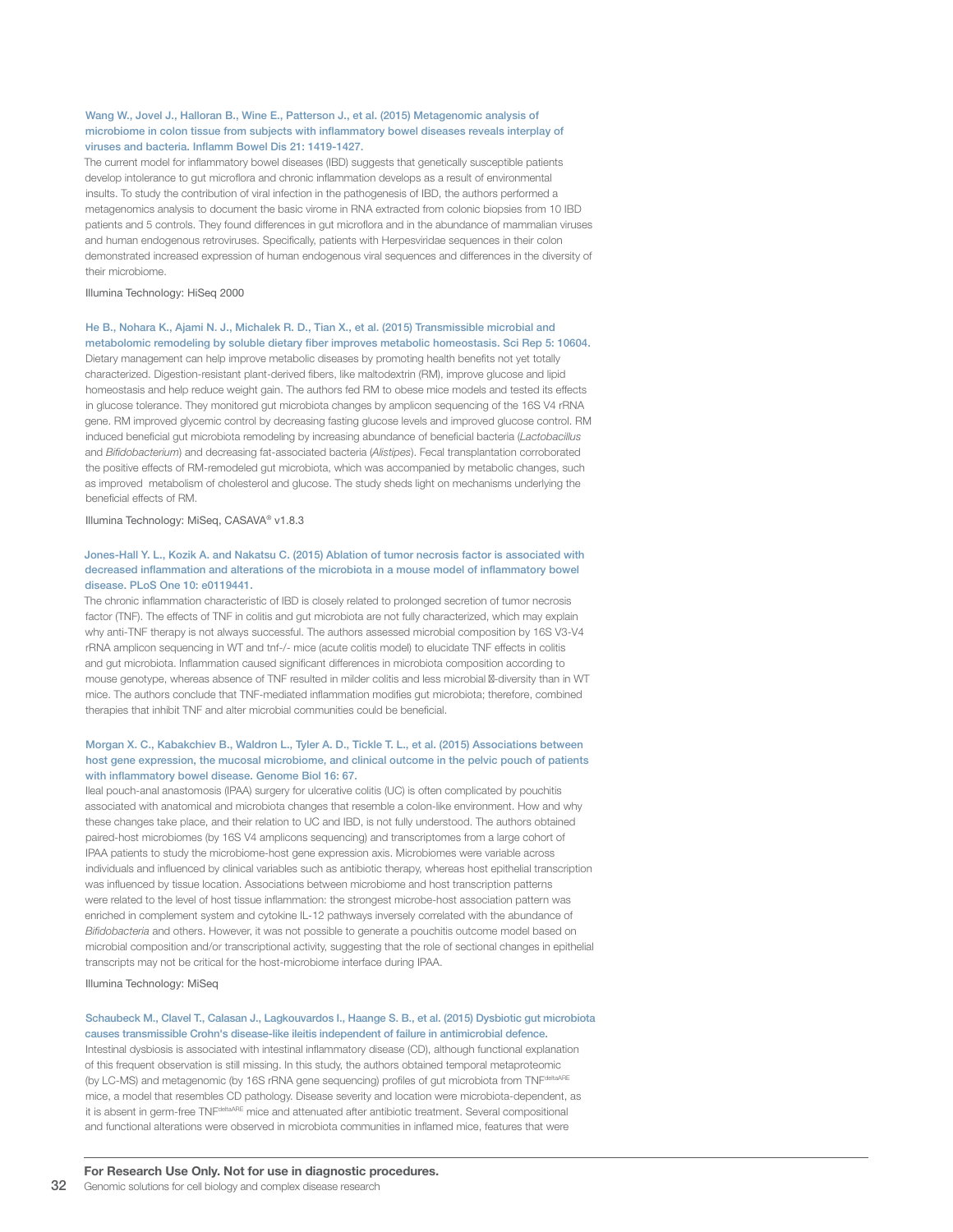**Wang W., Jovel J., Halloran B., Wine E., Patterson J., et al. (2015) Metagenomic analysis of microbiome in colon tissue from subjects with inflammatory bowel diseases reveals interplay of viruses and bacteria. Inflamm Bowel Dis 21: 1419-1427.**

The current model for inflammatory bowel diseases (IBD) suggests that genetically susceptible patients develop intolerance to gut microflora and chronic inflammation develops as a result of environmental insults. To study the contribution of viral infection in the pathogenesis of IBD, the authors performed a metagenomics analysis to document the basic virome in RNA extracted from colonic biopsies from 10 IBD patients and 5 controls. They found differences in gut microflora and in the abundance of mammalian viruses and human endogenous retroviruses. Specifically, patients with Herpesviridae sequences in their colon demonstrated increased expression of human endogenous viral sequences and differences in the diversity of their microbiome.

Illumina Technology: HiSeq 2000

**He B., Nohara K., Ajami N. J., Michalek R. D., Tian X., et al. (2015) Transmissible microbial and metabolomic remodeling by soluble dietary fiber improves metabolic homeostasis. Sci Rep 5: 10604.**

Dietary management can help improve metabolic diseases by promoting health benefits not yet totally characterized. Digestion-resistant plant-derived fibers, like maltodextrin (RM), improve glucose and lipid homeostasis and help reduce weight gain. The authors fed RM to obese mice models and tested its effects in glucose tolerance. They monitored gut microbiota changes by amplicon sequencing of the 16S V4 rRNA gene. RM improved glycemic control by decreasing fasting glucose levels and improved glucose control. RM induced beneficial gut microbiota remodeling by increasing abundance of beneficial bacteria (*Lactobacillus* and *Bifidobacterium*) and decreasing fat-associated bacteria (*Alistipes*). Fecal transplantation corroborated the positive effects of RM-remodeled gut microbiota, which was accompanied by metabolic changes, such as improved metabolism of cholesterol and glucose. The study sheds light on mechanisms underlying the beneficial effects of RM.

Illumina Technology: MiSeq, CASAVA® v1.8.3

**Jones-Hall Y. L., Kozik A. and Nakatsu C. (2015) Ablation of tumor necrosis factor is associated with decreased inflammation and alterations of the microbiota in a mouse model of inflammatory bowel disease. PLoS One 10: e0119441.**

The chronic inflammation characteristic of IBD is closely related to prolonged secretion of tumor necrosis factor (TNF). The effects of TNF in colitis and gut microbiota are not fully characterized, which may explain why anti-TNF therapy is not always successful. The authors assessed microbial composition by 16S V3-V4 rRNA amplicon sequencing in WT and tnf-/- mice (acute colitis model) to elucidate TNF effects in colitis and gut microbiota. Inflammation caused significant differences in microbiota composition according to mouse genotype, whereas absence of TNF resulted in milder colitis and less microbial β-diversity than in WT mice. The authors conclude that TNF-mediated inflammation modifies gut microbiota; therefore, combined therapies that inhibit TNF and alter microbial communities could be beneficial.

**Morgan X. C., Kabakchiev B., Waldron L., Tyler A. D., Tickle T. L., et al. (2015) Associations between host gene expression, the mucosal microbiome, and clinical outcome in the pelvic pouch of patients with inflammatory bowel disease. Genome Biol 16: 67.**

Ileal pouch-anal anastomosis (IPAA) surgery for ulcerative colitis (UC) is often complicated by pouchitis associated with anatomical and microbiota changes that resemble a colon-like environment. How and why these changes take place, and their relation to UC and IBD, is not fully understood. The authors obtained paired-host microbiomes (by 16S V4 amplicons sequencing) and transcriptomes from a large cohort of IPAA patients to study the microbiome-host gene expression axis. Microbiomes were variable across individuals and influenced by clinical variables such as antibiotic therapy, whereas host epithelial transcription was influenced by tissue location. Associations between microbiome and host transcription patterns were related to the level of host tissue inflammation: the strongest microbe-host association pattern was enriched in complement system and cytokine IL-12 pathways inversely correlated with the abundance of *Bifidobacteria* and others. However, it was not possible to generate a pouchitis outcome model based on microbial composition and/or transcriptional activity, suggesting that the role of sectional changes in epithelial transcripts may not be critical for the host-microbiome interface during IPAA.

Illumina Technology: MiSeq

**Schaubeck M., Clavel T., Calasan J., Lagkouvardos I., Haange S. B., et al. (2015) Dysbiotic gut microbiota causes transmissible Crohn's disease-like ileitis independent of failure in antimicrobial defence.**

Intestinal dysbiosis is associated with intestinal inflammatory disease (CD), although functional explanation of this frequent observation is still missing. In this study, the authors obtained temporal metaproteomic (by LC-MS) and metagenomic (by 16S rRNA gene sequencing) profiles of gut microbiota from $TNF^{deltaARE}$ mice, a model that resembles CD pathology. Disease severity and location were microbiota-dependent, as it is absent in germ-free $TNF^{deltaARE}$ mice and attenuated after antibiotic treatment. Several compositional and functional alterations were observed in microbiota communities in inflamed mice, features that were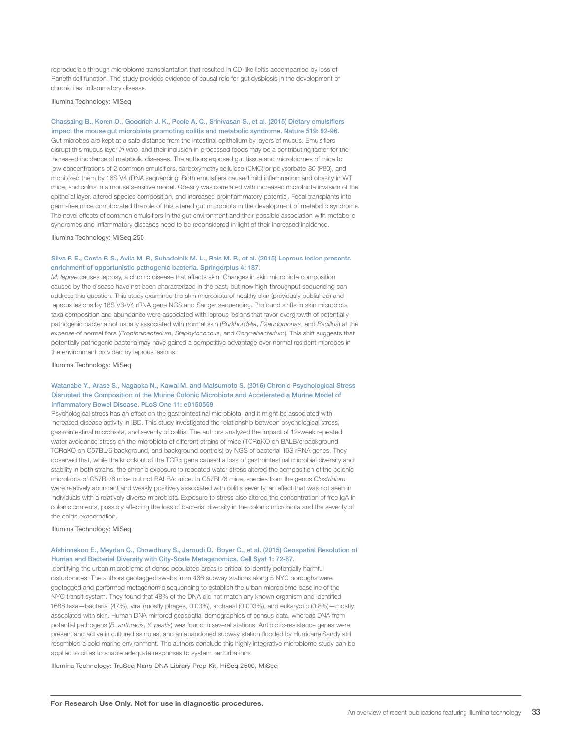reproducible through microbiome transplantation that resulted in CD-like ileitis accompanied by loss of Paneth cell function. The study provides evidence of causal role for gut dysbiosis in the development of chronic ileal inflammatory disease.

Illumina Technology: MiSeq

Chassaing B., Koren O., Goodrich J. K., Poole A. C., Srinivasan S., et al. (2015) Dietary emulsifiers impact the mouse gut microbiota promoting colitis and metabolic syndrome. Nature 519: 92-96.

Gut microbes are kept at a safe distance from the intestinal epithelium by layers of mucus. Emulsifiers disrupt this mucus layer *in vitro*, and their inclusion in processed foods may be a contributing factor for the increased incidence of metabolic diseases. The authors exposed gut tissue and microbiomes of mice to low concentrations of 2 common emulsifiers, carboxymethylcellulose (CMC) or polysorbate-80 (P80), and monitored them by 16S V4 rRNA sequencing. Both emulsifiers caused mild inflammation and obesity in WT mice, and colitis in a mouse sensitive model. Obesity was correlated with increased microbiota invasion of the epithelial layer, altered species composition, and increased proinflammatory potential. Fecal transplants into germ-free mice corroborated the role of this altered gut microbiota in the development of metabolic syndrome. The novel effects of common emulsifiers in the gut environment and their possible association with metabolic syndromes and inflammatory diseases need to be reconsidered in light of their increased incidence.

Illumina Technology: MiSeq 250

Silva P. E., Costa P. S., Avila M. P., Suhadolnik M. L., Reis M. P., et al. (2015) Leprous lesion presents enrichment of opportunistic pathogenic bacteria. Springerplus 4: 187.

*M. leprae* causes leprosy, a chronic disease that affects skin. Changes in skin microbiota composition caused by the disease have not been characterized in the past, but now high-throughput sequencing can address this question. This study examined the skin microbiota of healthy skin (previously published) and leprous lesions by 16S V3-V4 rRNA gene NGS and Sanger sequencing. Profound shifts in skin microbiota taxa composition and abundance were associated with leprous lesions that favor overgrowth of potentially pathogenic bacteria not usually associated with normal skin (*Burkhordelia*, *Pseudomonas*, and *Bacillus*) at the expense of normal flora (*Propionibacterium*, *Staphylococcus*, and *Corynebacterium*). This shift suggests that potentially pathogenic bacteria may have gained a competitive advantage over normal resident microbes in the environment provided by leprous lesions.

Illumina Technology: MiSeq

Watanabe Y., Arase S., Nagaoka N., Kawai M. and Matsumoto S. (2016) Chronic Psychological Stress Disrupted the Composition of the Murine Colonic Microbiota and Accelerated a Murine Model of Inflammatory Bowel Disease. PLoS One 11: e0150559.

Psychological stress has an effect on the gastrointestinal microbiota, and it might be associated with increased disease activity in IBD. This study investigated the relationship between psychological stress, gastrointestinal microbiota, and severity of colitis. The authors analyzed the impact of 12-week repeated water-avoidance stress on the microbiota of different strains of mice (TCRαKO on BALB/c background, TCRαKO on C57BL/6 background, and background controls) by NGS of bacterial 16S rRNA genes. They observed that, while the knockout of the TCRα gene caused a loss of gastrointestinal microbial diversity and stability in both strains, the chronic exposure to repeated water stress altered the composition of the colonic microbiota of C57BL/6 mice but not BALB/c mice. In C57BL/6 mice, species from the genus *Clostridium* were relatively abundant and weakly positively associated with colitis severity, an effect that was not seen in individuals with a relatively diverse microbiota. Exposure to stress also altered the concentration of free IgA in colonic contents, possibly affecting the loss of bacterial diversity in the colonic microbiota and the severity of the colitis exacerbation.

Illumina Technology: MiSeq

Afshinnekoo E., Meydan C., Chowdhury S., Jaroudi D., Boyer C., et al. (2015) Geospatial Resolution of Human and Bacterial Diversity with City-Scale Metagenomics. Cell Syst 1: 72-87.

Identifying the urban microbiome of dense populated areas is critical to identify potentially harmful disturbances. The authors geotagged swabs from 466 subway stations along 5 NYC boroughs were geotagged and performed metagenomic sequencing to establish the urban microbiome baseline of the NYC transit system. They found that 48% of the DNA did not match any known organism and identified 1688 taxa—bacterial (47%), viral (mostly phages, 0.03%), archaeal (0.003%), and eukaryotic (0.8%)—mostly associated with skin. Human DNA mirrored geospatial demographics of census data, whereas DNA from potential pathogens (*B. anthracis*, *Y. pestis*) was found in several stations. Antibiotic-resistance genes were present and active in cultured samples, and an abandoned subway station flooded by Hurricane Sandy still resembled a cold marine environment. The authors conclude this highly integrative microbiome study can be applied to cities to enable adequate responses to system perturbations.

Illumina Technology: TruSeq Nano DNA Library Prep Kit, HiSeq 2500, MiSeq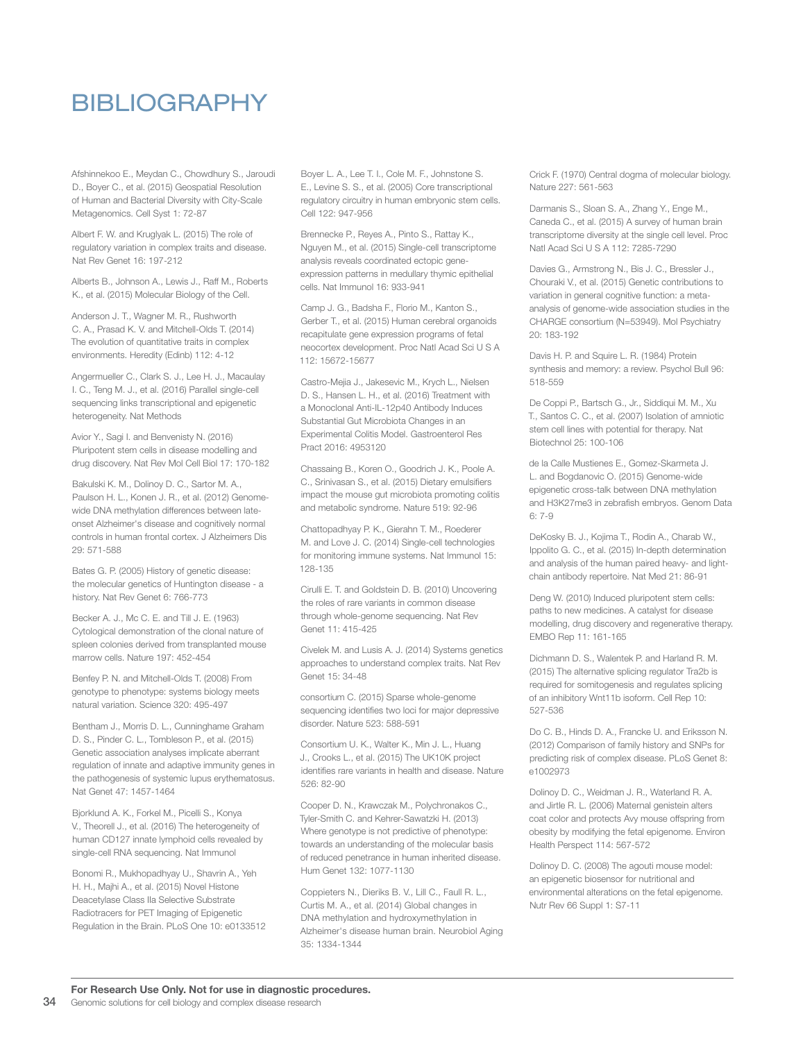# BIBLIOGRAPHY

Afshinnekoo E., Meydan C., Chowdhury S., Jaroudi D., Boyer C., et al. (2015) Geospatial Resolution of Human and Bacterial Diversity with City-Scale Metagenomics. Cell Syst 1: 72-87

Albert F. W. and Kruglyak L. (2015) The role of regulatory variation in complex traits and disease. Nat Rev Genet 16: 197-212

Alberts B., Johnson A., Lewis J., Raff M., Roberts K., et al. (2015) Molecular Biology of the Cell.

Anderson J. T., Wagner M. R., Rushworth C. A., Prasad K. V. and Mitchell-Olds T. (2014) The evolution of quantitative traits in complex environments. Heredity (Edinb) 112: 4-12

Angermueller C., Clark S. J., Lee H. J., Macaulay I. C., Teng M. J., et al. (2016) Parallel single-cell sequencing links transcriptional and epigenetic heterogeneity. Nat Methods

Avior Y., Sagi I. and Benvenisty N. (2016) Pluripotent stem cells in disease modelling and drug discovery. Nat Rev Mol Cell Biol 17: 170-182

Bakulski K. M., Dolinoy D. C., Sartor M. A., Paulson H. L., Konen J. R., et al. (2012) Genome-wide DNA methylation differences between late-onset Alzheimer's disease and cognitively normal controls in human frontal cortex. J Alzheimers Dis 29: 571-588

Bates G. P. (2005) History of genetic disease: the molecular genetics of Huntington disease - a history. Nat Rev Genet 6: 766-773

Becker A. J., Mc C. E. and Till J. E. (1963) Cytological demonstration of the clonal nature of spleen colonies derived from transplanted mouse marrow cells. Nature 197: 452-454

Benfey P. N. and Mitchell-Olds T. (2008) From genotype to phenotype: systems biology meets natural variation. Science 320: 495-497

Bentham J., Morris D. L., Cunninghame Graham D. S., Pinder C. L., Tombleson P., et al. (2015) Genetic association analyses implicate aberrant regulation of innate and adaptive immunity genes in the pathogenesis of systemic lupus erythematosus. Nat Genet 47: 1457-1464

Bjorklund A. K., Forkel M., Picelli S., Konya V., Theorell J., et al. (2016) The heterogeneity of human CD127 innate lymphoid cells revealed by single-cell RNA sequencing. Nat Immunol

Bonomi R., Mukhopadhyay U., Shavrin A., Yeh H. H., Majhi A., et al. (2015) Novel Histone Deacetylase Class IIa Selective Substrate Radiotracers for PET Imaging of Epigenetic Regulation in the Brain. PLoS One 10: e0133512

Boyer L. A., Lee T. I., Cole M. F., Johnstone S. E., Levine S. S., et al. (2005) Core transcriptional regulatory circuitry in human embryonic stem cells. Cell 122: 947-956

Brennecke P., Reyes A., Pinto S., Rattay K., Nguyen M., et al. (2015) Single-cell transcriptome analysis reveals coordinated ectopic gene-expression patterns in medullary thymic epithelial cells. Nat Immunol 16: 933-941

Camp J. G., Badsha F., Florio M., Kanton S., Gerber T., et al. (2015) Human cerebral organoids recapitulate gene expression programs of fetal neocortex development. Proc Natl Acad Sci U S A 112: 15672-15677

Castro-Mejia J., Jakesevic M., Krych L., Nielsen D. S., Hansen L. H., et al. (2016) Treatment with a Monoclonal Anti-IL-12p40 Antibody Induces Substantial Gut Microbiota Changes in an Experimental Colitis Model. Gastroenterol Res Pract 2016: 4953120

Chassaing B., Koren O., Goodrich J. K., Poole A. C., Srinivasan S., et al. (2015) Dietary emulsifiers impact the mouse gut microbiota promoting colitis and metabolic syndrome. Nature 519: 92-96

Chattopadhyay P. K., Gierahn T. M., Roederer M. and Love J. C. (2014) Single-cell technologies for monitoring immune systems. Nat Immunol 15: 128-135

Cirulli E. T. and Goldstein D. B. (2010) Uncovering the roles of rare variants in common disease through whole-genome sequencing. Nat Rev Genet 11: 415-425

Civelek M. and Lusis A. J. (2014) Systems genetics approaches to understand complex traits. Nat Rev Genet 15: 34-48

consortium C. (2015) Sparse whole-genome sequencing identifies two loci for major depressive disorder. Nature 523: 588-591

Consortium U. K., Walter K., Min J. L., Huang J., Crooks L., et al. (2015) The UK10K project identifies rare variants in health and disease. Nature 526: 82-90

Cooper D. N., Krawczak M., Polychronakos C., Tyler-Smith C. and Kehrer-Sawatzki H. (2013) Where genotype is not predictive of phenotype: towards an understanding of the molecular basis of reduced penetrance in human inherited disease. Hum Genet 132: 1077-1130

Coppieters N., Dieriks B. V., Lill C., Faull R. L., Curtis M. A., et al. (2014) Global changes in DNA methylation and hydroxymethylation in Alzheimer's disease human brain. Neurobiol Aging 35: 1334-1344

Crick F. (1970) Central dogma of molecular biology. Nature 227: 561-563

Darmanis S., Sloan S. A., Zhang Y., Enge M., Caneda C., et al. (2015) A survey of human brain transcriptome diversity at the single cell level. Proc Natl Acad Sci U S A 112: 7285-7290

Davies G., Armstrong N., Bis J. C., Bressler J., Chouraki V., et al. (2015) Genetic contributions to variation in general cognitive function: a meta-analysis of genome-wide association studies in the CHARGE consortium (N=53949). Mol Psychiatry 20: 183-192

Davis H. P. and Squire L. R. (1984) Protein synthesis and memory: a review. Psychol Bull 96: 518-559

De Coppi P., Bartsch G., Jr., Siddiqui M. M., Xu T., Santos C. C., et al. (2007) Isolation of amniotic stem cell lines with potential for therapy. Nat Biotechnol 25: 100-106

de la Calle Mustienes E., Gomez-Skarmeta J. L. and Bogdanovic O. (2015) Genome-wide epigenetic cross-talk between DNA methylation and H3K27me3 in zebrafish embryos. Genom Data 6: 7-9

DeKosky B. J., Kojima T., Rodin A., Charab W., Ippolito G. C., et al. (2015) In-depth determination and analysis of the human paired heavy- and light-chain antibody repertoire. Nat Med 21: 86-91

Deng W. (2010) Induced pluripotent stem cells: paths to new medicines. A catalyst for disease modelling, drug discovery and regenerative therapy. EMBO Rep 11: 161-165

Dichmann D. S., Walentek P. and Harland R. M. (2015) The alternative splicing regulator Tra2b is required for somitogenesis and regulates splicing of an inhibitory Wnt11b isoform. Cell Rep 10: 527-536

Do C. B., Hinds D. A., Francke U. and Eriksson N. (2012) Comparison of family history and SNPs for predicting risk of complex disease. PLoS Genet 8: e1002973

Dolinoy D. C., Weidman J. R., Waterland R. A. and Jirtle R. L. (2006) Maternal genistein alters coat color and protects Avy mouse offspring from obesity by modifying the fetal epigenome. Environ Health Perspect 114: 567-572

Dolinoy D. C. (2008) The agouti mouse model: an epigenetic biosensor for nutritional and environmental alterations on the fetal epigenome. Nutr Rev 66 Suppl 1: S7-11

**For Research Use Only. Not for use in diagnostic procedures.**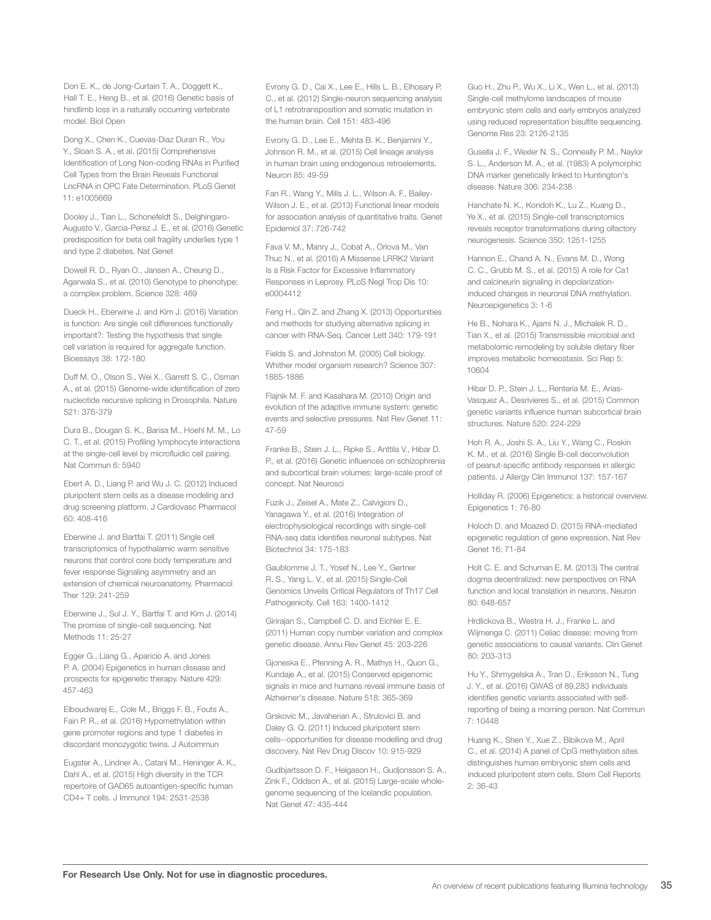Don E. K., de Jong-Curtain T. A., Doggett K., Hall T. E., Heng B., et al. (2016) Genetic basis of hindlimb loss in a naturally occurring vertebrate model. Biol Open

Dong X., Chen K., Cuevas-Diaz Duran R., You Y., Sloan S. A., et al. (2015) Comprehensive Identification of Long Non-coding RNAs in Purified Cell Types from the Brain Reveals Functional LncRNA in OPC Fate Determination. PLoS Genet 11: e1005669

Dooley J., Tian L., Schonefeldt S., Delghingaro-Augusto V., Garcia-Perez J. E., et al. (2016) Genetic predisposition for beta cell fragility underlies type 1 and type 2 diabetes. Nat Genet

Dowell R. D., Ryan O., Jansen A., Cheung D., Agarwala S., et al. (2010) Genotype to phenotype: a complex problem. Science 328: 469

Dueck H., Eberwine J. and Kim J. (2016) Variation is function: Are single cell differences functionally important?: Testing the hypothesis that single cell variation is required for aggregate function. Bioessays 38: 172-180

Duff M. O., Olson S., Wei X., Garrett S. C., Osman A., et al. (2015) Genome-wide identification of zero nucleotide recursive splicing in Drosophila. Nature 521: 376-379

Dura B., Dougan S. K., Barisa M., Hoehl M. M., Lo C. T., et al. (2015) Profiling lymphocyte interactions at the single-cell level by microfluidic cell pairing. Nat Commun 6: 5940

Ebert A. D., Liang P. and Wu J. C. (2012) Induced pluripotent stem cells as a disease modeling and drug screening platform. J Cardiovasc Pharmacol 60: 408-416

Eberwine J. and Bartfai T. (2011) Single cell transcriptomics of hypothalamic warm sensitive neurons that control core body temperature and fever response Signaling asymmetry and an extension of chemical neuroanatomy. Pharmacol Ther 129: 241-259

Eberwine J., Sul J. Y., Bartfai T. and Kim J. (2014) The promise of single-cell sequencing. Nat Methods 11: 25-27

Egger G., Liang G., Aparicio A. and Jones P. A. (2004) Epigenetics in human disease and prospects for epigenetic therapy. Nature 429: 457-463

Elboudwarej E., Cole M., Briggs F. B., Fouts A., Fain P. R., et al. (2016) Hypomethylation within gene promoter regions and type 1 diabetes in discordant monozygotic twins. J Autoimmun

Eugster A., Lindner A., Catani M., Heninger A. K., Dahl A., et al. (2015) High diversity in the TCR repertoire of GAD65 autoantigen-specific human CD4+ T cells. J Immunol 194: 2531-2538

Evrony G. D., Cai X., Lee E., Hills L. B., Elhosary P. C., et al. (2012) Single-neuron sequencing analysis of L1 retrotransposition and somatic mutation in the human brain. Cell 151: 483-496

Evrony G. D., Lee E., Mehta B. K., Benjamini Y., Johnson R. M., et al. (2015) Cell lineage analysis in human brain using endogenous retroelements. Neuron 85: 49-59

Fan R., Wang Y., Mills J. L., Wilson A. F., Bailey-Wilson J. E., et al. (2013) Functional linear models for association analysis of quantitative traits. Genet Epidemiol 37: 726-742

Fava V. M., Manry J., Cobat A., Orlova M., Van Thuc N., et al. (2016) A Missense LRRK2 Variant Is a Risk Factor for Excessive Inflammatory Responses in Leprosy. PLoS Negl Trop Dis 10: e0004412

Feng H., Qin Z. and Zhang X. (2013) Opportunities and methods for studying alternative splicing in cancer with RNA-Seq. Cancer Lett 340: 179-191

Fields S. and Johnston M. (2005) Cell biology. Whither model organism research? Science 307: 1885-1886

Flajnik M. F. and Kasahara M. (2010) Origin and evolution of the adaptive immune system: genetic events and selective pressures. Nat Rev Genet 11: 47-59

Franke B., Stein J. L., Ripke S., Anttila V., Hibar D. P., et al. (2016) Genetic influences on schizophrenia and subcortical brain volumes: large-scale proof of concept. Nat Neurosci

Fuzik J., Zeisel A., Mate Z., Calvigioni D., Yanagawa Y., et al. (2016) Integration of electrophysiological recordings with single-cell RNA-seq data identifies neuronal subtypes. Nat Biotechnol 34: 175-183

Gaublomme J. T., Yosef N., Lee Y., Gertner R. S., Yang L. V., et al. (2015) Single-Cell Genomics Unveils Critical Regulators of Th17 Cell Pathogenicity. Cell 163: 1400-1412

Girirajan S., Campbell C. D. and Eichler E. E. (2011) Human copy number variation and complex genetic disease. Annu Rev Genet 45: 203-226

Gjoneska E., Pfenning A. R., Mathys H., Quon G., Kundaje A., et al. (2015) Conserved epigenomic signals in mice and humans reveal immune basis of Alzheimer's disease. Nature 518: 365-369

Grskovic M., Javaherian A., Strulovici B. and Daley G. Q. (2011) Induced pluripotent stem cells--opportunities for disease modelling and drug discovery. Nat Rev Drug Discov 10: 915-929

Gudbjartsson D. F., Helgason H., Gudjonsson S. A., Zink F., Oddson A., et al. (2015) Large-scale whole-genome sequencing of the Icelandic population. Nat Genet 47: 435-444

Guo H., Zhu P., Wu X., Li X., Wen L., et al. (2013) Single-cell methylome landscapes of mouse embryonic stem cells and early embryos analyzed using reduced representation bisulfite sequencing. Genome Res 23: 2126-2135

Gusella J. F., Wexler N. S., Conneally P. M., Naylor S. L., Anderson M. A., et al. (1983) A polymorphic DNA marker genetically linked to Huntington's disease. Nature 306: 234-238

Hanchate N. K., Kondoh K., Lu Z., Kuang D., Ye X., et al. (2015) Single-cell transcriptomics reveals receptor transformations during olfactory neurogenesis. Science 350: 1251-1255

Hannon E., Chand A. N., Evans M. D., Wong C. C., Grubb M. S., et al. (2015) A role for Ca1 and calcineurin signaling in depolarization-induced changes in neuronal DNA methylation. Neuroepigenetics 3: 1-6

He B., Nohara K., Ajami N. J., Michalek R. D., Tian X., et al. (2015) Transmissible microbial and metabolomic remodeling by soluble dietary fiber improves metabolic homeostasis. Sci Rep 5: 10604

Hibar D. P., Stein J. L., Renteria M. E., Arias-Vasquez A., Desrivieres S., et al. (2015) Common genetic variants influence human subcortical brain structures. Nature 520: 224-229

Hoh R. A., Joshi S. A., Liu Y., Wang C., Roskin K. M., et al. (2016) Single B-cell deconvolution of peanut-specific antibody responses in allergic patients. J Allergy Clin Immunol 137: 157-167

Holliday R. (2006) Epigenetics: a historical overview. Epigenetics 1: 76-80

Holoch D. and Moazed D. (2015) RNA-mediated epigenetic regulation of gene expression. Nat Rev Genet 16: 71-84

Holt C. E. and Schuman E. M. (2013) The central dogma decentralized: new perspectives on RNA function and local translation in neurons. Neuron 80: 648-657

Hrdlickova B., Westra H. J., Franke L. and Wijmenga C. (2011) Celiac disease: moving from genetic associations to causal variants. Clin Genet 80: 203-313

Hu Y., Shmygelska A., Tran D., Eriksson N., Tung J. Y., et al. (2016) GWAS of 89,283 individuals identifies genetic variants associated with self-reporting of being a morning person. Nat Commun 7: 10448

Huang K., Shen Y., Xue Z., Bibikova M., April C., et al. (2014) A panel of CpG methylation sites distinguishes human embryonic stem cells and induced pluripotent stem cells. Stem Cell Reports 2: 36-43

**For Research Use Only. Not for use in diagnostic procedures.**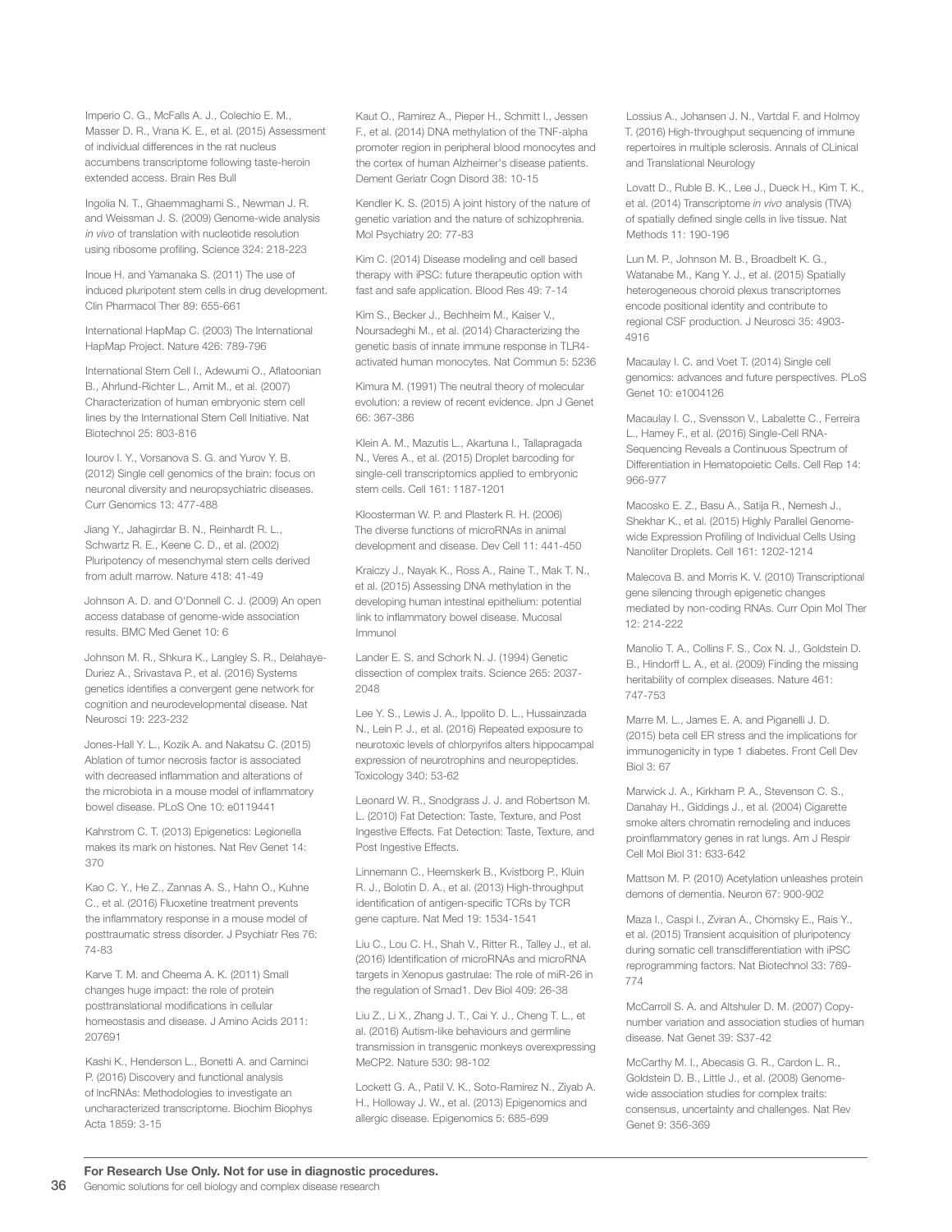Imperio C. G., McFalls A. J., Colechio E. M., Masser D. R., Vrana K. E., et al. (2015) Assessment of individual differences in the rat nucleus accumbens transcriptome following taste-heroin extended access. Brain Res Bull

Ingolia N. T., Ghaemmaghami S., Newman J. R. and Weissman J. S. (2009) Genome-wide analysis *in vivo* of translation with nucleotide resolution using ribosome profiling. Science 324: 218-223

Inoue H. and Yamanaka S. (2011) The use of induced pluripotent stem cells in drug development. Clin Pharmacol Ther 89: 655-661

International HapMap C. (2003) The International HapMap Project. Nature 426: 789-796

International Stem Cell I., Adewumi O., Aflatoonian B., Ahrlund-Richter L., Amit M., et al. (2007) Characterization of human embryonic stem cell lines by the International Stem Cell Initiative. Nat Biotechnol 25: 803-816

Iourov I. Y., Vorsanova S. G. and Yurov Y. B. (2012) Single cell genomics of the brain: focus on neuronal diversity and neuropsychiatric diseases. Curr Genomics 13: 477-488

Jiang Y., Jahagirdar B. N., Reinhardt R. L., Schwartz R. E., Keene C. D., et al. (2002) Pluripotency of mesenchymal stem cells derived from adult marrow. Nature 418: 41-49

Johnson A. D. and O'Donnell C. J. (2009) An open access database of genome-wide association results. BMC Med Genet 10: 6

Johnson M. R., Shkura K., Langley S. R., Delahaye-Duriez A., Srivastava P., et al. (2016) Systems genetics identifies a convergent gene network for cognition and neurodevelopmental disease. Nat Neurosci 19: 223-232

Jones-Hall Y. L., Kozik A. and Nakatsu C. (2015) Ablation of tumor necrosis factor is associated with decreased inflammation and alterations of the microbiota in a mouse model of inflammatory bowel disease. PLoS One 10: e0119441

Kahrstrom C. T. (2013) Epigenetics: Legionella makes its mark on histones. Nat Rev Genet 14: 370

Kao C. Y., He Z., Zannas A. S., Hahn O., Kuhne C., et al. (2016) Fluoxetine treatment prevents the inflammatory response in a mouse model of posttraumatic stress disorder. J Psychiatr Res 76: 74-83

Karve T. M. and Cheema A. K. (2011) Small changes huge impact: the role of protein posttranslational modifications in cellular homeostasis and disease. J Amino Acids 2011: 207691

Kashi K., Henderson L., Bonetti A. and Carninci P. (2016) Discovery and functional analysis of lncRNAs: Methodologies to investigate an uncharacterized transcriptome. Biochim Biophys Acta 1859: 3-15

Kaut O., Ramirez A., Pieper H., Schmitt I., Jessen F., et al. (2014) DNA methylation of the TNF-alpha promoter region in peripheral blood monocytes and the cortex of human Alzheimer's disease patients. Dement Geriatr Cogn Disord 38: 10-15

Kendler K. S. (2015) A joint history of the nature of genetic variation and the nature of schizophrenia. Mol Psychiatry 20: 77-83

Kim C. (2014) Disease modeling and cell based therapy with iPSC: future therapeutic option with fast and safe application. Blood Res 49: 7-14

Kim S., Becker J., Bechheim M., Kaiser V., Noursadeghi M., et al. (2014) Characterizing the genetic basis of innate immune response in TLR4-activated human monocytes. Nat Commun 5: 5236

Kimura M. (1991) The neutral theory of molecular evolution: a review of recent evidence. Jpn J Genet 66: 367-386

Klein A. M., Mazutis L., Akartuna I., Tallapragada N., Veres A., et al. (2015) Droplet barcoding for single-cell transcriptomics applied to embryonic stem cells. Cell 161: 1187-1201

Kloosterman W. P. and Plasterk R. H. (2006) The diverse functions of microRNAs in animal development and disease. Dev Cell 11: 441-450

Kraiczy J., Nayak K., Ross A., Raine T., Mak T. N., et al. (2015) Assessing DNA methylation in the developing human intestinal epithelium: potential link to inflammatory bowel disease. Mucosal Immunol

Lander E. S. and Schork N. J. (1994) Genetic dissection of complex traits. Science 265: 2037-2048

Lee Y. S., Lewis J. A., Ippolito D. L., Hussainzada N., Lein P. J., et al. (2016) Repeated exposure to neurotoxic levels of chlorpyrifos alters hippocampal expression of neurotrophins and neuropeptides. Toxicology 340: 53-62

Leonard W. R., Snodgrass J. J. and Robertson M. L. (2010) Fat Detection: Taste, Texture, and Post Ingestive Effects. Fat Detection: Taste, Texture, and Post Ingestive Effects.

Linnemann C., Heemskerk B., Kvistborg P., Kluin R. J., Bolotin D. A., et al. (2013) High-throughput identification of antigen-specific TCRs by TCR gene capture. Nat Med 19: 1534-1541

Liu C., Lou C. H., Shah V., Ritter R., Talley J., et al. (2016) Identification of microRNAs and microRNA targets in Xenopus gastrulae: The role of miR-26 in the regulation of Smad1. Dev Biol 409: 26-38

Liu Z., Li X., Zhang J. T., Cai Y. J., Cheng T. L., et al. (2016) Autism-like behaviours and germline transmission in transgenic monkeys overexpressing MeCP2. Nature 530: 98-102

Lockett G. A., Patil V. K., Soto-Ramirez N., Ziyab A. H., Holloway J. W., et al. (2013) Epigenomics and allergic disease. Epigenomics 5: 685-699

Lossius A., Johansen J. N., Vartdal F. and Holmoy T. (2016) High-throughput sequencing of immune repertoires in multiple sclerosis. Annals of CLinical and Translational Neurology

Lovatt D., Ruble B. K., Lee J., Dueck H., Kim T. K., et al. (2014) Transcriptome *in vivo* analysis (TIVA) of spatially defined single cells in live tissue. Nat Methods 11: 190-196

Lun M. P., Johnson M. B., Broadbelt K. G., Watanabe M., Kang Y. J., et al. (2015) Spatially heterogeneous choroid plexus transcriptomes encode positional identity and contribute to regional CSF production. J Neurosci 35: 4903-4916

Macaulay I. C. and Voet T. (2014) Single cell genomics: advances and future perspectives. PLoS Genet 10: e1004126

Macaulay I. C., Svensson V., Labalette C., Ferreira L., Hamey F., et al. (2016) Single-Cell RNA-Sequencing Reveals a Continuous Spectrum of Differentiation in Hematopoietic Cells. Cell Rep 14: 966-977

Macosko E. Z., Basu A., Satija R., Nemesh J., Shekhar K., et al. (2015) Highly Parallel Genome-wide Expression Profiling of Individual Cells Using Nanoliter Droplets. Cell 161: 1202-1214

Malecova B. and Morris K. V. (2010) Transcriptional gene silencing through epigenetic changes mediated by non-coding RNAs. Curr Opin Mol Ther 12: 214-222

Manolio T. A., Collins F. S., Cox N. J., Goldstein D. B., Hindorff L. A., et al. (2009) Finding the missing heritability of complex diseases. Nature 461: 747-753

Marre M. L., James E. A. and Piganelli J. D. (2015) beta cell ER stress and the implications for immunogenicity in type 1 diabetes. Front Cell Dev Biol 3: 67

Marwick J. A., Kirkham P. A., Stevenson C. S., Danahay H., Giddings J., et al. (2004) Cigarette smoke alters chromatin remodeling and induces proinflammatory genes in rat lungs. Am J Respir Cell Mol Biol 31: 633-642

Mattson M. P. (2010) Acetylation unleashes protein demons of dementia. Neuron 67: 900-902

Maza I., Caspi I., Zviran A., Chomsky E., Rais Y., et al. (2015) Transient acquisition of pluripotency during somatic cell transdifferentiation with iPSC reprogramming factors. Nat Biotechnol 33: 769-774

McCarroll S. A. and Altshuler D. M. (2007) Copy-number variation and association studies of human disease. Nat Genet 39: S37-42

McCarthy M. I., Abecasis G. R., Cardon L. R., Goldstein D. B., Little J., et al. (2008) Genome-wide association studies for complex traits: consensus, uncertainty and challenges. Nat Rev Genet 9: 356-369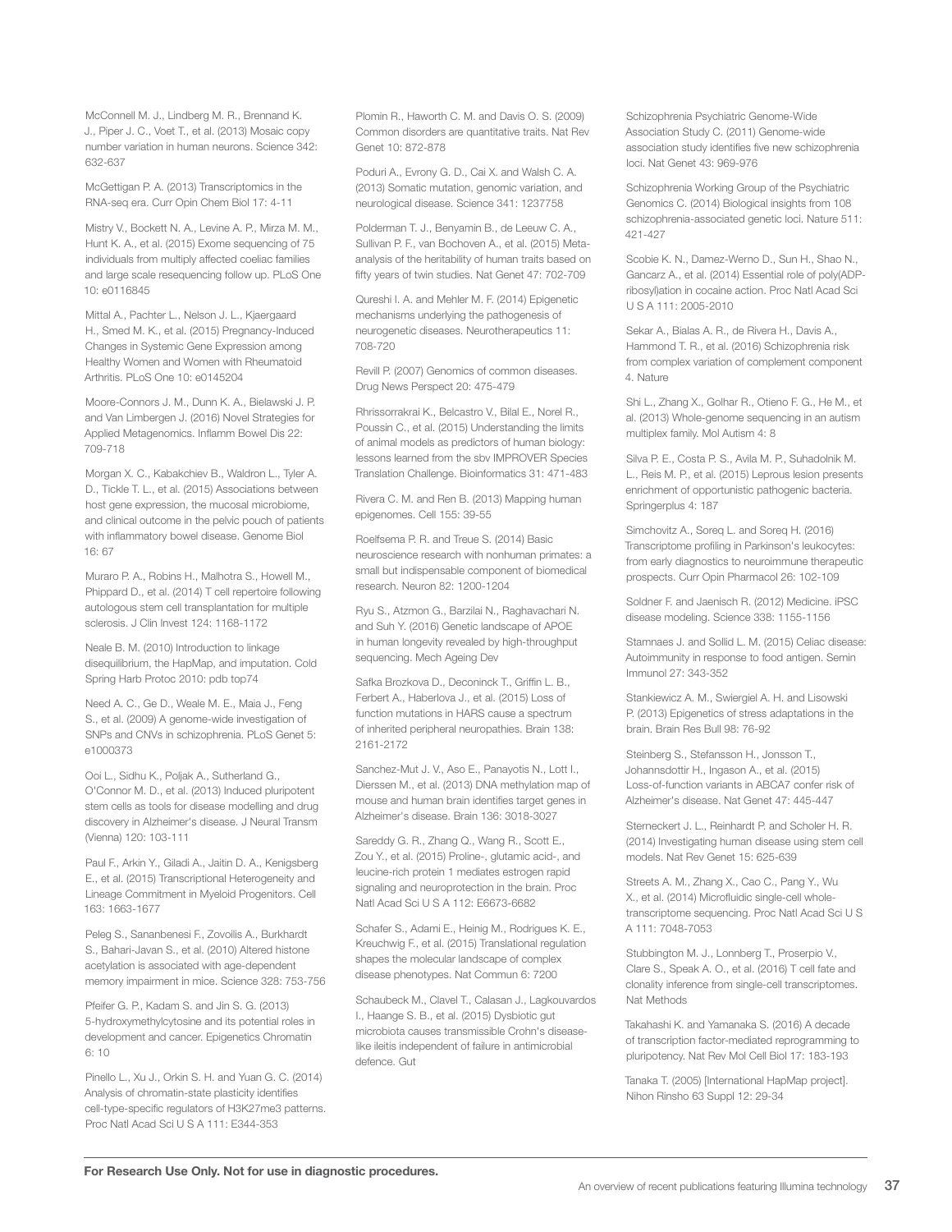McConnell M. J., Lindberg M. R., Brennand K. J., Piper J. C., Voet T., et al. (2013) Mosaic copy number variation in human neurons. Science 342: 632-637

McGettigan P. A. (2013) Transcriptomics in the RNA-seq era. Curr Opin Chem Biol 17: 4-11

Mistry V., Bockett N. A., Levine A. P., Mirza M. M., Hunt K. A., et al. (2015) Exome sequencing of 75 individuals from multiply affected coeliac families and large scale resequencing follow up. PLoS One 10: e0116845

Mittal A., Pachter L., Nelson J. L., Kjaergaard H., Smed M. K., et al. (2015) Pregnancy-Induced Changes in Systemic Gene Expression among Healthy Women and Women with Rheumatoid Arthritis. PLoS One 10: e0145204

Moore-Connors J. M., Dunn K. A., Bielawski J. P. and Van Limbergen J. (2016) Novel Strategies for Applied Metagenomics. Inflamm Bowel Dis 22: 709-718

Morgan X. C., Kabakchiev B., Waldron L., Tyler A. D., Tickle T. L., et al. (2015) Associations between host gene expression, the mucosal microbiome, and clinical outcome in the pelvic pouch of patients with inflammatory bowel disease. Genome Biol 16: 67

Muraro P. A., Robins H., Malhotra S., Howell M., Phippard D., et al. (2014) T cell repertoire following autologous stem cell transplantation for multiple sclerosis. J Clin Invest 124: 1168-1172

Neale B. M. (2010) Introduction to linkage disequilibrium, the HapMap, and imputation. Cold Spring Harb Protoc 2010: pdb top74

Need A. C., Ge D., Weale M. E., Maia J., Feng S., et al. (2009) A genome-wide investigation of SNPs and CNVs in schizophrenia. PLoS Genet 5: e1000373

Ooi L., Sidhu K., Poljak A., Sutherland G., O'Connor M. D., et al. (2013) Induced pluripotent stem cells as tools for disease modelling and drug discovery in Alzheimer's disease. J Neural Transm (Vienna) 120: 103-111

Paul F., Arkin Y., Giladi A., Jaitin D. A., Kenigsberg E., et al. (2015) Transcriptional Heterogeneity and Lineage Commitment in Myeloid Progenitors. Cell 163: 1663-1677

Peleg S., Sananbenesi F., Zovoilis A., Burkhardt S., Bahari-Javan S., et al. (2010) Altered histone acetylation is associated with age-dependent memory impairment in mice. Science 328: 753-756

Pfeifer G. P., Kadam S. and Jin S. G. (2013) 5-hydroxymethylcytosine and its potential roles in development and cancer. Epigenetics Chromatin 6: 10

Pinello L., Xu J., Orkin S. H. and Yuan G. C. (2014) Analysis of chromatin-state plasticity identifies cell-type-specific regulators of H3K27me3 patterns. Proc Natl Acad Sci U S A 111: E344-353

Plomin R., Haworth C. M. and Davis O. S. (2009) Common disorders are quantitative traits. Nat Rev Genet 10: 872-878

Poduri A., Evrony G. D., Cai X. and Walsh C. A. (2013) Somatic mutation, genomic variation, and neurological disease. Science 341: 1237758

Polderman T. J., Benyamin B., de Leeuw C. A., Sullivan P. F., van Bochoven A., et al. (2015) Meta-analysis of the heritability of human traits based on fifty years of twin studies. Nat Genet 47: 702-709

Qureshi I. A. and Mehler M. F. (2014) Epigenetic mechanisms underlying the pathogenesis of neurogenetic diseases. Neurotherapeutics 11: 708-720

Revill P. (2007) Genomics of common diseases. Drug News Perspect 20: 475-479

Rhrissorrakrai K., Belcastro V., Bilal E., Norel R., Poussin C., et al. (2015) Understanding the limits of animal models as predictors of human biology: lessons learned from the sbv IMPROVER Species Translation Challenge. Bioinformatics 31: 471-483

Rivera C. M. and Ren B. (2013) Mapping human epigenomes. Cell 155: 39-55

Roelfsema P. R. and Treue S. (2014) Basic neuroscience research with nonhuman primates: a small but indispensable component of biomedical research. Neuron 82: 1200-1204

Ryu S., Atzmon G., Barzilai N., Raghavachari N. and Suh Y. (2016) Genetic landscape of APOE in human longevity revealed by high-throughput sequencing. Mech Ageing Dev

Safka Brozkova D., Deconinck T., Griffin L. B., Ferbert A., Haberlova J., et al. (2015) Loss of function mutations in HARS cause a spectrum of inherited peripheral neuropathies. Brain 138: 2161-2172

Sanchez-Mut J. V., Aso E., Panayotis N., Lott I., Dierssen M., et al. (2013) DNA methylation map of mouse and human brain identifies target genes in Alzheimer's disease. Brain 136: 3018-3027

Sareddy G. R., Zhang Q., Wang R., Scott E., Zou Y., et al. (2015) Proline-, glutamic acid-, and leucine-rich protein 1 mediates estrogen rapid signaling and neuroprotection in the brain. Proc Natl Acad Sci U S A 112: E6673-6682

Schafer S., Adami E., Heinig M., Rodrigues K. E., Kreuchwig F., et al. (2015) Translational regulation shapes the molecular landscape of complex disease phenotypes. Nat Commun 6: 7200

Schaubeck M., Clavel T., Calasan J., Lagkouvardos I., Haange S. B., et al. (2015) Dysbiotic gut microbiota causes transmissible Crohn's disease-like ileitis independent of failure in antimicrobial defence. Gut

Schizophrenia Psychiatric Genome-Wide Association Study C. (2011) Genome-wide association study identifies five new schizophrenia loci. Nat Genet 43: 969-976

Schizophrenia Working Group of the Psychiatric Genomics C. (2014) Biological insights from 108 schizophrenia-associated genetic loci. Nature 511: 421-427

Scobie K. N., Damez-Werno D., Sun H., Shao N., Gancarz A., et al. (2014) Essential role of poly(ADP-ribosyl)ation in cocaine action. Proc Natl Acad Sci U S A 111: 2005-2010

Sekar A., Bialas A. R., de Rivera H., Davis A., Hammond T. R., et al. (2016) Schizophrenia risk from complex variation of complement component 4. Nature

Shi L., Zhang X., Golhar R., Otieno F. G., He M., et al. (2013) Whole-genome sequencing in an autism multiplex family. Mol Autism 4: 8

Silva P. E., Costa P. S., Avila M. P., Suhadolnik M. L., Reis M. P., et al. (2015) Leprous lesion presents enrichment of opportunistic pathogenic bacteria. Springerplus 4: 187

Simchovitz A., Soreq L. and Soreq H. (2016) Transcriptome profiling in Parkinson's leukocytes: from early diagnostics to neuroimmune therapeutic prospects. Curr Opin Pharmacol 26: 102-109

Soldner F. and Jaenisch R. (2012) Medicine. iPSC disease modeling. Science 338: 1155-1156

Stamnaes J. and Sollid L. M. (2015) Celiac disease: Autoimmunity in response to food antigen. Semin Immunol 27: 343-352

Stankiewicz A. M., Swiergiel A. H. and Lisowski P. (2013) Epigenetics of stress adaptations in the brain. Brain Res Bull 98: 76-92

Steinberg S., Stefansson H., Jonsson T., Johannsdottir H., Ingason A., et al. (2015) Loss-of-function variants in ABCA7 confer risk of Alzheimer's disease. Nat Genet 47: 445-447

Sterneckert J. L., Reinhardt P. and Scholer H. R. (2014) Investigating human disease using stem cell models. Nat Rev Genet 15: 625-639

Streets A. M., Zhang X., Cao C., Pang Y., Wu X., et al. (2014) Microfluidic single-cell whole-transcriptome sequencing. Proc Natl Acad Sci U S A 111: 7048-7053

Stubbington M. J., Lonnberg T., Proserpio V., Clare S., Speak A. O., et al. (2016) T cell fate and clonality inference from single-cell transcriptomes. Nat Methods

Takahashi K. and Yamanaka S. (2016) A decade of transcription factor-mediated reprogramming to pluripotency. Nat Rev Mol Cell Biol 17: 183-193

Tanaka T. (2005) [International HapMap project]. Nihon Rinsho 63 Suppl 12: 29-34

**For Research Use Only. Not for use in diagnostic procedures.**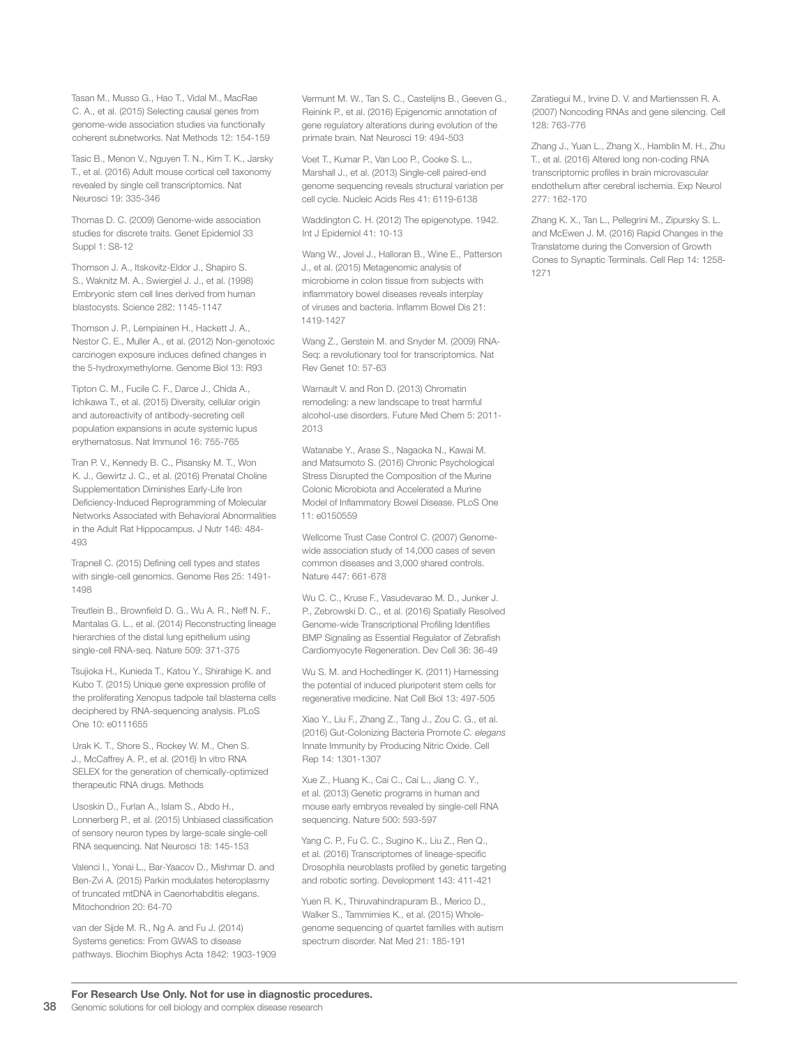Tasan M., Musso G., Hao T., Vidal M., MacRae C. A., et al. (2015) Selecting causal genes from genome-wide association studies via functionally coherent subnetworks. Nat Methods 12: 154-159

Tasic B., Menon V., Nguyen T. N., Kim T. K., Jarsky T., et al. (2016) Adult mouse cortical cell taxonomy revealed by single cell transcriptomics. Nat Neurosci 19: 335-346

Thomas D. C. (2009) Genome-wide association studies for discrete traits. Genet Epidemiol 33 Suppl 1: S8-12

Thomson J. A., Itskovitz-Eldor J., Shapiro S. S., Waknitz M. A., Swiergiel J. J., et al. (1998) Embryonic stem cell lines derived from human blastocysts. Science 282: 1145-1147

Thomson J. P., Lempiainen H., Hackett J. A., Nestor C. E., Muller A., et al. (2012) Non-genotoxic carcinogen exposure induces defined changes in the 5-hydroxymethylome. Genome Biol 13: R93

Tipton C. M., Fucile C. F., Darce J., Chida A., Ichikawa T., et al. (2015) Diversity, cellular origin and autoreactivity of antibody-secreting cell population expansions in acute systemic lupus erythematosus. Nat Immunol 16: 755-765

Tran P. V., Kennedy B. C., Pisansky M. T., Won K. J., Gewirtz J. C., et al. (2016) Prenatal Choline Supplementation Diminishes Early-Life Iron Deficiency-Induced Reprogramming of Molecular Networks Associated with Behavioral Abnormalities in the Adult Rat Hippocampus. J Nutr 146: 484-493

Trapnell C. (2015) Defining cell types and states with single-cell genomics. Genome Res 25: 1491-1498

Treutlein B., Brownfield D. G., Wu A. R., Neff N. F., Mantalas G. L., et al. (2014) Reconstructing lineage hierarchies of the distal lung epithelium using single-cell RNA-seq. Nature 509: 371-375

Tsujioka H., Kunieda T., Katou Y., Shirahige K. and Kubo T. (2015) Unique gene expression profile of the proliferating Xenopus tadpole tail blastema cells deciphered by RNA-sequencing analysis. PLoS One 10: e0111655

Urak K. T., Shore S., Rockey W. M., Chen S. J., McCaffrey A. P., et al. (2016) In vitro RNA SELEX for the generation of chemically-optimized therapeutic RNA drugs. Methods

Usoskin D., Furlan A., Islam S., Abdo H., Lonnerberg P., et al. (2015) Unbiased classification of sensory neuron types by large-scale single-cell RNA sequencing. Nat Neurosci 18: 145-153

Valenci I., Yonai L., Bar-Yaacov D., Mishmar D. and Ben-Zvi A. (2015) Parkin modulates heteroplasmy of truncated mtDNA in Caenorhabditis elegans. Mitochondrion 20: 64-70

van der Sijde M. R., Ng A. and Fu J. (2014) Systems genetics: From GWAS to disease pathways. Biochim Biophys Acta 1842: 1903-1909

Vermunt M. W., Tan S. C., Castelijns B., Geeven G., Reinink P., et al. (2016) Epigenomic annotation of gene regulatory alterations during evolution of the primate brain. Nat Neurosci 19: 494-503

Voet T., Kumar P., Van Loo P., Cooke S. L., Marshall J., et al. (2013) Single-cell paired-end genome sequencing reveals structural variation per cell cycle. Nucleic Acids Res 41: 6119-6138

Waddington C. H. (2012) The epigenotype. 1942. Int J Epidemiol 41: 10-13

Wang W., Jovel J., Halloran B., Wine E., Patterson J., et al. (2015) Metagenomic analysis of microbiome in colon tissue from subjects with inflammatory bowel diseases reveals interplay of viruses and bacteria. Inflamm Bowel Dis 21: 1419-1427

Wang Z., Gerstein M. and Snyder M. (2009) RNA-Seq: a revolutionary tool for transcriptomics. Nat Rev Genet 10: 57-63

Warnault V. and Ron D. (2013) Chromatin remodeling: a new landscape to treat harmful alcohol-use disorders. Future Med Chem 5: 2011-2013

Watanabe Y., Arase S., Nagaoka N., Kawai M. and Matsumoto S. (2016) Chronic Psychological Stress Disrupted the Composition of the Murine Colonic Microbiota and Accelerated a Murine Model of Inflammatory Bowel Disease. PLoS One 11: e0150559

Wellcome Trust Case Control C. (2007) Genome-wide association study of 14,000 cases of seven common diseases and 3,000 shared controls. Nature 447: 661-678

Wu C. C., Kruse F., Vasudevarao M. D., Junker J. P., Zebrowski D. C., et al. (2016) Spatially Resolved Genome-wide Transcriptional Profiling Identifies BMP Signaling as Essential Regulator of Zebrafish Cardiomyocyte Regeneration. Dev Cell 36: 36-49

Wu S. M. and Hochedlinger K. (2011) Harnessing the potential of induced pluripotent stem cells for regenerative medicine. Nat Cell Biol 13: 497-505

Xiao Y., Liu F., Zhang Z., Tang J., Zou C. G., et al. (2016) Gut-Colonizing Bacteria Promote *C. elegans* Innate Immunity by Producing Nitric Oxide. Cell Rep 14: 1301-1307

Xue Z., Huang K., Cai C., Cai L., Jiang C. Y., et al. (2013) Genetic programs in human and mouse early embryos revealed by single-cell RNA sequencing. Nature 500: 593-597

Yang C. P., Fu C. C., Sugino K., Liu Z., Ren Q., et al. (2016) Transcriptomes of lineage-specific Drosophila neuroblasts profiled by genetic targeting and robotic sorting. Development 143: 411-421

Yuen R. K., Thiruvahindrapuram B., Merico D., Walker S., Tammimies K., et al. (2015) Whole-genome sequencing of quartet families with autism spectrum disorder. Nat Med 21: 185-191

Zaratiegui M., Irvine D. V. and Martienssen R. A. (2007) Noncoding RNAs and gene silencing. Cell 128: 763-776

Zhang J., Yuan L., Zhang X., Hamblin M. H., Zhu T., et al. (2016) Altered long non-coding RNA transcriptomic profiles in brain microvascular endothelium after cerebral ischemia. Exp Neurol 277: 162-170

Zhang K. X., Tan L., Pellegrini M., Zipursky S. L. and McEwen J. M. (2016) Rapid Changes in the Translatome during the Conversion of Growth Cones to Synaptic Terminals. Cell Rep 14: 1258-1271

**For Research Use Only. Not for use in diagnostic procedures.**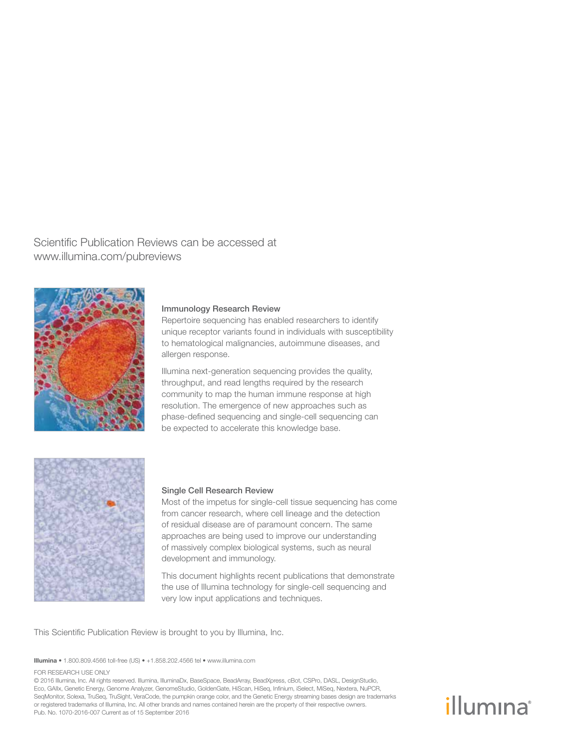Scientific Publication Reviews can be accessed at www.illumina.com/pubreviews

### Immunology Research Review

Repertoire sequencing has enabled researchers to identify unique receptor variants found in individuals with susceptibility to hematological malignancies, autoimmune diseases, and allergen response.

Illumina next-generation sequencing provides the quality, throughput, and read lengths required by the research community to map the human immune response at high resolution. The emergence of new approaches such as phase-defined sequencing and single-cell sequencing can be expected to accelerate this knowledge base.

### Single Cell Research Review

Most of the impetus for single-cell tissue sequencing has come from cancer research, where cell lineage and the detection of residual disease are of paramount concern. The same approaches are being used to improve our understanding of massively complex biological systems, such as neural development and immunology.

This document highlights recent publications that demonstrate the use of Illumina technology for single-cell sequencing and very low input applications and techniques.

This Scientific Publication Review is brought to you by Illumina, Inc.

**Illumina** • 1.800.809.4566 toll-free (US) • +1.858.202.4566 tel • www.illumina.com

FOR RESEARCH USE ONLY

© 2016 Illumina, Inc. All rights reserved. Illumina, IlluminaDx, BaseSpace, BeadArray, BeadXpress, cBot, CSPro, DASL, DesignStudio, Eco, GAIIx, Genetic Energy, Genome Analyzer, GenomeStudio, GoldenGate, HiScan, HiSeq, Infinium, iSelect, MiSeq, Nextera, NuPCR, SeqMonitor, Solexa, TruSeq, TruSight, VeraCode, the pumpkin orange color, and the Genetic Energy streaming bases design are trademarks or registered trademarks of Illumina, Inc. All other brands and names contained herein are the property of their respective owners.
Pub. No. 1070-2016-007 Current as of 15 September 2016

illumina®